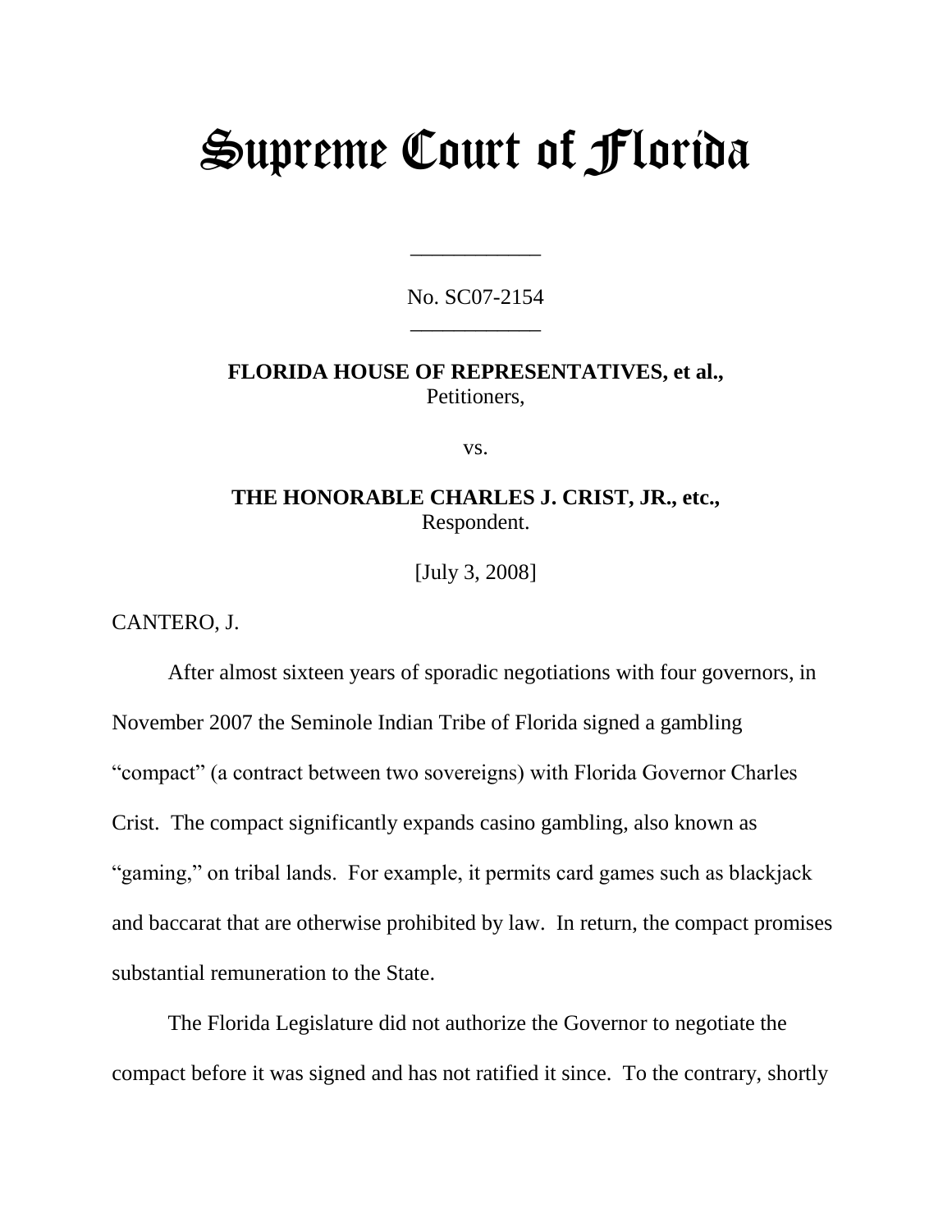# Supreme Court of Florida

\_\_\_\_\_\_\_\_\_\_\_\_

No. SC07-2154

\_\_\_\_\_\_\_\_\_\_\_\_

**FLORIDA HOUSE OF REPRESENTATIVES, et al.,**
Petitioners,

vs.

**THE HONORABLE CHARLES J. CRIST, JR., etc.,**
Respondent.

[July 3, 2008]

CANTERO, J.

After almost sixteen years of sporadic negotiations with four governors, in November 2007 the Seminole Indian Tribe of Florida signed a gambling "compact" (a contract between two sovereigns) with Florida Governor Charles Crist. The compact significantly expands casino gambling, also known as "gaming," on tribal lands. For example, it permits card games such as blackjack and baccarat that are otherwise prohibited by law. In return, the compact promises substantial remuneration to the State.

The Florida Legislature did not authorize the Governor to negotiate the compact before it was signed and has not ratified it since. To the contrary, shortly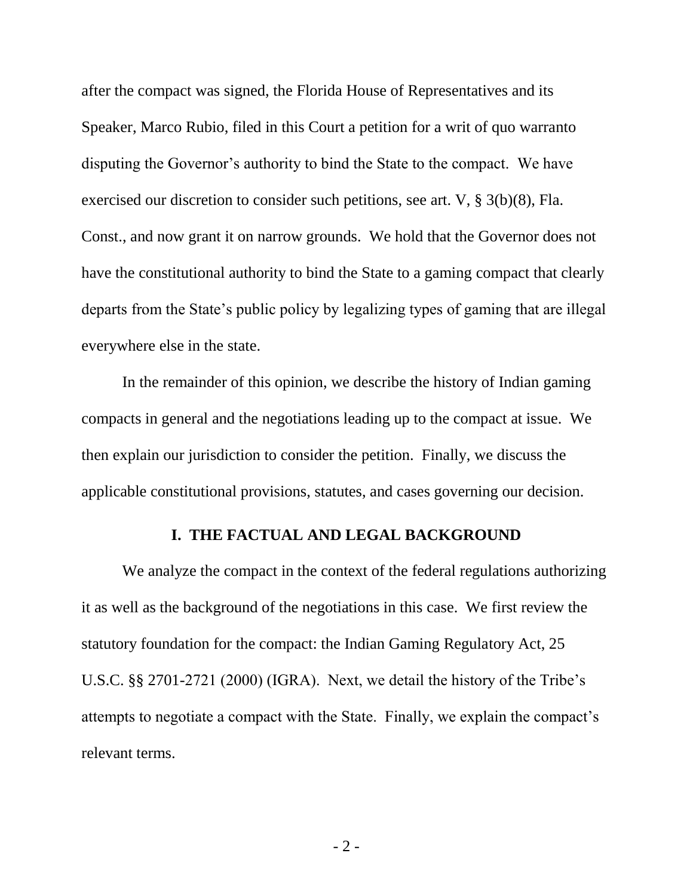after the compact was signed, the Florida House of Representatives and its Speaker, Marco Rubio, filed in this Court a petition for a writ of quo warranto disputing the Governor's authority to bind the State to the compact. We have exercised our discretion to consider such petitions, see art. V, § 3(b)(8), Fla. Const., and now grant it on narrow grounds. We hold that the Governor does not have the constitutional authority to bind the State to a gaming compact that clearly departs from the State's public policy by legalizing types of gaming that are illegal everywhere else in the state.

In the remainder of this opinion, we describe the history of Indian gaming compacts in general and the negotiations leading up to the compact at issue. We then explain our jurisdiction to consider the petition. Finally, we discuss the applicable constitutional provisions, statutes, and cases governing our decision.

## I. THE FACTUAL AND LEGAL BACKGROUND

We analyze the compact in the context of the federal regulations authorizing it as well as the background of the negotiations in this case. We first review the statutory foundation for the compact: the Indian Gaming Regulatory Act, 25 U.S.C. §§ 2701-2721 (2000) (IGRA). Next, we detail the history of the Tribe's attempts to negotiate a compact with the State. Finally, we explain the compact's relevant terms.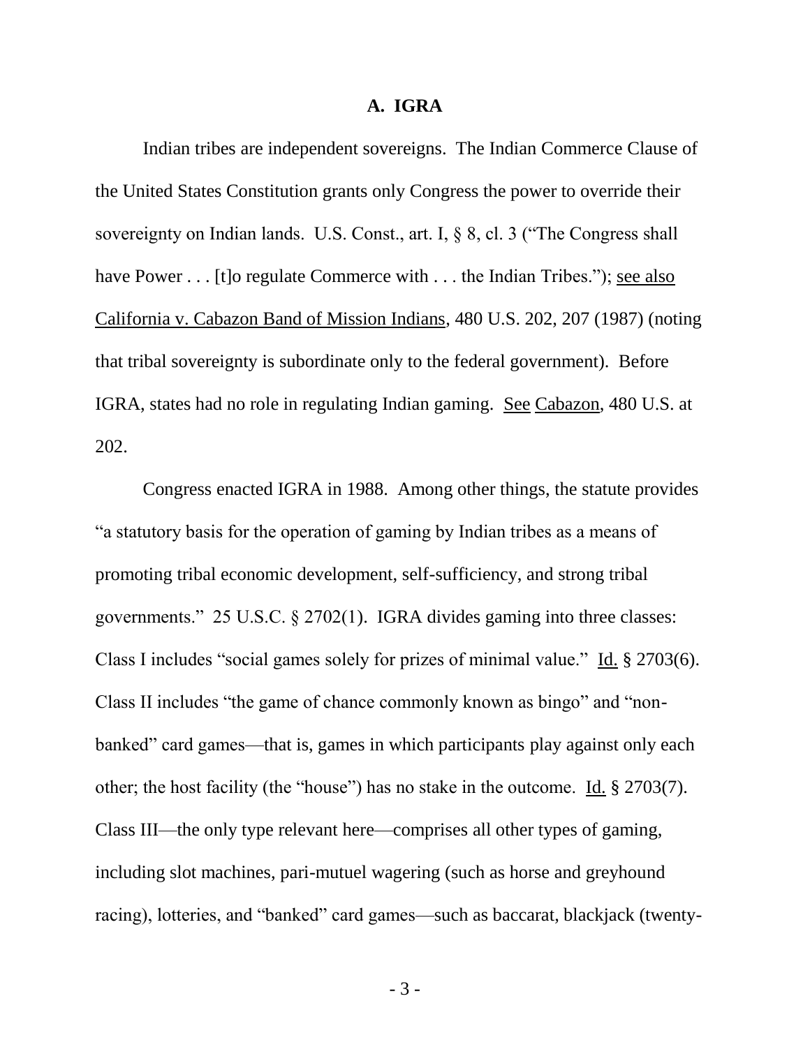## A. IGRA

Indian tribes are independent sovereigns. The Indian Commerce Clause of the United States Constitution grants only Congress the power to override their sovereignty on Indian lands. U.S. Const., art. I, § 8, cl. 3 ("The Congress shall have Power . . . [t]o regulate Commerce with . . . the Indian Tribes."); see also California v. Cabazon Band of Mission Indians, 480 U.S. 202, 207 (1987) (noting that tribal sovereignty is subordinate only to the federal government). Before IGRA, states had no role in regulating Indian gaming. See Cabazon, 480 U.S. at 202.

Congress enacted IGRA in 1988. Among other things, the statute provides "a statutory basis for the operation of gaming by Indian tribes as a means of promoting tribal economic development, self-sufficiency, and strong tribal governments." 25 U.S.C. § 2702(1). IGRA divides gaming into three classes: Class I includes "social games solely for prizes of minimal value." Id. § 2703(6). Class II includes "the game of chance commonly known as bingo" and "non-banked" card games—that is, games in which participants play against only each other; the host facility (the "house") has no stake in the outcome. Id. § 2703(7). Class III—the only type relevant here—comprises all other types of gaming, including slot machines, pari-mutuel wagering (such as horse and greyhound racing), lotteries, and "banked" card games—such as baccarat, blackjack (twenty-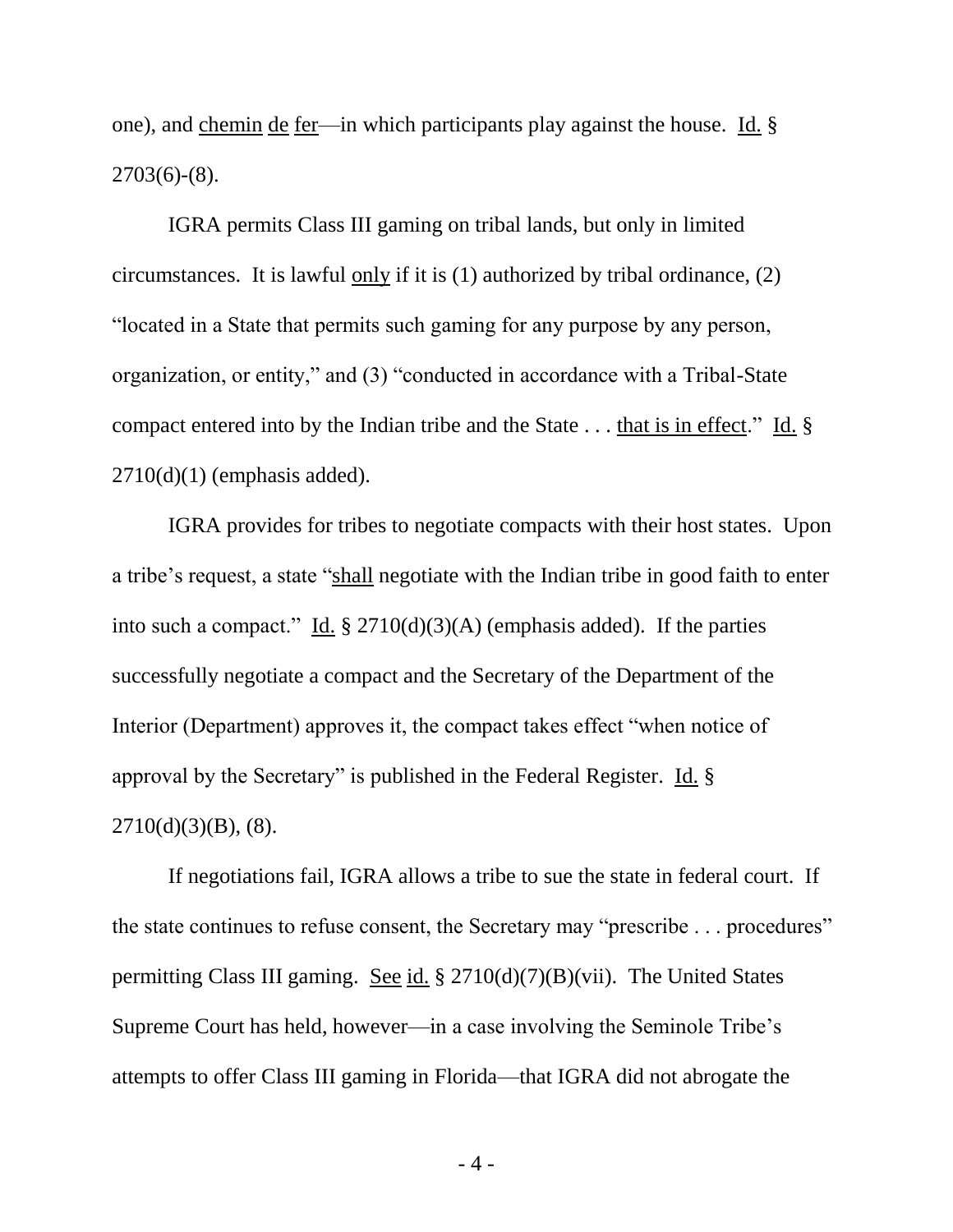one), and chemin de fer—in which participants play against the house. Id. § 2703(6)-(8).

IGRA permits Class III gaming on tribal lands, but only in limited circumstances. It is lawful only if it is (1) authorized by tribal ordinance, (2) "located in a State that permits such gaming for any purpose by any person, organization, or entity," and (3) "conducted in accordance with a Tribal-State compact entered into by the Indian tribe and the State . . . that is in effect." Id. § 2710(d)(1) (emphasis added).

IGRA provides for tribes to negotiate compacts with their host states. Upon a tribe's request, a state "shall negotiate with the Indian tribe in good faith to enter into such a compact." Id. § 2710(d)(3)(A) (emphasis added). If the parties successfully negotiate a compact and the Secretary of the Department of the Interior (Department) approves it, the compact takes effect "when notice of approval by the Secretary" is published in the Federal Register. Id. § 2710(d)(3)(B), (8).

If negotiations fail, IGRA allows a tribe to sue the state in federal court. If the state continues to refuse consent, the Secretary may "prescribe . . . procedures" permitting Class III gaming. See id. § 2710(d)(7)(B)(vii). The United States Supreme Court has held, however—in a case involving the Seminole Tribe's attempts to offer Class III gaming in Florida—that IGRA did not abrogate the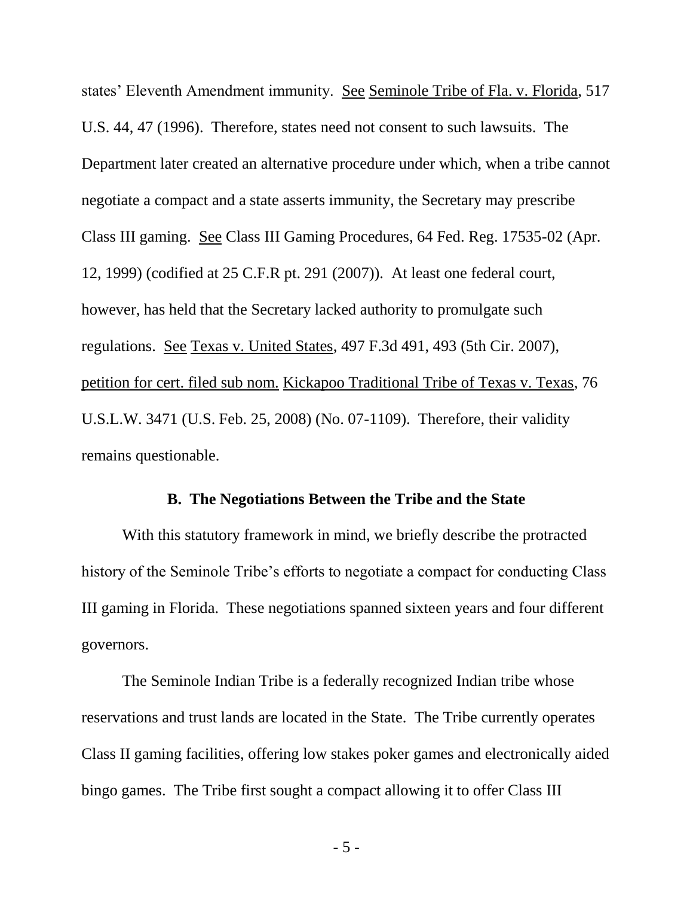states' Eleventh Amendment immunity. See Seminole Tribe of Fla. v. Florida, 517 U.S. 44, 47 (1996). Therefore, states need not consent to such lawsuits. The Department later created an alternative procedure under which, when a tribe cannot negotiate a compact and a state asserts immunity, the Secretary may prescribe Class III gaming. See Class III Gaming Procedures, 64 Fed. Reg. 17535-02 (Apr. 12, 1999) (codified at 25 C.F.R pt. 291 (2007)). At least one federal court, however, has held that the Secretary lacked authority to promulgate such regulations. See Texas v. United States, 497 F.3d 491, 493 (5th Cir. 2007), petition for cert. filed sub nom. Kickapoo Traditional Tribe of Texas v. Texas, 76 U.S.L.W. 3471 (U.S. Feb. 25, 2008) (No. 07-1109). Therefore, their validity remains questionable.

### B. The Negotiations Between the Tribe and the State

With this statutory framework in mind, we briefly describe the protracted history of the Seminole Tribe's efforts to negotiate a compact for conducting Class III gaming in Florida. These negotiations spanned sixteen years and four different governors.

The Seminole Indian Tribe is a federally recognized Indian tribe whose reservations and trust lands are located in the State. The Tribe currently operates Class II gaming facilities, offering low stakes poker games and electronically aided bingo games. The Tribe first sought a compact allowing it to offer Class III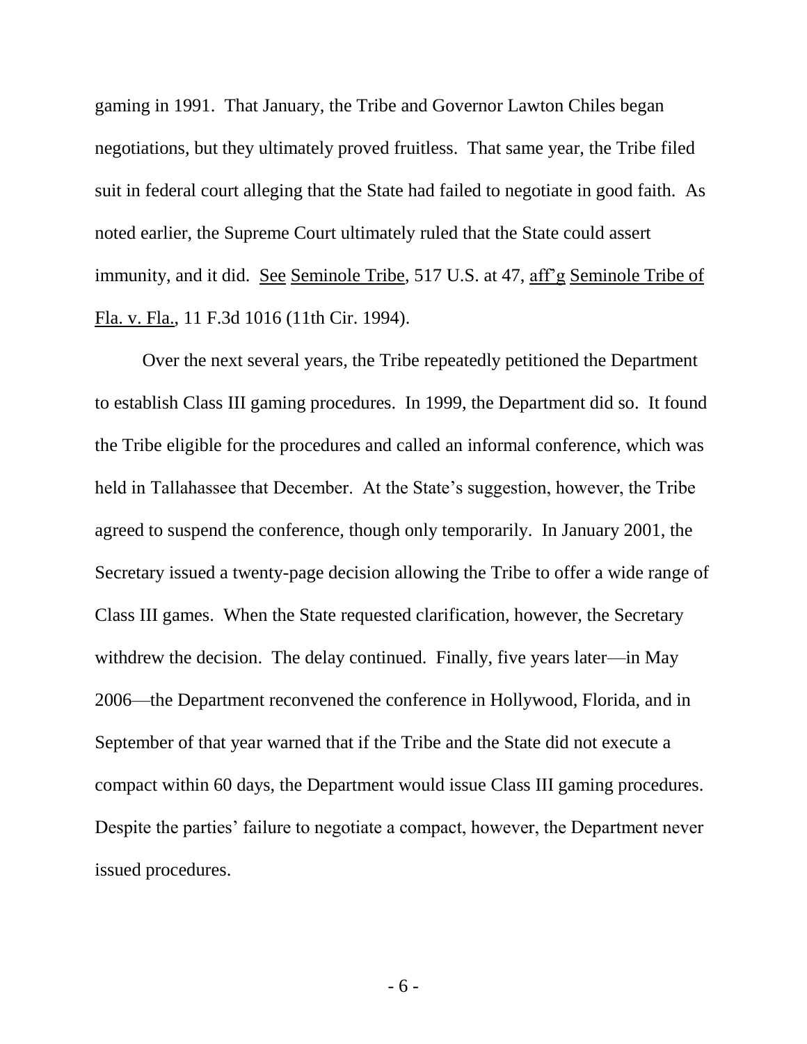gaming in 1991. That January, the Tribe and Governor Lawton Chiles began negotiations, but they ultimately proved fruitless. That same year, the Tribe filed suit in federal court alleging that the State had failed to negotiate in good faith. As noted earlier, the Supreme Court ultimately ruled that the State could assert immunity, and it did. See Seminole Tribe, 517 U.S. at 47, aff'g Seminole Tribe of Fla. v. Fla., 11 F.3d 1016 (11th Cir. 1994).

Over the next several years, the Tribe repeatedly petitioned the Department to establish Class III gaming procedures. In 1999, the Department did so. It found the Tribe eligible for the procedures and called an informal conference, which was held in Tallahassee that December. At the State's suggestion, however, the Tribe agreed to suspend the conference, though only temporarily. In January 2001, the Secretary issued a twenty-page decision allowing the Tribe to offer a wide range of Class III games. When the State requested clarification, however, the Secretary withdrew the decision. The delay continued. Finally, five years later—in May 2006—the Department reconvened the conference in Hollywood, Florida, and in September of that year warned that if the Tribe and the State did not execute a compact within 60 days, the Department would issue Class III gaming procedures. Despite the parties' failure to negotiate a compact, however, the Department never issued procedures.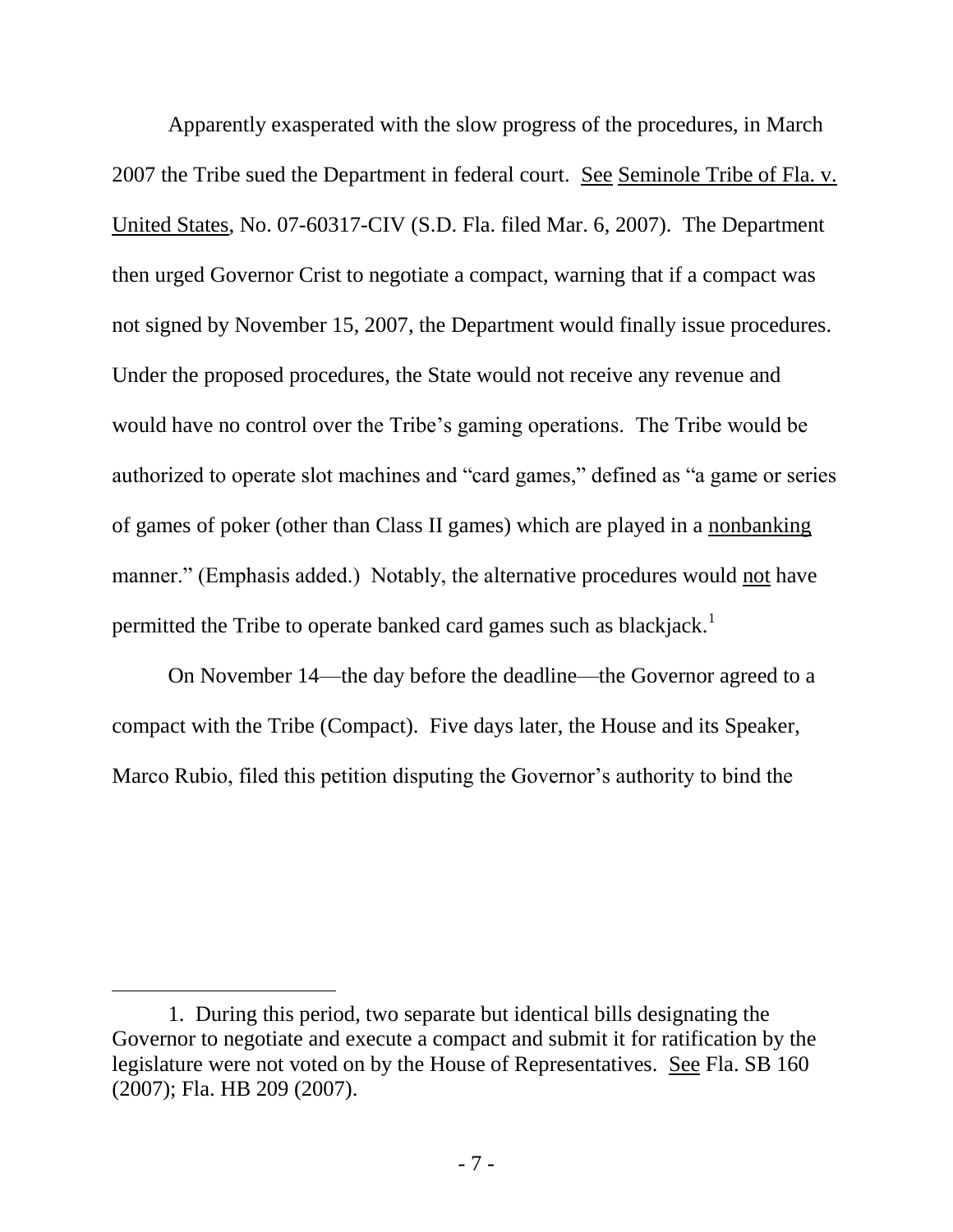Apparently exasperated with the slow progress of the procedures, in March 2007 the Tribe sued the Department in federal court. See Seminole Tribe of Fla. v. United States, No. 07-60317-CIV (S.D. Fla. filed Mar. 6, 2007). The Department then urged Governor Crist to negotiate a compact, warning that if a compact was not signed by November 15, 2007, the Department would finally issue procedures. Under the proposed procedures, the State would not receive any revenue and would have no control over the Tribe's gaming operations. The Tribe would be authorized to operate slot machines and "card games," defined as "a game or series of games of poker (other than Class II games) which are played in a nonbanking manner." (Emphasis added.) Notably, the alternative procedures would not have permitted the Tribe to operate banked card games such as blackjack.[1]

On November 14—the day before the deadline—the Governor agreed to a compact with the Tribe (Compact). Five days later, the House and its Speaker, Marco Rubio, filed this petition disputing the Governor's authority to bind the

---

1. During this period, two separate but identical bills designating the Governor to negotiate and execute a compact and submit it for ratification by the legislature were not voted on by the House of Representatives. See Fla. SB 160 (2007); Fla. HB 209 (2007).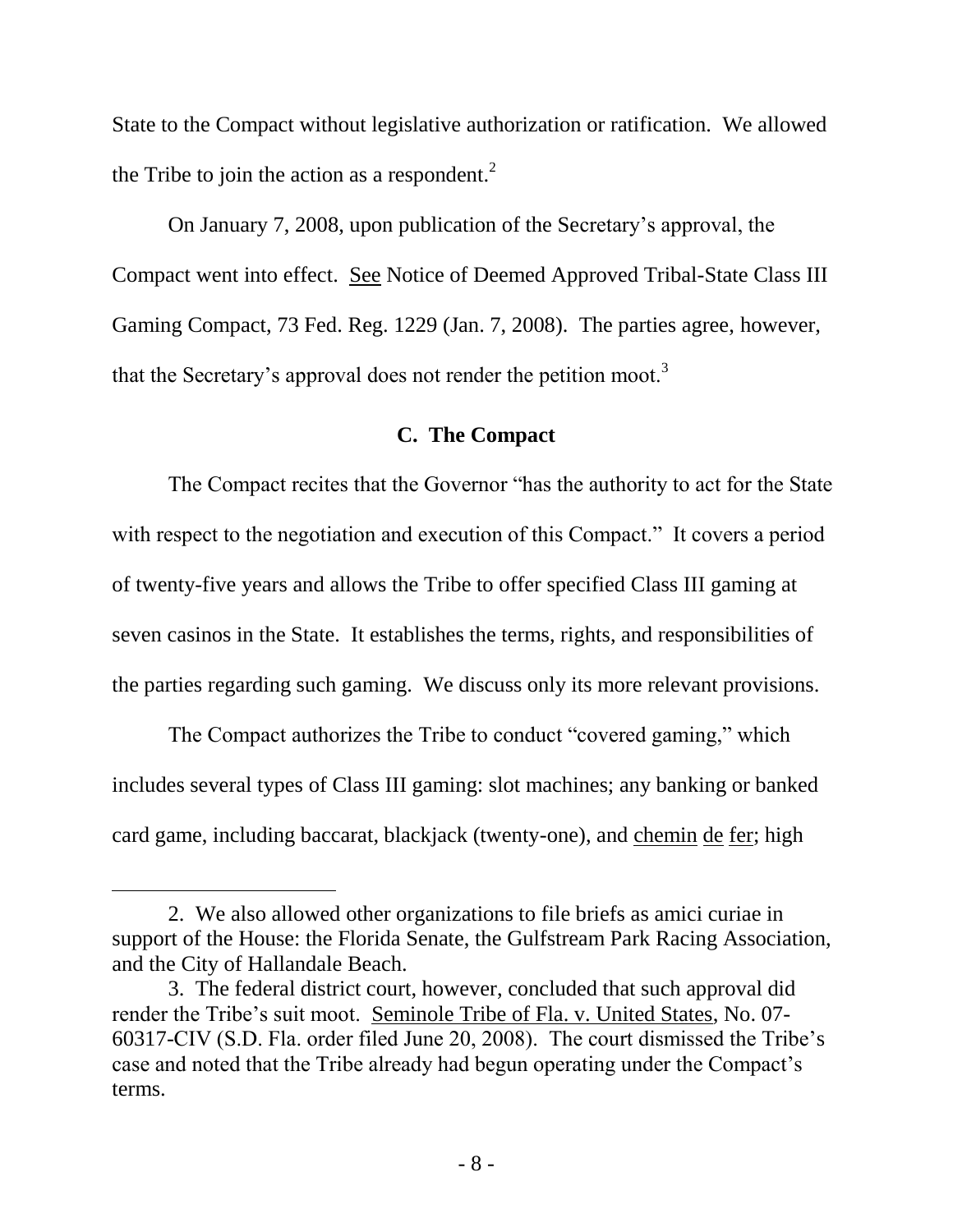State to the Compact without legislative authorization or ratification. We allowed the Tribe to join the action as a respondent.[2]

On January 7, 2008, upon publication of the Secretary's approval, the Compact went into effect. See Notice of Deemed Approved Tribal-State Class III Gaming Compact, 73 Fed. Reg. 1229 (Jan. 7, 2008). The parties agree, however, that the Secretary's approval does not render the petition moot.[3]

### C. The Compact

The Compact recites that the Governor "has the authority to act for the State with respect to the negotiation and execution of this Compact." It covers a period of twenty-five years and allows the Tribe to offer specified Class III gaming at seven casinos in the State. It establishes the terms, rights, and responsibilities of the parties regarding such gaming. We discuss only its more relevant provisions.

The Compact authorizes the Tribe to conduct "covered gaming," which includes several types of Class III gaming: slot machines; any banking or banked card game, including baccarat, blackjack (twenty-one), and chemin de fer; high

---

2. We also allowed other organizations to file briefs as amici curiae in support of the House: the Florida Senate, the Gulfstream Park Racing Association, and the City of Hallandale Beach.

3. The federal district court, however, concluded that such approval did render the Tribe's suit moot. Seminole Tribe of Fla. v. United States, No. 07-60317-CIV (S.D. Fla. order filed June 20, 2008). The court dismissed the Tribe's case and noted that the Tribe already had begun operating under the Compact's terms.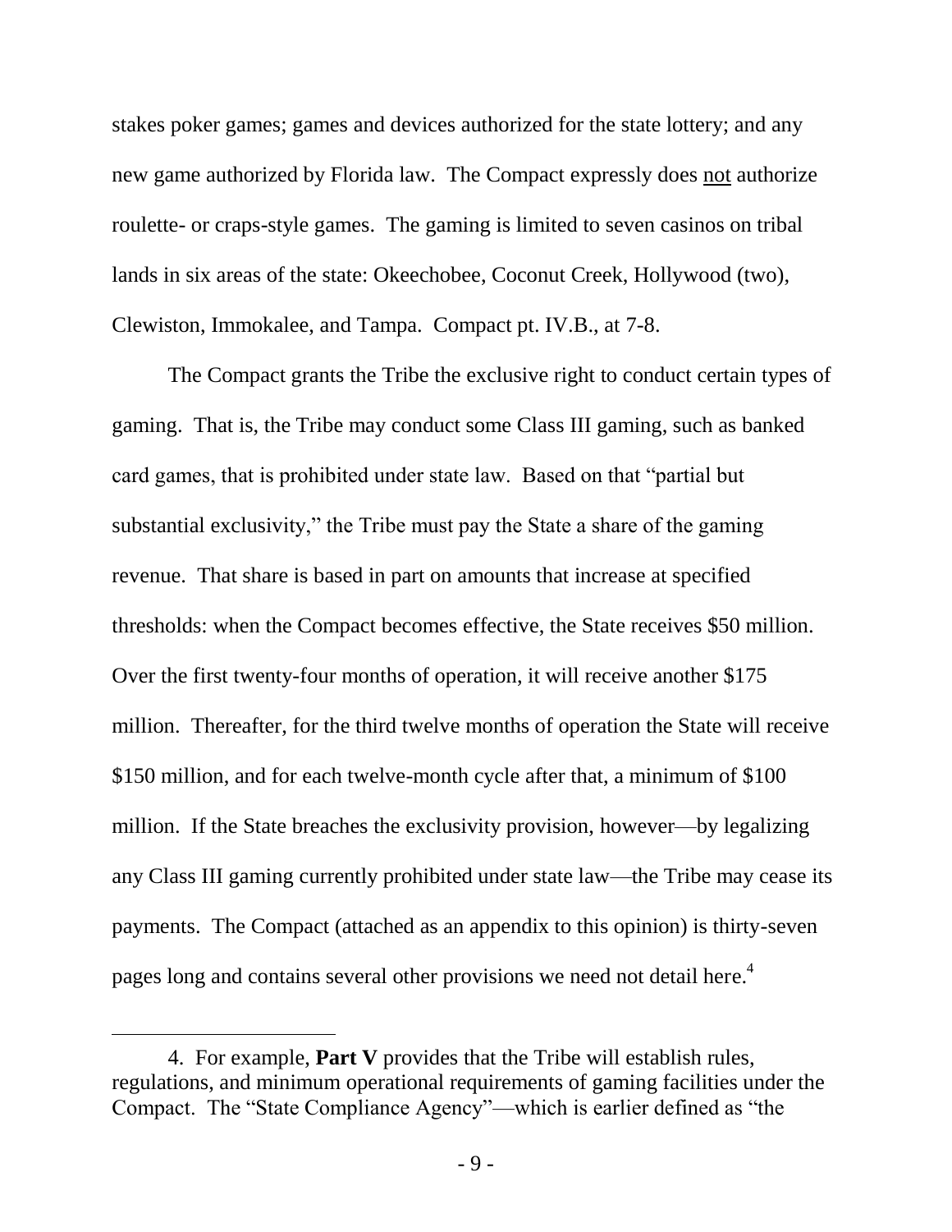stakes poker games; games and devices authorized for the state lottery; and any new game authorized by Florida law. The Compact expressly does not authorize roulette- or craps-style games. The gaming is limited to seven casinos on tribal lands in six areas of the state: Okeechobee, Coconut Creek, Hollywood (two), Clewiston, Immokalee, and Tampa. Compact pt. IV.B., at 7-8.

The Compact grants the Tribe the exclusive right to conduct certain types of gaming. That is, the Tribe may conduct some Class III gaming, such as banked card games, that is prohibited under state law. Based on that "partial but substantial exclusivity," the Tribe must pay the State a share of the gaming revenue. That share is based in part on amounts that increase at specified thresholds: when the Compact becomes effective, the State receives \$50 million. Over the first twenty-four months of operation, it will receive another \$175 million. Thereafter, for the third twelve months of operation the State will receive \$150 million, and for each twelve-month cycle after that, a minimum of \$100 million. If the State breaches the exclusivity provision, however—by legalizing any Class III gaming currently prohibited under state law—the Tribe may cease its payments. The Compact (attached as an appendix to this opinion) is thirty-seven pages long and contains several other provisions we need not detail here.[4]

4. For example, **Part V** provides that the Tribe will establish rules, regulations, and minimum operational requirements of gaming facilities under the Compact. The "State Compliance Agency"—which is earlier defined as "the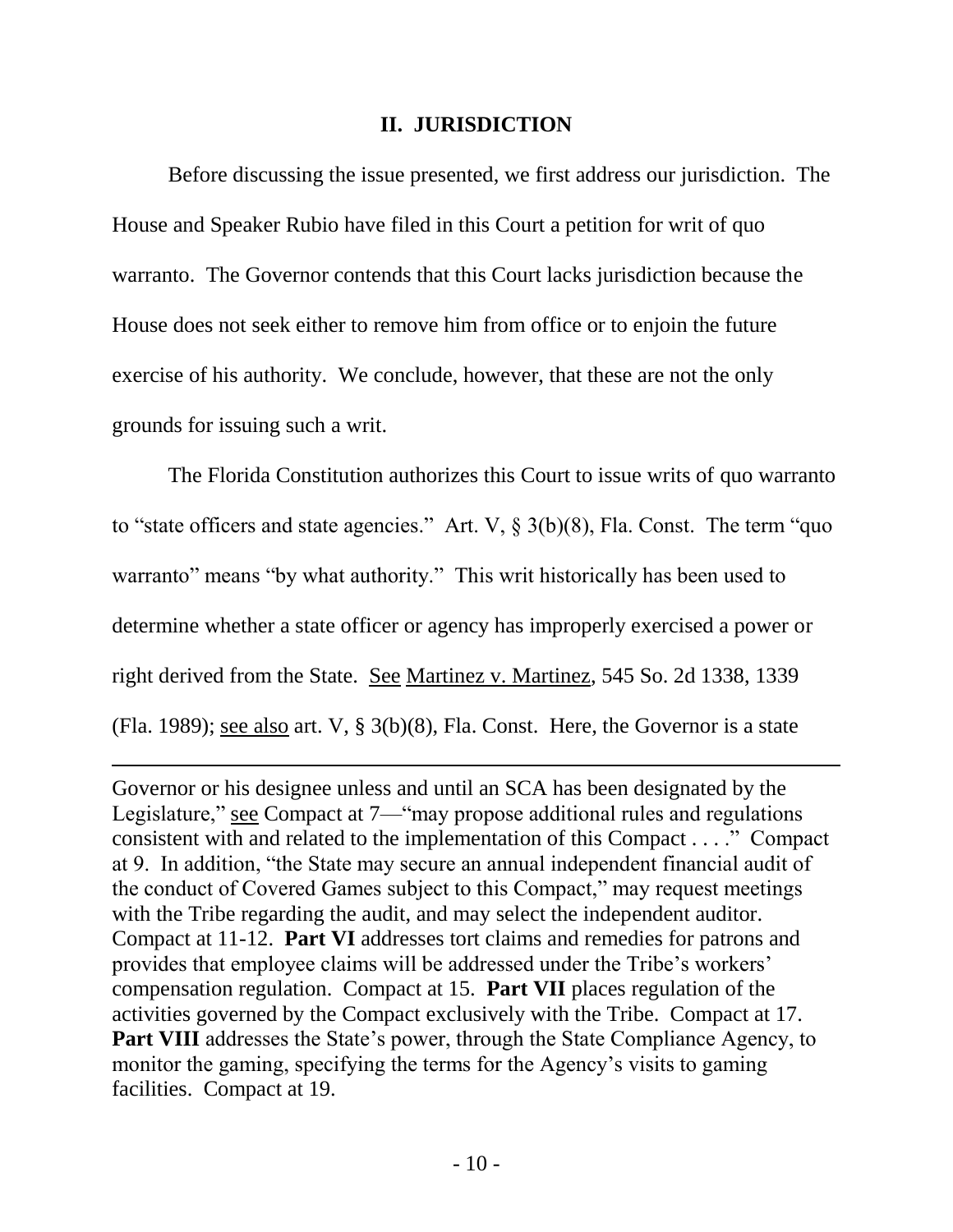## II. JURISDICTION

Before discussing the issue presented, we first address our jurisdiction. The House and Speaker Rubio have filed in this Court a petition for writ of quo warranto. The Governor contends that this Court lacks jurisdiction because the House does not seek either to remove him from office or to enjoin the future exercise of his authority. We conclude, however, that these are not the only grounds for issuing such a writ.

The Florida Constitution authorizes this Court to issue writs of quo warranto to "state officers and state agencies." Art. V, § 3(b)(8), Fla. Const. The term "quo warranto" means "by what authority." This writ historically has been used to determine whether a state officer or agency has improperly exercised a power or right derived from the State. See Martinez v. Martinez, 545 So. 2d 1338, 1339 (Fla. 1989); see also art. V, § 3(b)(8), Fla. Const. Here, the Governor is a state

---

Governor or his designee unless and until an SCA has been designated by the Legislature," see Compact at 7—"may propose additional rules and regulations consistent with and related to the implementation of this Compact . . . ." Compact at 9. In addition, "the State may secure an annual independent financial audit of the conduct of Covered Games subject to this Compact," may request meetings with the Tribe regarding the audit, and may select the independent auditor. Compact at 11-12. **Part VI** addresses tort claims and remedies for patrons and provides that employee claims will be addressed under the Tribe's workers' compensation regulation. Compact at 15. **Part VII** places regulation of the activities governed by the Compact exclusively with the Tribe. Compact at 17. **Part VIII** addresses the State's power, through the State Compliance Agency, to monitor the gaming, specifying the terms for the Agency's visits to gaming facilities. Compact at 19.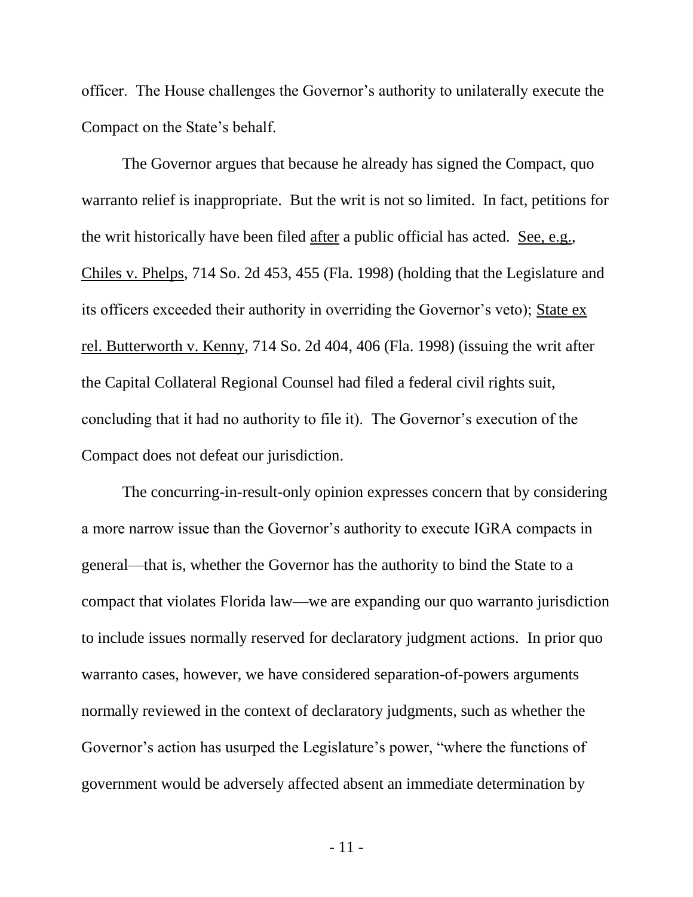officer. The House challenges the Governor's authority to unilaterally execute the Compact on the State's behalf.

The Governor argues that because he already has signed the Compact, quo warranto relief is inappropriate. But the writ is not so limited. In fact, petitions for the writ historically have been filed after a public official has acted. See, e.g., Chiles v. Phelps, 714 So. 2d 453, 455 (Fla. 1998) (holding that the Legislature and its officers exceeded their authority in overriding the Governor's veto); State ex rel. Butterworth v. Kenny, 714 So. 2d 404, 406 (Fla. 1998) (issuing the writ after the Capital Collateral Regional Counsel had filed a federal civil rights suit, concluding that it had no authority to file it). The Governor's execution of the Compact does not defeat our jurisdiction.

The concurring-in-result-only opinion expresses concern that by considering a more narrow issue than the Governor's authority to execute IGRA compacts in general—that is, whether the Governor has the authority to bind the State to a compact that violates Florida law—we are expanding our quo warranto jurisdiction to include issues normally reserved for declaratory judgment actions. In prior quo warranto cases, however, we have considered separation-of-powers arguments normally reviewed in the context of declaratory judgments, such as whether the Governor's action has usurped the Legislature's power, "where the functions of government would be adversely affected absent an immediate determination by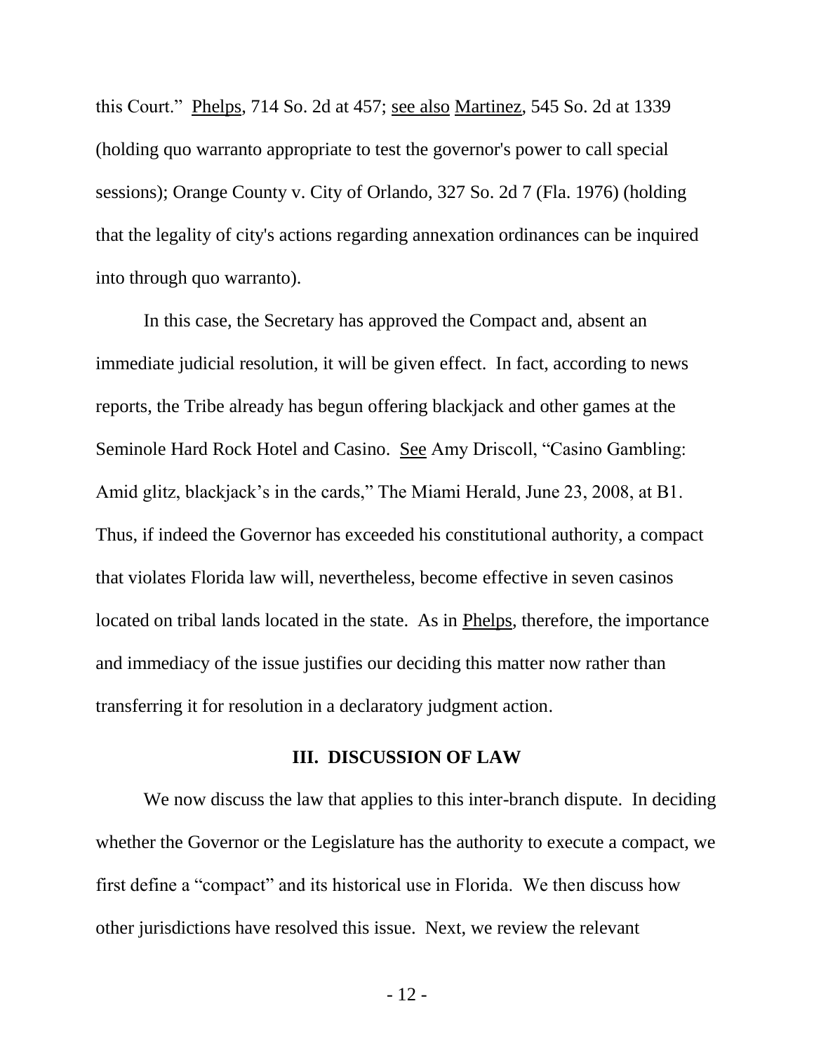this Court." Phelps, 714 So. 2d at 457; see also Martinez, 545 So. 2d at 1339 (holding quo warranto appropriate to test the governor's power to call special sessions); Orange County v. City of Orlando, 327 So. 2d 7 (Fla. 1976) (holding that the legality of city's actions regarding annexation ordinances can be inquired into through quo warranto).

In this case, the Secretary has approved the Compact and, absent an immediate judicial resolution, it will be given effect. In fact, according to news reports, the Tribe already has begun offering blackjack and other games at the Seminole Hard Rock Hotel and Casino. See Amy Driscoll, "Casino Gambling: Amid glitz, blackjack's in the cards," The Miami Herald, June 23, 2008, at B1. Thus, if indeed the Governor has exceeded his constitutional authority, a compact that violates Florida law will, nevertheless, become effective in seven casinos located on tribal lands located in the state. As in Phelps, therefore, the importance and immediacy of the issue justifies our deciding this matter now rather than transferring it for resolution in a declaratory judgment action.

## III. DISCUSSION OF LAW

We now discuss the law that applies to this inter-branch dispute. In deciding whether the Governor or the Legislature has the authority to execute a compact, we first define a "compact" and its historical use in Florida. We then discuss how other jurisdictions have resolved this issue. Next, we review the relevant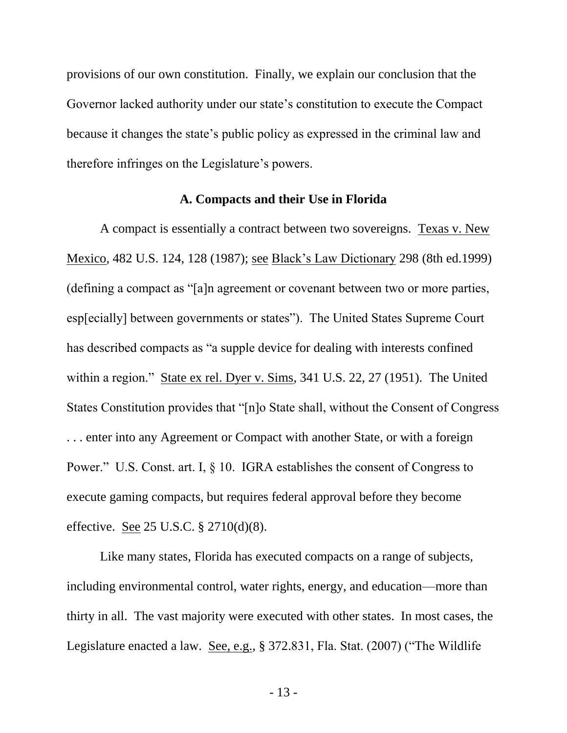provisions of our own constitution. Finally, we explain our conclusion that the Governor lacked authority under our state's constitution to execute the Compact because it changes the state's public policy as expressed in the criminal law and therefore infringes on the Legislature's powers.

### A. Compacts and their Use in Florida

A compact is essentially a contract between two sovereigns. Texas v. New Mexico, 482 U.S. 124, 128 (1987); see Black's Law Dictionary 298 (8th ed.1999) (defining a compact as "[a]n agreement or covenant between two or more parties, esp[ecially] between governments or states"). The United States Supreme Court has described compacts as "a supple device for dealing with interests confined within a region." State ex rel. Dyer v. Sims, 341 U.S. 22, 27 (1951). The United States Constitution provides that "[n]o State shall, without the Consent of Congress . . . enter into any Agreement or Compact with another State, or with a foreign Power." U.S. Const. art. I, § 10. IGRA establishes the consent of Congress to execute gaming compacts, but requires federal approval before they become effective. See 25 U.S.C. § 2710(d)(8).

Like many states, Florida has executed compacts on a range of subjects, including environmental control, water rights, energy, and education—more than thirty in all. The vast majority were executed with other states. In most cases, the Legislature enacted a law. See, e.g., § 372.831, Fla. Stat. (2007) ("The Wildlife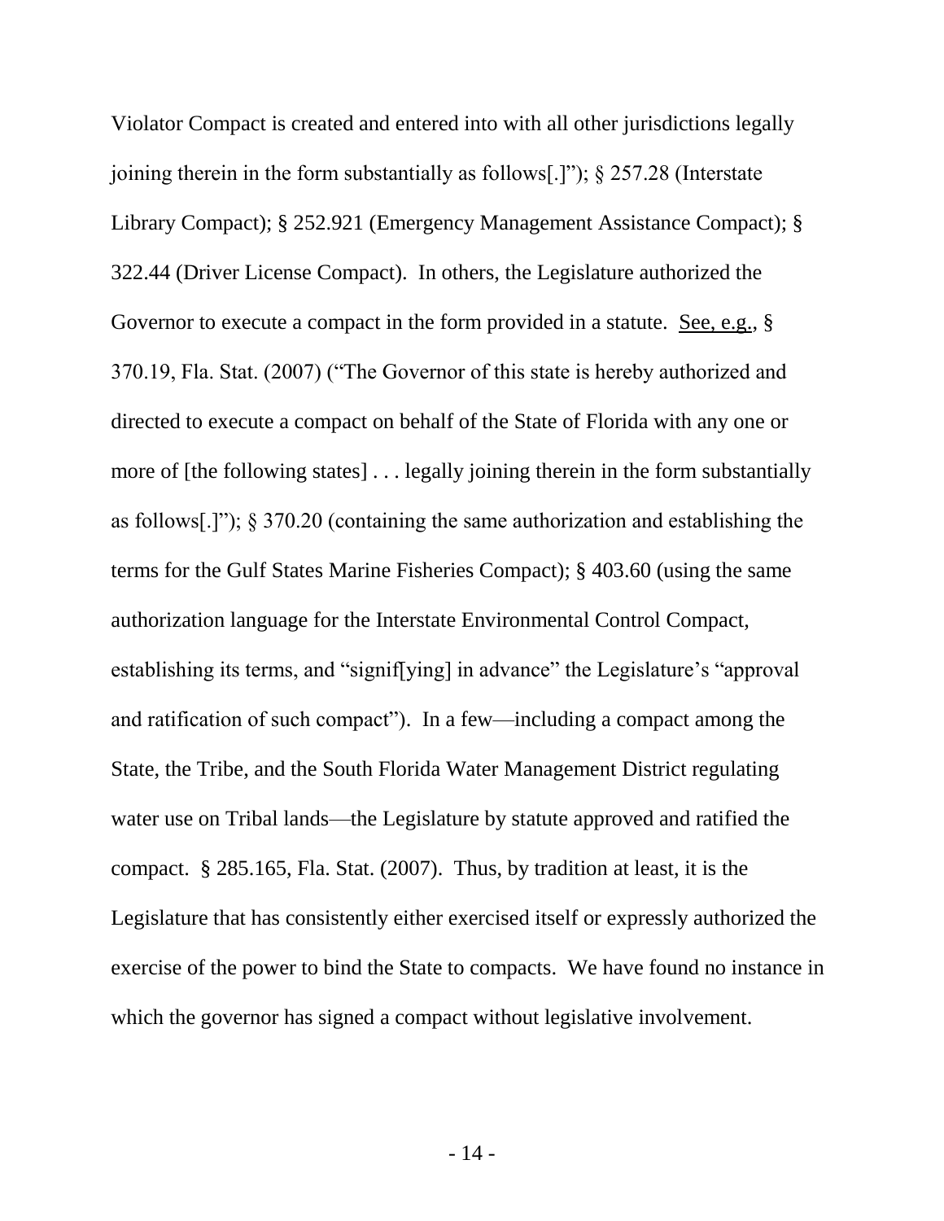Violator Compact is created and entered into with all other jurisdictions legally joining therein in the form substantially as follows[.]"); § 257.28 (Interstate Library Compact); § 252.921 (Emergency Management Assistance Compact); § 322.44 (Driver License Compact). In others, the Legislature authorized the Governor to execute a compact in the form provided in a statute. See, e.g., § 370.19, Fla. Stat. (2007) ("The Governor of this state is hereby authorized and directed to execute a compact on behalf of the State of Florida with any one or more of [the following states] . . . legally joining therein in the form substantially as follows[.]"); § 370.20 (containing the same authorization and establishing the terms for the Gulf States Marine Fisheries Compact); § 403.60 (using the same authorization language for the Interstate Environmental Control Compact, establishing its terms, and "signif[ying] in advance" the Legislature's "approval and ratification of such compact"). In a few—including a compact among the State, the Tribe, and the South Florida Water Management District regulating water use on Tribal lands—the Legislature by statute approved and ratified the compact. § 285.165, Fla. Stat. (2007). Thus, by tradition at least, it is the Legislature that has consistently either exercised itself or expressly authorized the exercise of the power to bind the State to compacts. We have found no instance in which the governor has signed a compact without legislative involvement.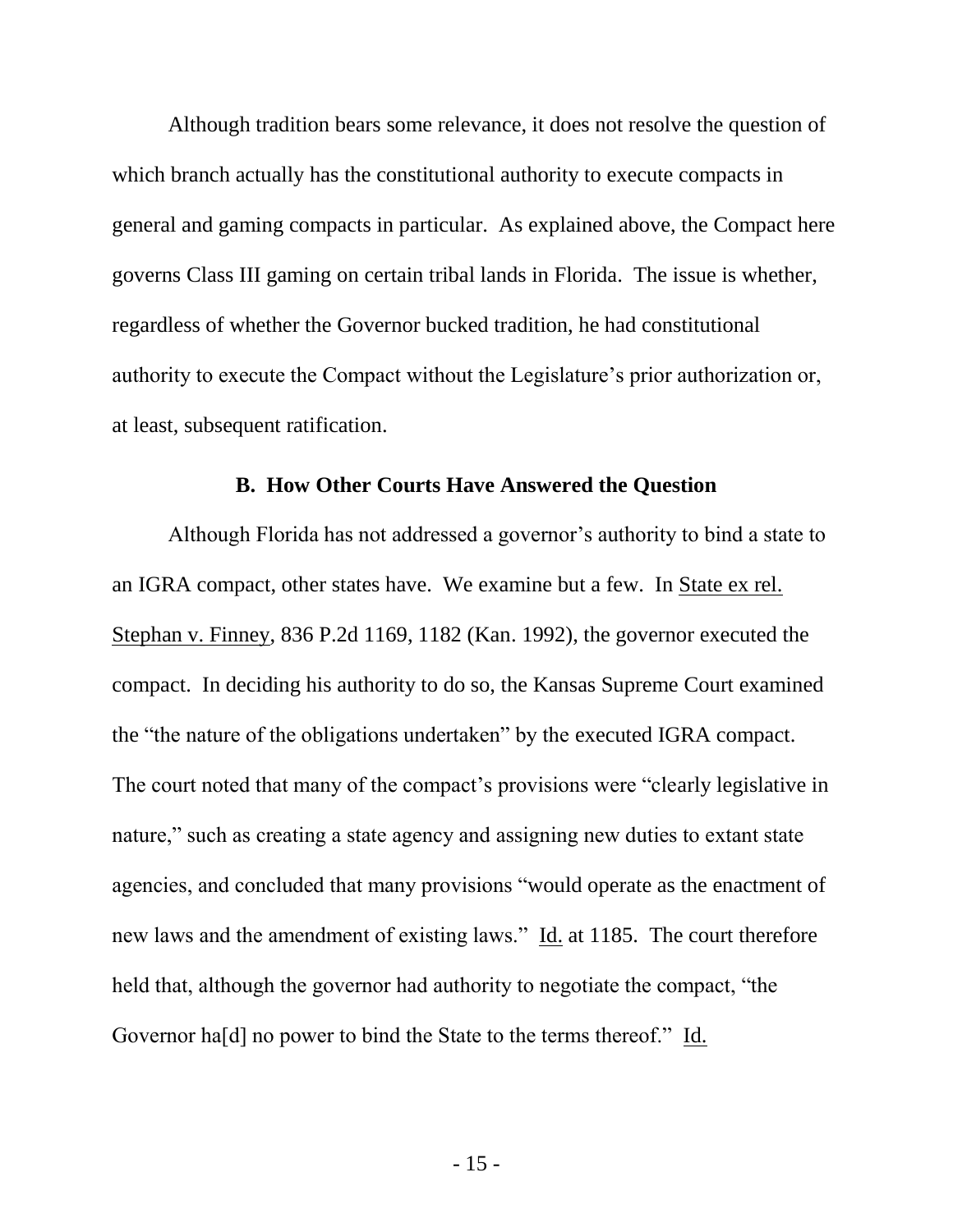Although tradition bears some relevance, it does not resolve the question of which branch actually has the constitutional authority to execute compacts in general and gaming compacts in particular. As explained above, the Compact here governs Class III gaming on certain tribal lands in Florida. The issue is whether, regardless of whether the Governor bucked tradition, he had constitutional authority to execute the Compact without the Legislature's prior authorization or, at least, subsequent ratification.

### B. How Other Courts Have Answered the Question

Although Florida has not addressed a governor's authority to bind a state to an IGRA compact, other states have. We examine but a few. In State ex rel. Stephan v. Finney, 836 P.2d 1169, 1182 (Kan. 1992), the governor executed the compact. In deciding his authority to do so, the Kansas Supreme Court examined the "the nature of the obligations undertaken" by the executed IGRA compact. The court noted that many of the compact's provisions were "clearly legislative in nature," such as creating a state agency and assigning new duties to extant state agencies, and concluded that many provisions "would operate as the enactment of new laws and the amendment of existing laws." Id. at 1185. The court therefore held that, although the governor had authority to negotiate the compact, "the Governor ha[d] no power to bind the State to the terms thereof." Id.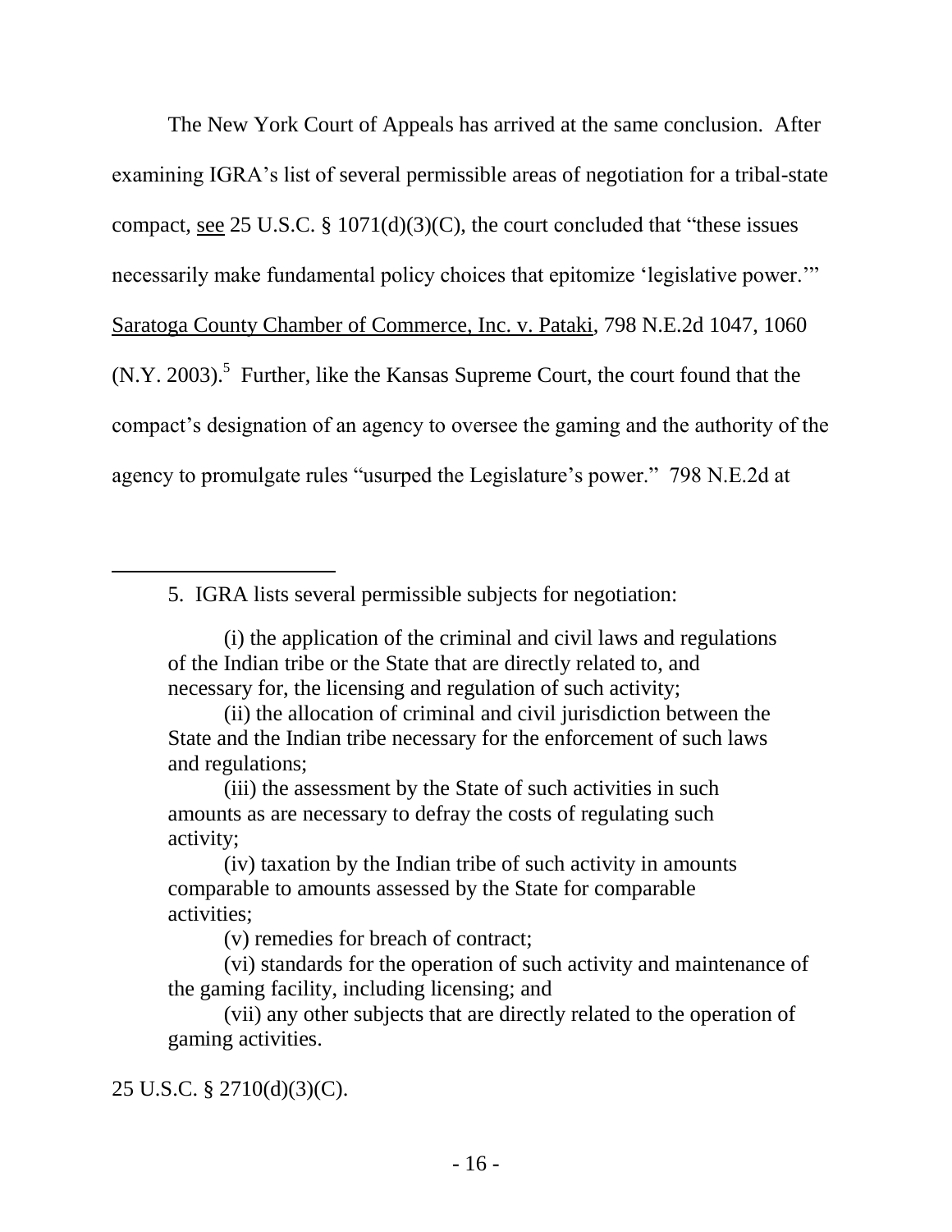The New York Court of Appeals has arrived at the same conclusion. After examining IGRA's list of several permissible areas of negotiation for a tribal-state compact, see 25 U.S.C. § 1071(d)(3)(C), the court concluded that "these issues necessarily make fundamental policy choices that epitomize 'legislative power.'" Saratoga County Chamber of Commerce, Inc. v. Pataki, 798 N.E.2d 1047, 1060 (N.Y. 2003).[5] Further, like the Kansas Supreme Court, the court found that the compact's designation of an agency to oversee the gaming and the authority of the agency to promulgate rules "usurped the Legislature's power." 798 N.E.2d at

---

5. IGRA lists several permissible subjects for negotiation:

> (i) the application of the criminal and civil laws and regulations of the Indian tribe or the State that are directly related to, and necessary for, the licensing and regulation of such activity;
>
> (ii) the allocation of criminal and civil jurisdiction between the State and the Indian tribe necessary for the enforcement of such laws and regulations;
>
> (iii) the assessment by the State of such activities in such amounts as are necessary to defray the costs of regulating such activity;
>
> (iv) taxation by the Indian tribe of such activity in amounts comparable to amounts assessed by the State for comparable activities;
>
> (v) remedies for breach of contract;
>
> (vi) standards for the operation of such activity and maintenance of the gaming facility, including licensing; and
>
> (vii) any other subjects that are directly related to the operation of gaming activities.

25 U.S.C. § 2710(d)(3)(C).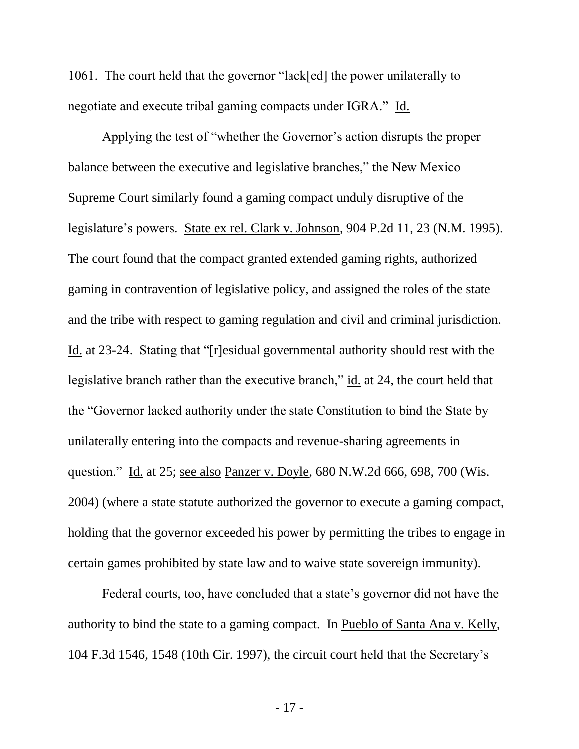1061. The court held that the governor "lack[ed] the power unilaterally to negotiate and execute tribal gaming compacts under IGRA." Id.

Applying the test of "whether the Governor's action disrupts the proper balance between the executive and legislative branches," the New Mexico Supreme Court similarly found a gaming compact unduly disruptive of the legislature's powers. State ex rel. Clark v. Johnson, 904 P.2d 11, 23 (N.M. 1995). The court found that the compact granted extended gaming rights, authorized gaming in contravention of legislative policy, and assigned the roles of the state and the tribe with respect to gaming regulation and civil and criminal jurisdiction. Id. at 23-24. Stating that "[r]esidual governmental authority should rest with the legislative branch rather than the executive branch," id. at 24, the court held that the "Governor lacked authority under the state Constitution to bind the State by unilaterally entering into the compacts and revenue-sharing agreements in question." Id. at 25; see also Panzer v. Doyle, 680 N.W.2d 666, 698, 700 (Wis. 2004) (where a state statute authorized the governor to execute a gaming compact, holding that the governor exceeded his power by permitting the tribes to engage in certain games prohibited by state law and to waive state sovereign immunity).

Federal courts, too, have concluded that a state's governor did not have the authority to bind the state to a gaming compact. In Pueblo of Santa Ana v. Kelly, 104 F.3d 1546, 1548 (10th Cir. 1997), the circuit court held that the Secretary's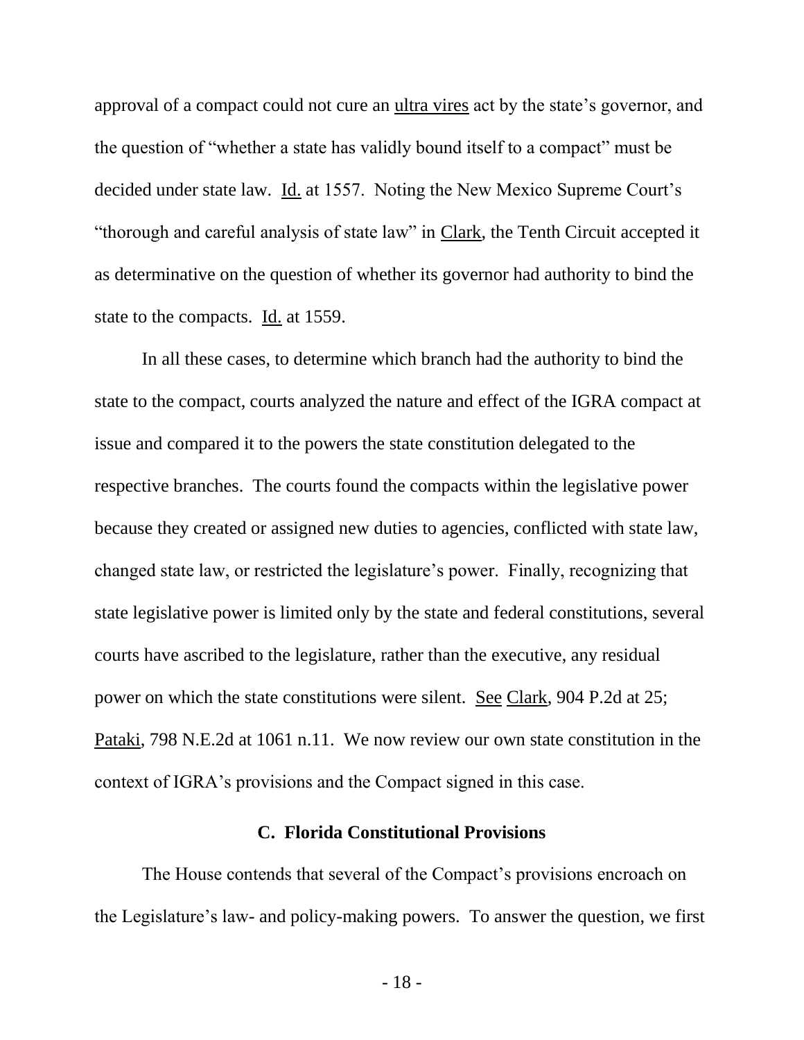approval of a compact could not cure an ultra vires act by the state's governor, and the question of "whether a state has validly bound itself to a compact" must be decided under state law. Id. at 1557. Noting the New Mexico Supreme Court's "thorough and careful analysis of state law" in Clark, the Tenth Circuit accepted it as determinative on the question of whether its governor had authority to bind the state to the compacts. Id. at 1559.

In all these cases, to determine which branch had the authority to bind the state to the compact, courts analyzed the nature and effect of the IGRA compact at issue and compared it to the powers the state constitution delegated to the respective branches. The courts found the compacts within the legislative power because they created or assigned new duties to agencies, conflicted with state law, changed state law, or restricted the legislature's power. Finally, recognizing that state legislative power is limited only by the state and federal constitutions, several courts have ascribed to the legislature, rather than the executive, any residual power on which the state constitutions were silent. See Clark, 904 P.2d at 25; Pataki, 798 N.E.2d at 1061 n.11. We now review our own state constitution in the context of IGRA's provisions and the Compact signed in this case.

### C. Florida Constitutional Provisions

The House contends that several of the Compact's provisions encroach on the Legislature's law- and policy-making powers. To answer the question, we first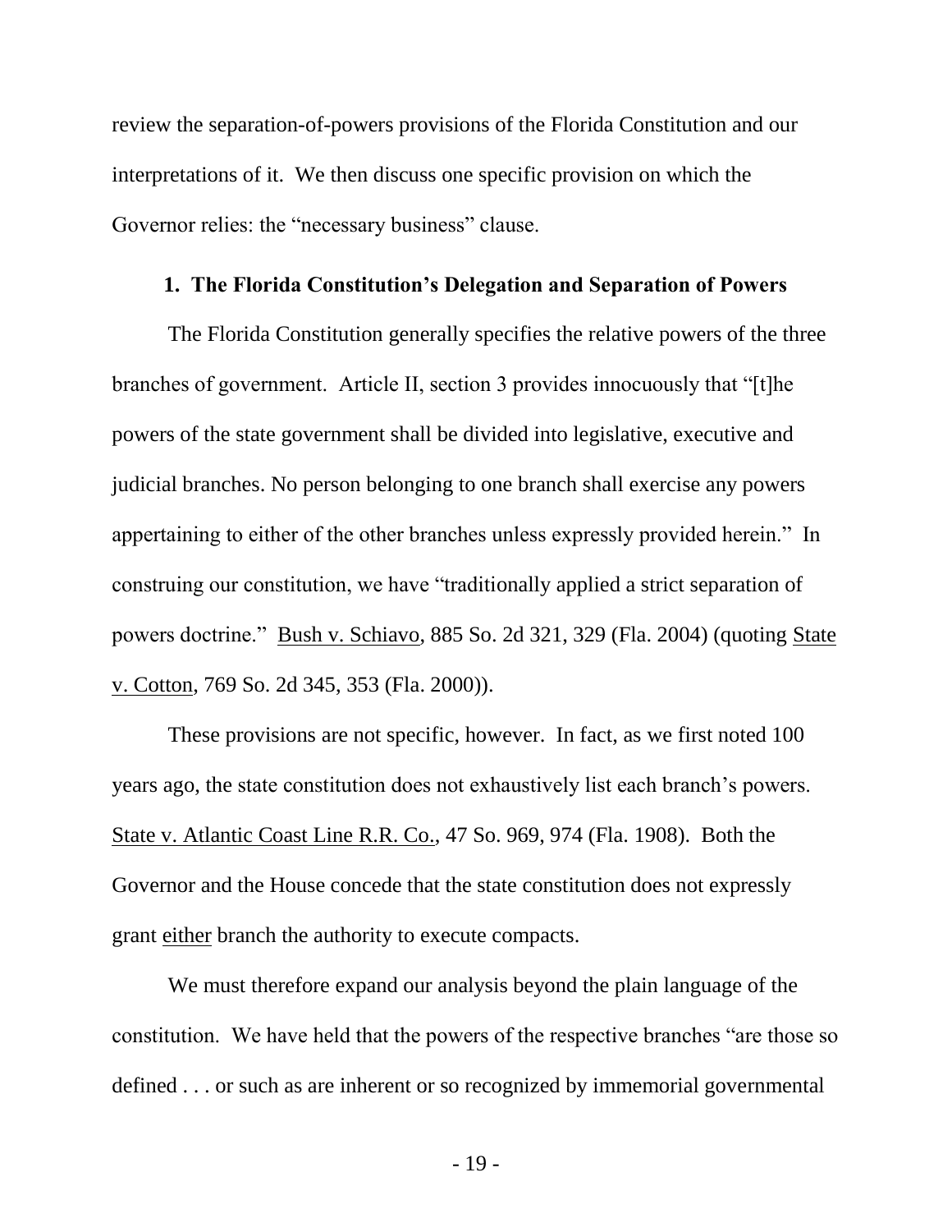review the separation-of-powers provisions of the Florida Constitution and our interpretations of it. We then discuss one specific provision on which the Governor relies: the "necessary business" clause.

### 1. The Florida Constitution's Delegation and Separation of Powers

The Florida Constitution generally specifies the relative powers of the three branches of government. Article II, section 3 provides innocuously that "[t]he powers of the state government shall be divided into legislative, executive and judicial branches. No person belonging to one branch shall exercise any powers appertaining to either of the other branches unless expressly provided herein." In construing our constitution, we have "traditionally applied a strict separation of powers doctrine." Bush v. Schiavo, 885 So. 2d 321, 329 (Fla. 2004) (quoting State v. Cotton, 769 So. 2d 345, 353 (Fla. 2000)).

These provisions are not specific, however. In fact, as we first noted 100 years ago, the state constitution does not exhaustively list each branch's powers. State v. Atlantic Coast Line R.R. Co., 47 So. 969, 974 (Fla. 1908). Both the Governor and the House concede that the state constitution does not expressly grant either branch the authority to execute compacts.

We must therefore expand our analysis beyond the plain language of the constitution. We have held that the powers of the respective branches "are those so defined . . . or such as are inherent or so recognized by immemorial governmental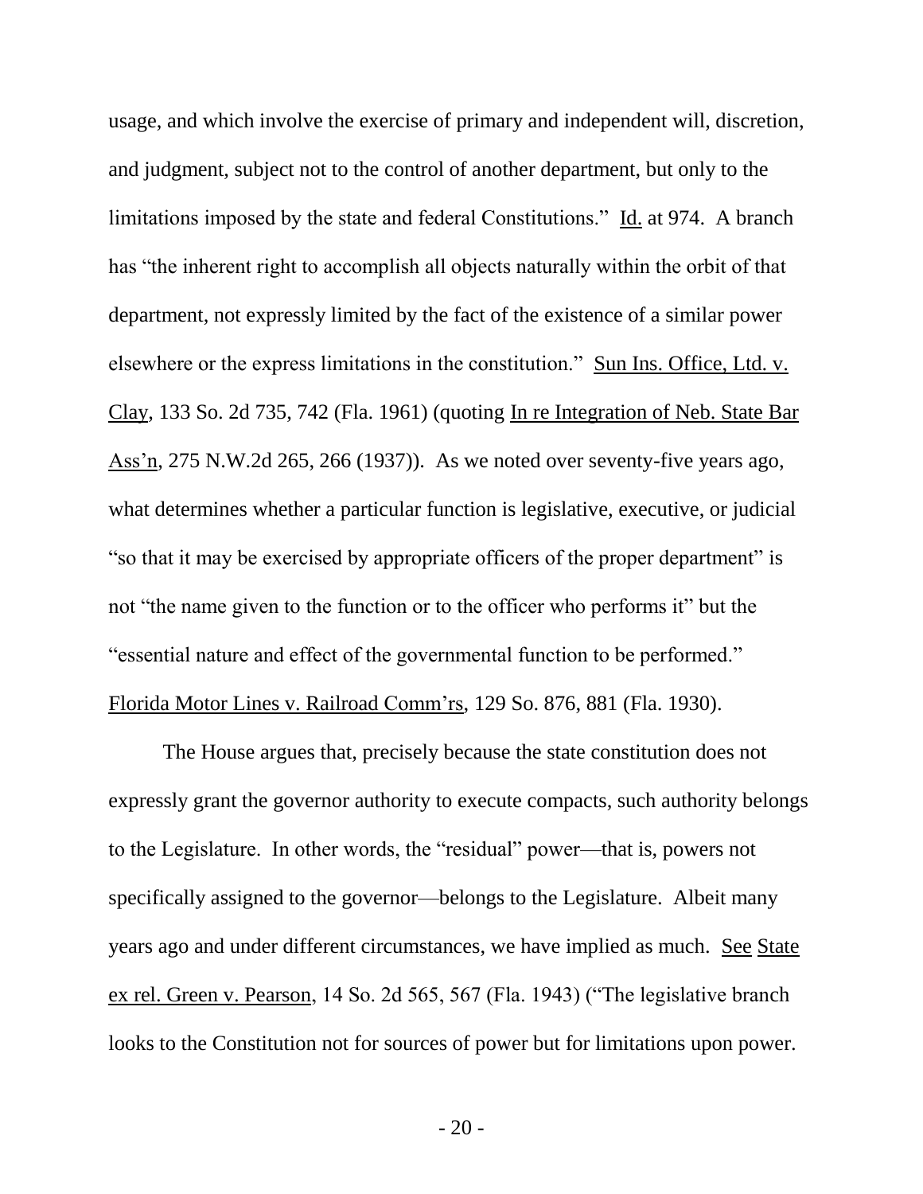usage, and which involve the exercise of primary and independent will, discretion, and judgment, subject not to the control of another department, but only to the limitations imposed by the state and federal Constitutions." Id. at 974. A branch has "the inherent right to accomplish all objects naturally within the orbit of that department, not expressly limited by the fact of the existence of a similar power elsewhere or the express limitations in the constitution." Sun Ins. Office, Ltd. v. Clay, 133 So. 2d 735, 742 (Fla. 1961) (quoting In re Integration of Neb. State Bar Ass'n, 275 N.W.2d 265, 266 (1937)). As we noted over seventy-five years ago, what determines whether a particular function is legislative, executive, or judicial "so that it may be exercised by appropriate officers of the proper department" is not "the name given to the function or to the officer who performs it" but the "essential nature and effect of the governmental function to be performed." Florida Motor Lines v. Railroad Comm'rs, 129 So. 876, 881 (Fla. 1930).

The House argues that, precisely because the state constitution does not expressly grant the governor authority to execute compacts, such authority belongs to the Legislature. In other words, the "residual" power—that is, powers not specifically assigned to the governor—belongs to the Legislature. Albeit many years ago and under different circumstances, we have implied as much. See State ex rel. Green v. Pearson, 14 So. 2d 565, 567 (Fla. 1943) ("The legislative branch looks to the Constitution not for sources of power but for limitations upon power.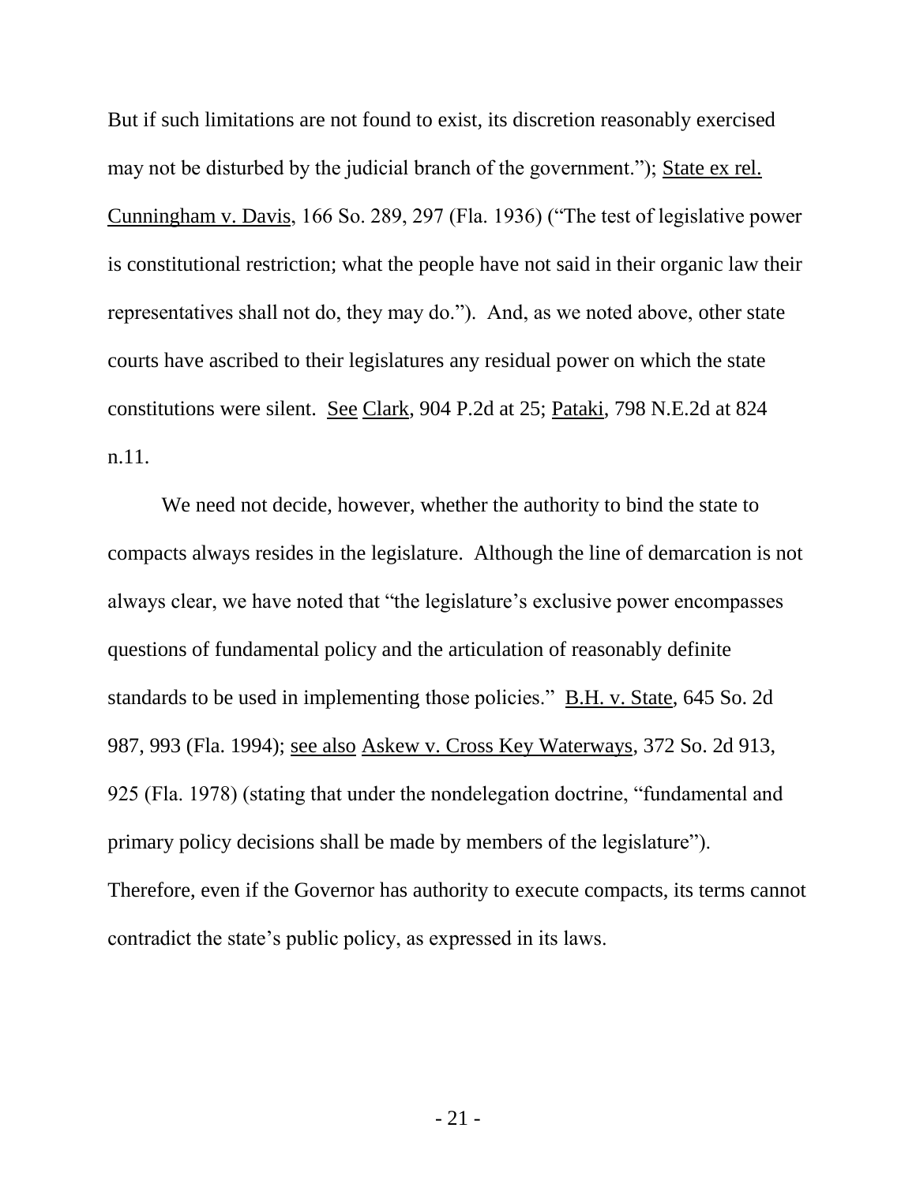But if such limitations are not found to exist, its discretion reasonably exercised may not be disturbed by the judicial branch of the government."); State ex rel. Cunningham v. Davis, 166 So. 289, 297 (Fla. 1936) ("The test of legislative power is constitutional restriction; what the people have not said in their organic law their representatives shall not do, they may do."). And, as we noted above, other state courts have ascribed to their legislatures any residual power on which the state constitutions were silent. See Clark, 904 P.2d at 25; Pataki, 798 N.E.2d at 824 n.11.

We need not decide, however, whether the authority to bind the state to compacts always resides in the legislature. Although the line of demarcation is not always clear, we have noted that "the legislature's exclusive power encompasses questions of fundamental policy and the articulation of reasonably definite standards to be used in implementing those policies." B.H. v. State, 645 So. 2d 987, 993 (Fla. 1994); see also Askew v. Cross Key Waterways, 372 So. 2d 913, 925 (Fla. 1978) (stating that under the nondelegation doctrine, "fundamental and primary policy decisions shall be made by members of the legislature"). Therefore, even if the Governor has authority to execute compacts, its terms cannot contradict the state's public policy, as expressed in its laws.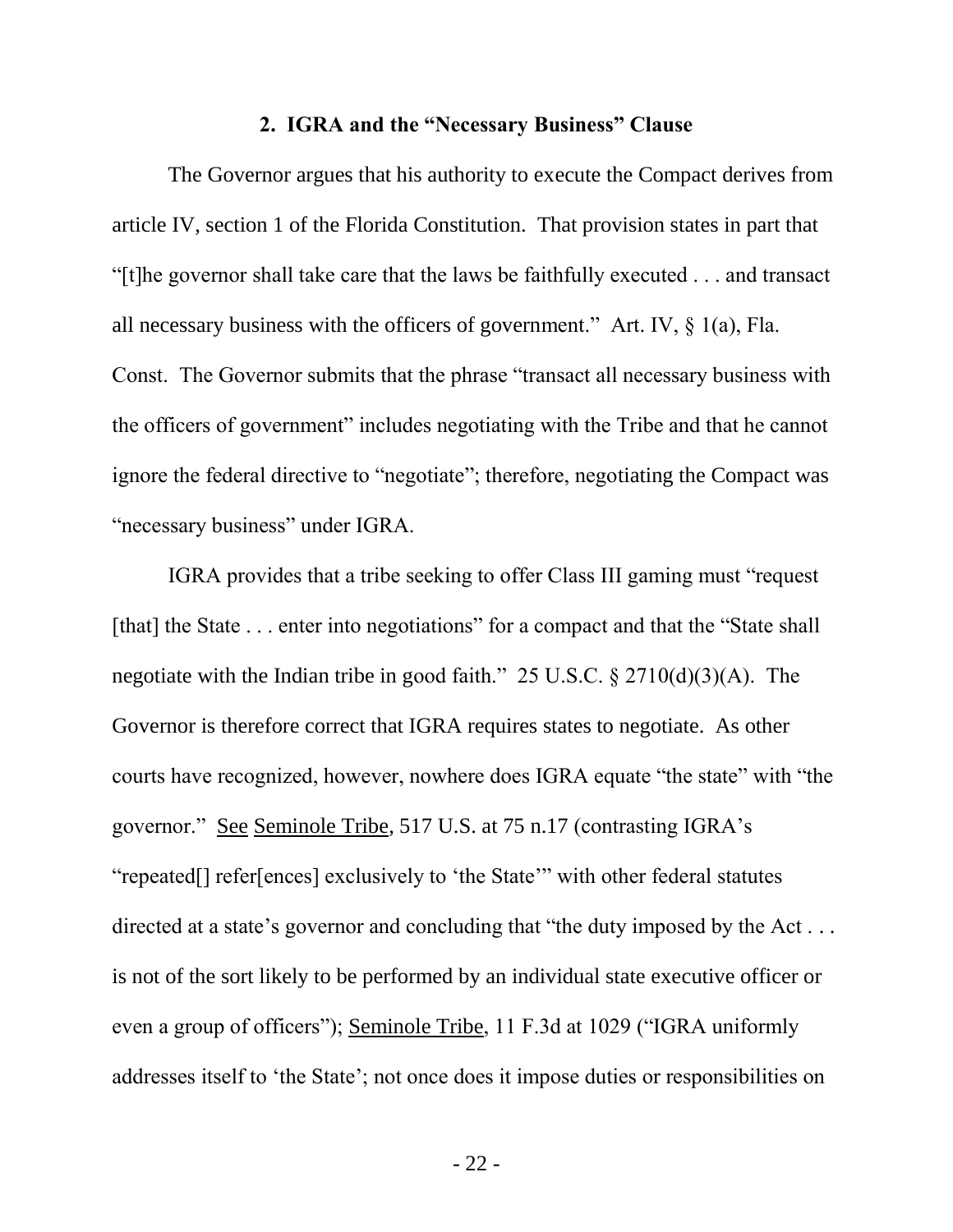### 2. IGRA and the "Necessary Business" Clause

The Governor argues that his authority to execute the Compact derives from article IV, section 1 of the Florida Constitution. That provision states in part that "[t]he governor shall take care that the laws be faithfully executed . . . and transact all necessary business with the officers of government." Art. IV, § 1(a), Fla. Const. The Governor submits that the phrase "transact all necessary business with the officers of government" includes negotiating with the Tribe and that he cannot ignore the federal directive to "negotiate"; therefore, negotiating the Compact was "necessary business" under IGRA.

IGRA provides that a tribe seeking to offer Class III gaming must "request [that] the State . . . enter into negotiations" for a compact and that the "State shall negotiate with the Indian tribe in good faith." 25 U.S.C. § 2710(d)(3)(A). The Governor is therefore correct that IGRA requires states to negotiate. As other courts have recognized, however, nowhere does IGRA equate "the state" with "the governor." See Seminole Tribe, 517 U.S. at 75 n.17 (contrasting IGRA's "repeated[] refer[ences] exclusively to 'the State'" with other federal statutes directed at a state's governor and concluding that "the duty imposed by the Act . . . is not of the sort likely to be performed by an individual state executive officer or even a group of officers"); Seminole Tribe, 11 F.3d at 1029 ("IGRA uniformly addresses itself to 'the State'; not once does it impose duties or responsibilities on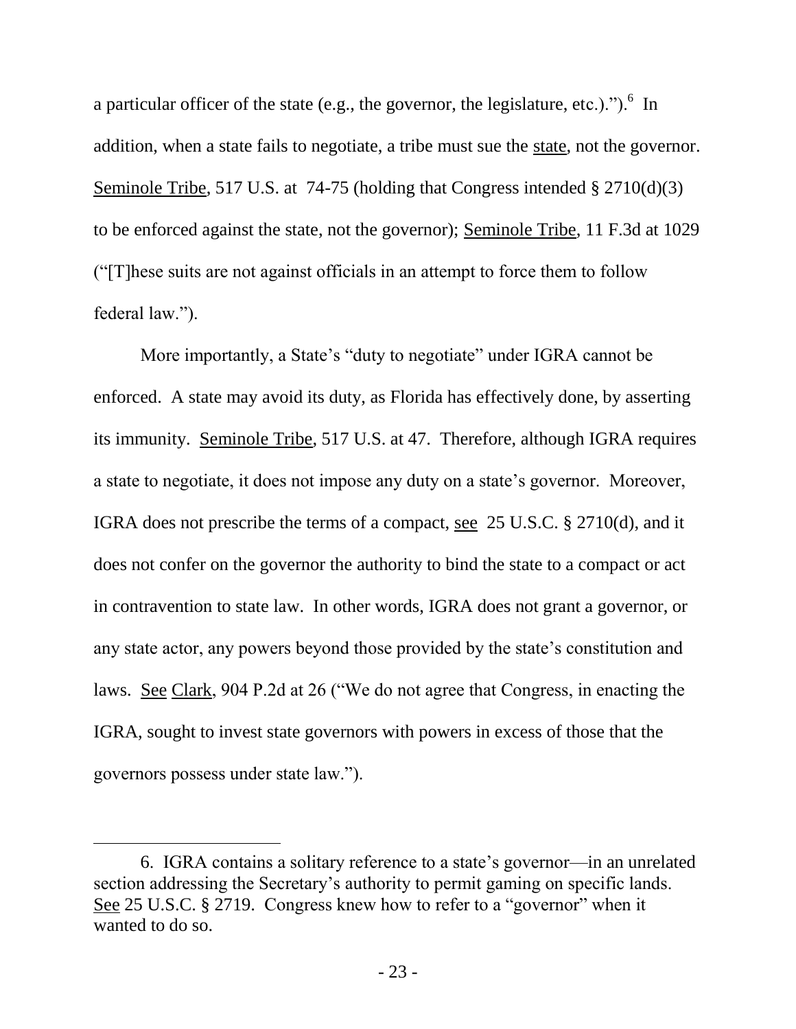a particular officer of the state (e.g., the governor, the legislature, etc.).").[6] In addition, when a state fails to negotiate, a tribe must sue the state, not the governor. Seminole Tribe, 517 U.S. at 74-75 (holding that Congress intended § 2710(d)(3) to be enforced against the state, not the governor); Seminole Tribe, 11 F.3d at 1029 ("[T]hese suits are not against officials in an attempt to force them to follow federal law.").

More importantly, a State's "duty to negotiate" under IGRA cannot be enforced. A state may avoid its duty, as Florida has effectively done, by asserting its immunity. Seminole Tribe, 517 U.S. at 47. Therefore, although IGRA requires a state to negotiate, it does not impose any duty on a state's governor. Moreover, IGRA does not prescribe the terms of a compact, see 25 U.S.C. § 2710(d), and it does not confer on the governor the authority to bind the state to a compact or act in contravention to state law. In other words, IGRA does not grant a governor, or any state actor, any powers beyond those provided by the state's constitution and laws. See Clark, 904 P.2d at 26 ("We do not agree that Congress, in enacting the IGRA, sought to invest state governors with powers in excess of those that the governors possess under state law.").

6. IGRA contains a solitary reference to a state's governor—in an unrelated section addressing the Secretary's authority to permit gaming on specific lands. See 25 U.S.C. § 2719. Congress knew how to refer to a "governor" when it wanted to do so.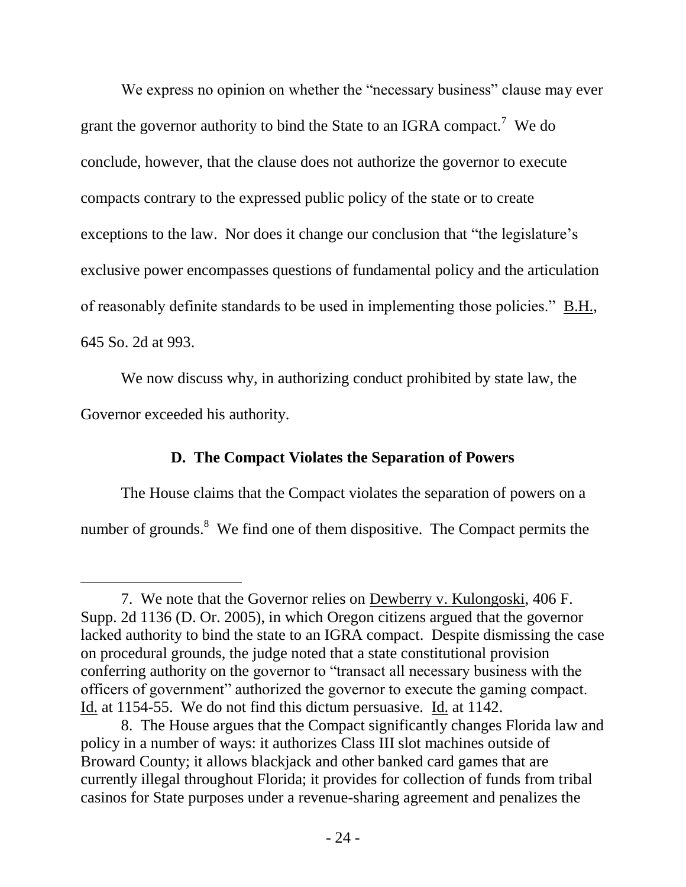We express no opinion on whether the "necessary business" clause may ever grant the governor authority to bind the State to an IGRA compact.[7] We do conclude, however, that the clause does not authorize the governor to execute compacts contrary to the expressed public policy of the state or to create exceptions to the law. Nor does it change our conclusion that "the legislature's exclusive power encompasses questions of fundamental policy and the articulation of reasonably definite standards to be used in implementing those policies." B.H., 645 So. 2d at 993.

We now discuss why, in authorizing conduct prohibited by state law, the Governor exceeded his authority.

### D. The Compact Violates the Separation of Powers

The House claims that the Compact violates the separation of powers on a number of grounds.[8] We find one of them dispositive. The Compact permits the

---

7. We note that the Governor relies on Dewberry v. Kulongoski, 406 F. Supp. 2d 1136 (D. Or. 2005), in which Oregon citizens argued that the governor lacked authority to bind the state to an IGRA compact. Despite dismissing the case on procedural grounds, the judge noted that a state constitutional provision conferring authority on the governor to "transact all necessary business with the officers of government" authorized the governor to execute the gaming compact. Id. at 1154-55. We do not find this dictum persuasive. Id. at 1142.

8. The House argues that the Compact significantly changes Florida law and policy in a number of ways: it authorizes Class III slot machines outside of Broward County; it allows blackjack and other banked card games that are currently illegal throughout Florida; it provides for collection of funds from tribal casinos for State purposes under a revenue-sharing agreement and penalizes the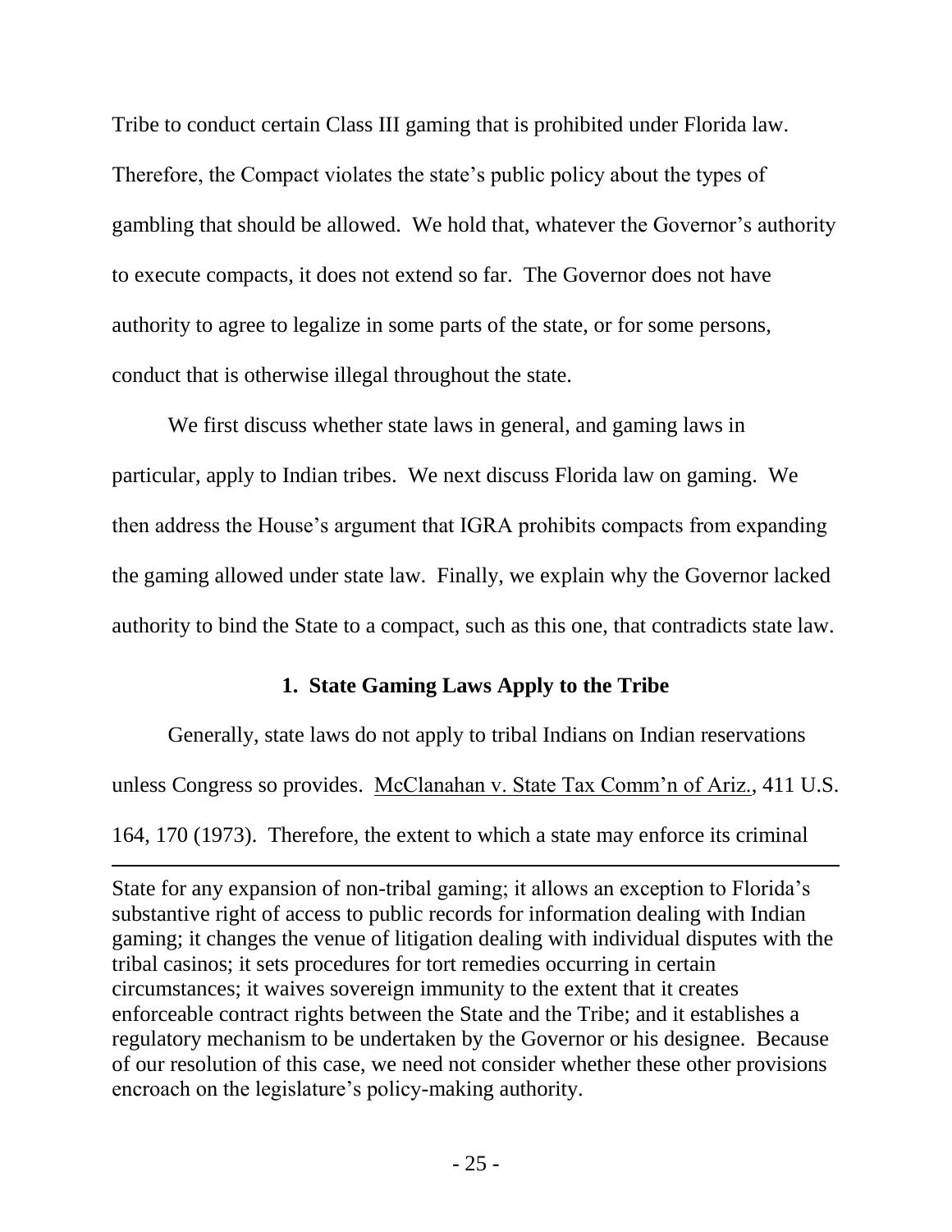Tribe to conduct certain Class III gaming that is prohibited under Florida law. Therefore, the Compact violates the state's public policy about the types of gambling that should be allowed. We hold that, whatever the Governor's authority to execute compacts, it does not extend so far. The Governor does not have authority to agree to legalize in some parts of the state, or for some persons, conduct that is otherwise illegal throughout the state.

We first discuss whether state laws in general, and gaming laws in particular, apply to Indian tribes. We next discuss Florida law on gaming. We then address the House's argument that IGRA prohibits compacts from expanding the gaming allowed under state law. Finally, we explain why the Governor lacked authority to bind the State to a compact, such as this one, that contradicts state law.

### 1. State Gaming Laws Apply to the Tribe

Generally, state laws do not apply to tribal Indians on Indian reservations unless Congress so provides. McClanahan v. State Tax Comm'n of Ariz., 411 U.S. 164, 170 (1973). Therefore, the extent to which a state may enforce its criminal

---

State for any expansion of non-tribal gaming; it allows an exception to Florida's substantive right of access to public records for information dealing with Indian gaming; it changes the venue of litigation dealing with individual disputes with the tribal casinos; it sets procedures for tort remedies occurring in certain circumstances; it waives sovereign immunity to the extent that it creates enforceable contract rights between the State and the Tribe; and it establishes a regulatory mechanism to be undertaken by the Governor or his designee. Because of our resolution of this case, we need not consider whether these other provisions encroach on the legislature's policy-making authority.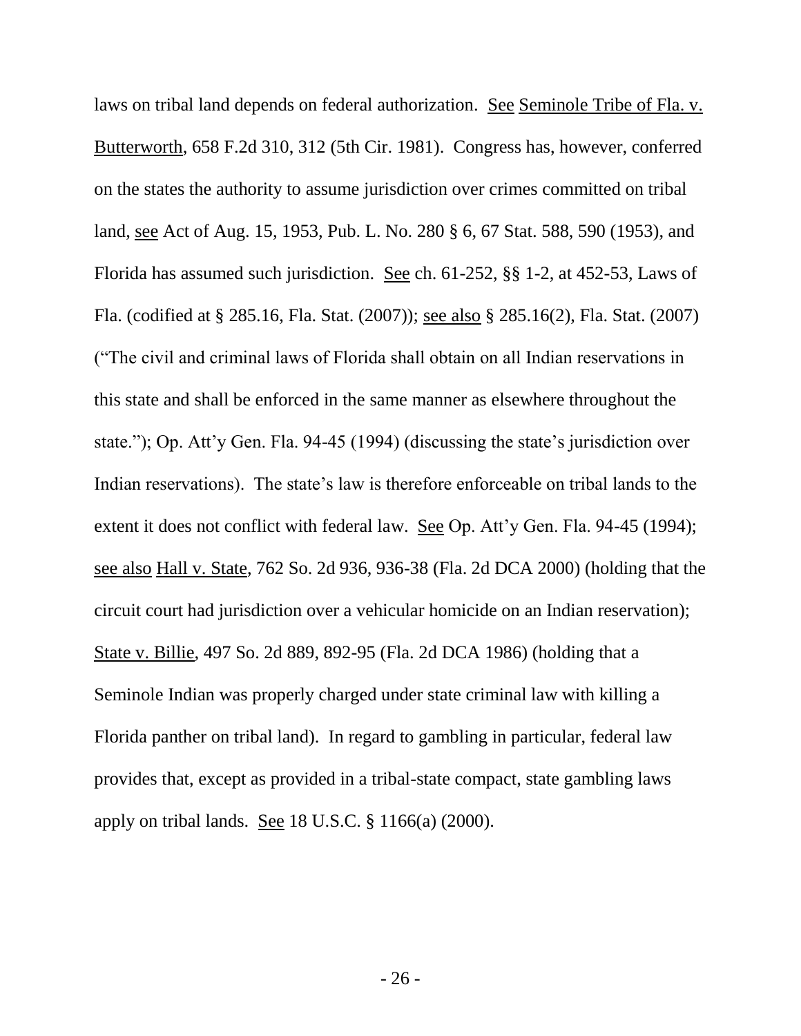laws on tribal land depends on federal authorization. See Seminole Tribe of Fla. v. Butterworth, 658 F.2d 310, 312 (5th Cir. 1981). Congress has, however, conferred on the states the authority to assume jurisdiction over crimes committed on tribal land, see Act of Aug. 15, 1953, Pub. L. No. 280 § 6, 67 Stat. 588, 590 (1953), and Florida has assumed such jurisdiction. See ch. 61-252, §§ 1-2, at 452-53, Laws of Fla. (codified at § 285.16, Fla. Stat. (2007)); see also § 285.16(2), Fla. Stat. (2007) ("The civil and criminal laws of Florida shall obtain on all Indian reservations in this state and shall be enforced in the same manner as elsewhere throughout the state."); Op. Att'y Gen. Fla. 94-45 (1994) (discussing the state's jurisdiction over Indian reservations). The state's law is therefore enforceable on tribal lands to the extent it does not conflict with federal law. See Op. Att'y Gen. Fla. 94-45 (1994); see also Hall v. State, 762 So. 2d 936, 936-38 (Fla. 2d DCA 2000) (holding that the circuit court had jurisdiction over a vehicular homicide on an Indian reservation); State v. Billie, 497 So. 2d 889, 892-95 (Fla. 2d DCA 1986) (holding that a Seminole Indian was properly charged under state criminal law with killing a Florida panther on tribal land). In regard to gambling in particular, federal law provides that, except as provided in a tribal-state compact, state gambling laws apply on tribal lands. See 18 U.S.C. § 1166(a) (2000).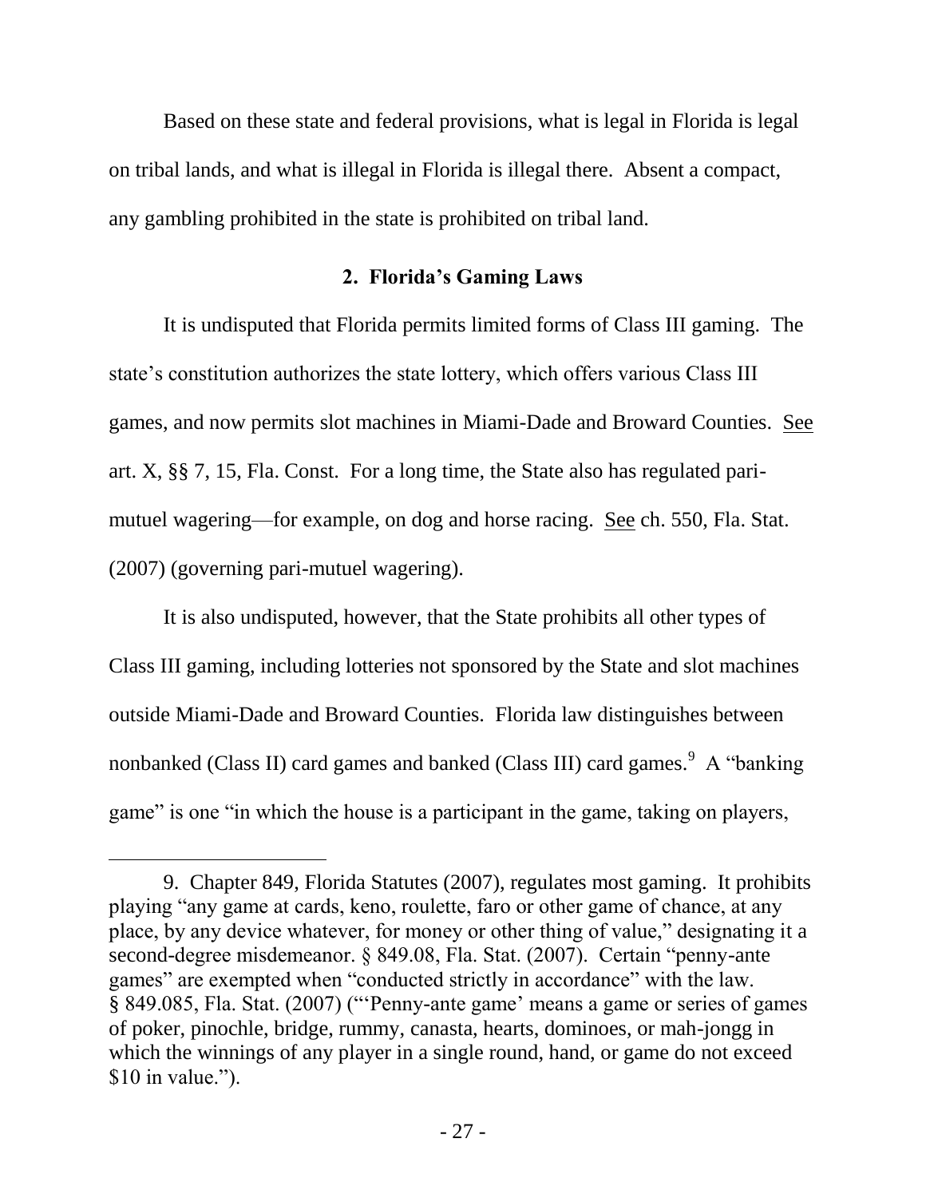Based on these state and federal provisions, what is legal in Florida is legal on tribal lands, and what is illegal in Florida is illegal there. Absent a compact, any gambling prohibited in the state is prohibited on tribal land.

### 2. Florida's Gaming Laws

It is undisputed that Florida permits limited forms of Class III gaming. The state's constitution authorizes the state lottery, which offers various Class III games, and now permits slot machines in Miami-Dade and Broward Counties. See art. X, §§ 7, 15, Fla. Const. For a long time, the State also has regulated pari-mutuel wagering—for example, on dog and horse racing. See ch. 550, Fla. Stat. (2007) (governing pari-mutuel wagering).

It is also undisputed, however, that the State prohibits all other types of Class III gaming, including lotteries not sponsored by the State and slot machines outside Miami-Dade and Broward Counties. Florida law distinguishes between nonbanked (Class II) card games and banked (Class III) card games.[9] A "banking game" is one "in which the house is a participant in the game, taking on players,

---

9. Chapter 849, Florida Statutes (2007), regulates most gaming. It prohibits playing "any game at cards, keno, roulette, faro or other game of chance, at any place, by any device whatever, for money or other thing of value," designating it a second-degree misdemeanor. § 849.08, Fla. Stat. (2007). Certain "penny-ante games" are exempted when "conducted strictly in accordance" with the law. § 849.085, Fla. Stat. (2007) ("'Penny-ante game' means a game or series of games of poker, pinochle, bridge, rummy, canasta, hearts, dominoes, or mah-jongg in which the winnings of any player in a single round, hand, or game do not exceed $10 in value.").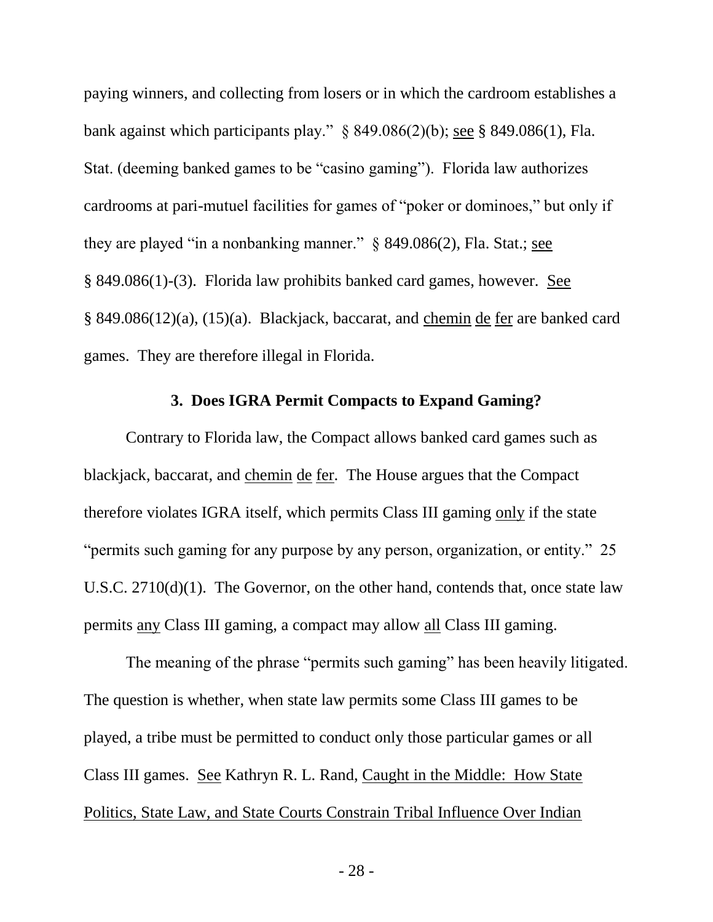paying winners, and collecting from losers or in which the cardroom establishes a bank against which participants play." § 849.086(2)(b); see § 849.086(1), Fla. Stat. (deeming banked games to be "casino gaming"). Florida law authorizes cardrooms at pari-mutuel facilities for games of "poker or dominoes," but only if they are played "in a nonbanking manner." § 849.086(2), Fla. Stat.; see § 849.086(1)-(3). Florida law prohibits banked card games, however. See § 849.086(12)(a), (15)(a). Blackjack, baccarat, and chemin de fer are banked card games. They are therefore illegal in Florida.

### 3. Does IGRA Permit Compacts to Expand Gaming?

Contrary to Florida law, the Compact allows banked card games such as blackjack, baccarat, and chemin de fer. The House argues that the Compact therefore violates IGRA itself, which permits Class III gaming only if the state "permits such gaming for any purpose by any person, organization, or entity." 25 U.S.C. 2710(d)(1). The Governor, on the other hand, contends that, once state law permits any Class III gaming, a compact may allow all Class III gaming.

The meaning of the phrase "permits such gaming" has been heavily litigated. The question is whether, when state law permits some Class III games to be played, a tribe must be permitted to conduct only those particular games or all Class III games. See Kathryn R. L. Rand, Caught in the Middle: How State Politics, State Law, and State Courts Constrain Tribal Influence Over Indian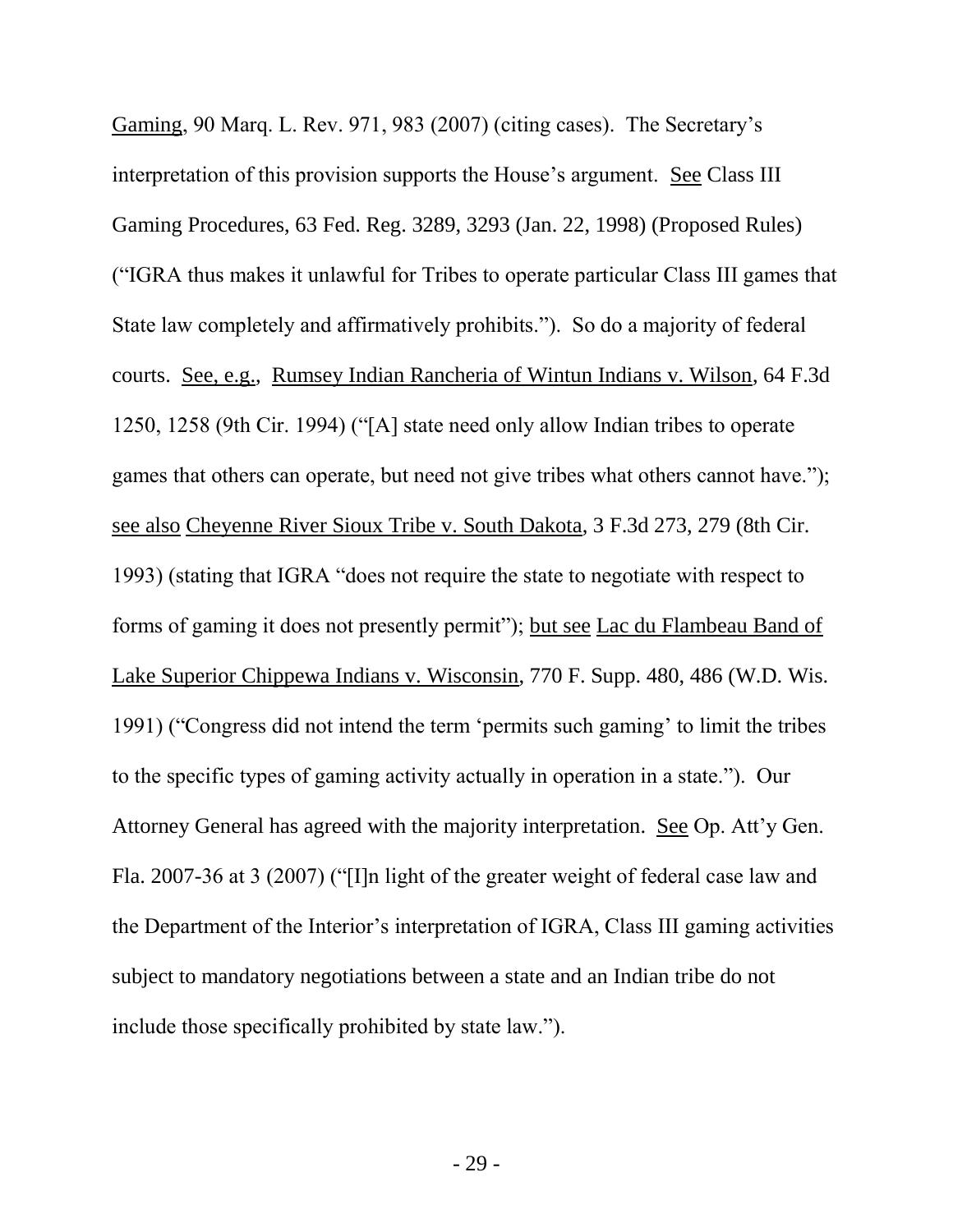Gaming, 90 Marq. L. Rev. 971, 983 (2007) (citing cases). The Secretary's interpretation of this provision supports the House's argument. See Class III Gaming Procedures, 63 Fed. Reg. 3289, 3293 (Jan. 22, 1998) (Proposed Rules) ("IGRA thus makes it unlawful for Tribes to operate particular Class III games that State law completely and affirmatively prohibits."). So do a majority of federal courts. See, e.g., Rumsey Indian Rancheria of Wintun Indians v. Wilson, 64 F.3d 1250, 1258 (9th Cir. 1994) ("[A] state need only allow Indian tribes to operate games that others can operate, but need not give tribes what others cannot have."); see also Cheyenne River Sioux Tribe v. South Dakota, 3 F.3d 273, 279 (8th Cir. 1993) (stating that IGRA "does not require the state to negotiate with respect to forms of gaming it does not presently permit"); but see Lac du Flambeau Band of Lake Superior Chippewa Indians v. Wisconsin, 770 F. Supp. 480, 486 (W.D. Wis. 1991) ("Congress did not intend the term 'permits such gaming' to limit the tribes to the specific types of gaming activity actually in operation in a state."). Our Attorney General has agreed with the majority interpretation. See Op. Att'y Gen. Fla. 2007-36 at 3 (2007) ("[I]n light of the greater weight of federal case law and the Department of the Interior's interpretation of IGRA, Class III gaming activities subject to mandatory negotiations between a state and an Indian tribe do not include those specifically prohibited by state law.").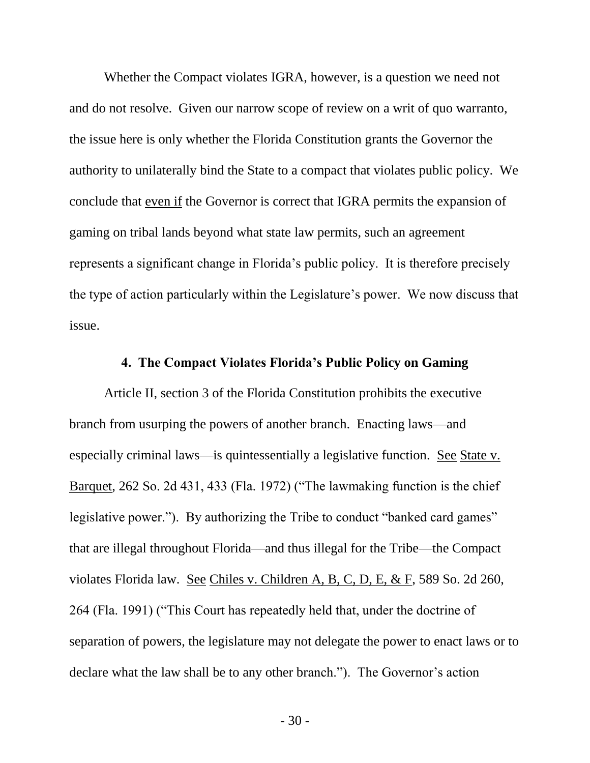Whether the Compact violates IGRA, however, is a question we need not and do not resolve. Given our narrow scope of review on a writ of quo warranto, the issue here is only whether the Florida Constitution grants the Governor the authority to unilaterally bind the State to a compact that violates public policy. We conclude that even if the Governor is correct that IGRA permits the expansion of gaming on tribal lands beyond what state law permits, such an agreement represents a significant change in Florida's public policy. It is therefore precisely the type of action particularly within the Legislature's power. We now discuss that issue.

#### 4. The Compact Violates Florida's Public Policy on Gaming

Article II, section 3 of the Florida Constitution prohibits the executive branch from usurping the powers of another branch. Enacting laws—and especially criminal laws—is quintessentially a legislative function. See State v. Barquet, 262 So. 2d 431, 433 (Fla. 1972) ("The lawmaking function is the chief legislative power."). By authorizing the Tribe to conduct "banked card games" that are illegal throughout Florida—and thus illegal for the Tribe—the Compact violates Florida law. See Chiles v. Children A, B, C, D, E, & F, 589 So. 2d 260, 264 (Fla. 1991) ("This Court has repeatedly held that, under the doctrine of separation of powers, the legislature may not delegate the power to enact laws or to declare what the law shall be to any other branch."). The Governor's action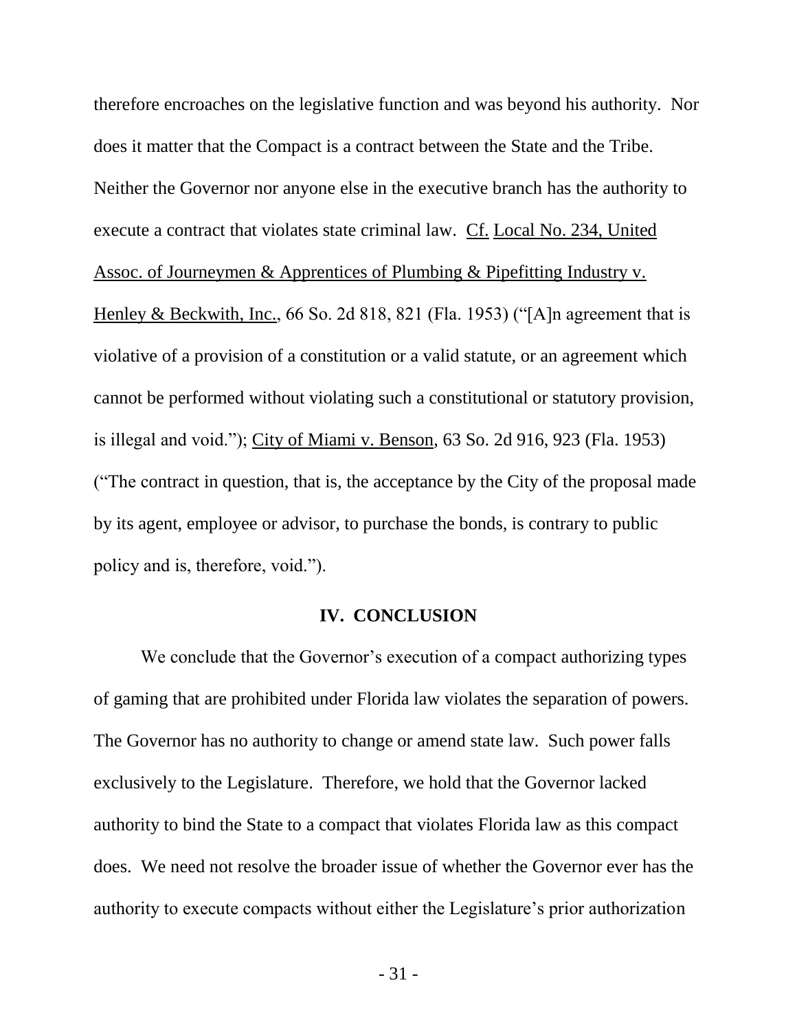therefore encroaches on the legislative function and was beyond his authority. Nor does it matter that the Compact is a contract between the State and the Tribe. Neither the Governor nor anyone else in the executive branch has the authority to execute a contract that violates state criminal law. Cf. Local No. 234, United Assoc. of Journeymen & Apprentices of Plumbing & Pipefitting Industry v. Henley & Beckwith, Inc., 66 So. 2d 818, 821 (Fla. 1953) ("[A]n agreement that is violative of a provision of a constitution or a valid statute, or an agreement which cannot be performed without violating such a constitutional or statutory provision, is illegal and void."); City of Miami v. Benson, 63 So. 2d 916, 923 (Fla. 1953) ("The contract in question, that is, the acceptance by the City of the proposal made by its agent, employee or advisor, to purchase the bonds, is contrary to public policy and is, therefore, void.").

## IV. CONCLUSION

We conclude that the Governor's execution of a compact authorizing types of gaming that are prohibited under Florida law violates the separation of powers. The Governor has no authority to change or amend state law. Such power falls exclusively to the Legislature. Therefore, we hold that the Governor lacked authority to bind the State to a compact that violates Florida law as this compact does. We need not resolve the broader issue of whether the Governor ever has the authority to execute compacts without either the Legislature's prior authorization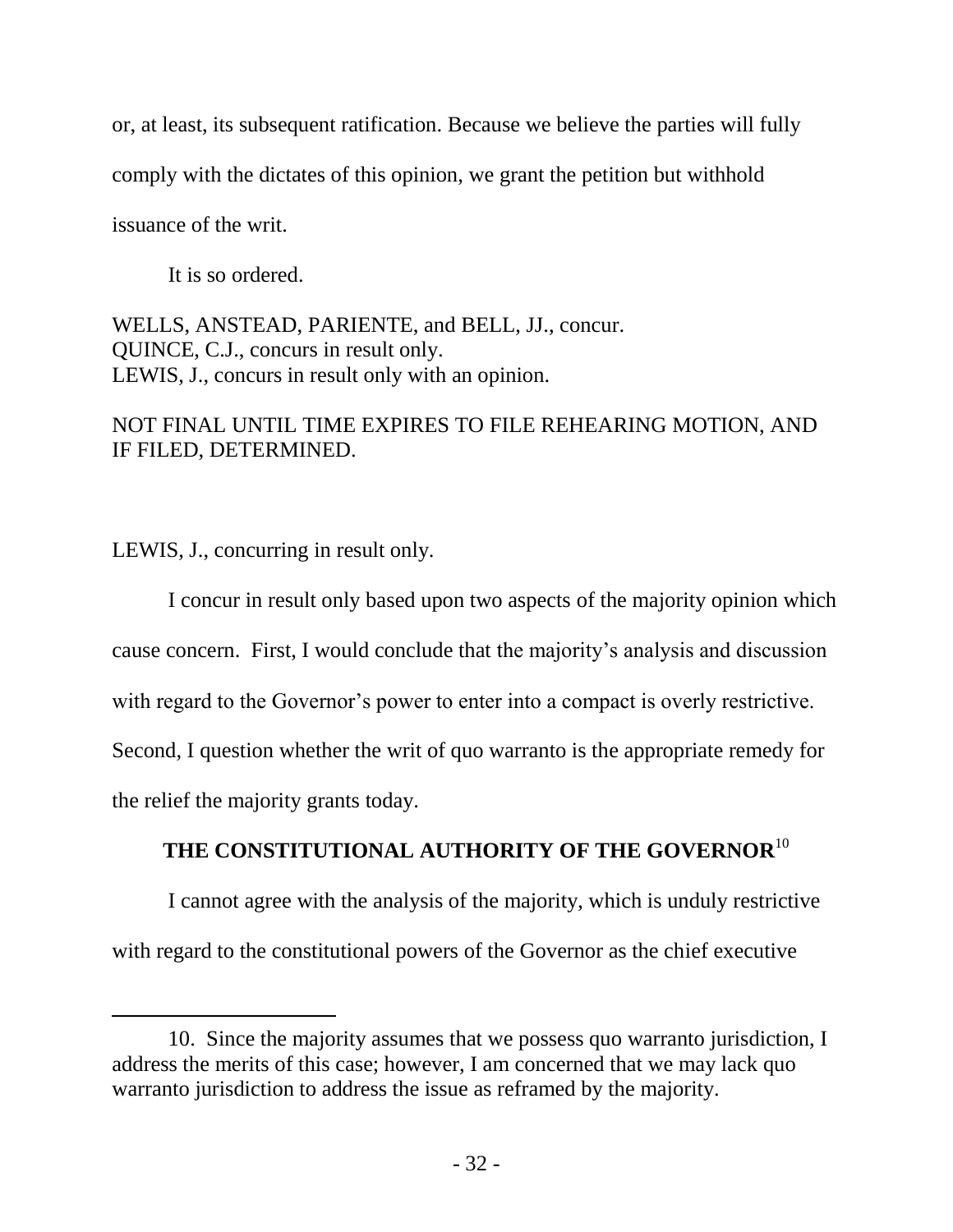or, at least, its subsequent ratification. Because we believe the parties will fully comply with the dictates of this opinion, we grant the petition but withhold issuance of the writ.

It is so ordered.

WELLS, ANSTEAD, PARIENTE, and BELL, JJ., concur.
QUINCE, C.J., concurs in result only.
LEWIS, J., concurs in result only with an opinion.

NOT FINAL UNTIL TIME EXPIRES TO FILE REHEARING MOTION, AND IF FILED, DETERMINED.

LEWIS, J., concurring in result only.

I concur in result only based upon two aspects of the majority opinion which cause concern. First, I would conclude that the majority's analysis and discussion with regard to the Governor's power to enter into a compact is overly restrictive. Second, I question whether the writ of quo warranto is the appropriate remedy for the relief the majority grants today.

## THE CONSTITUTIONAL AUTHORITY OF THE GOVERNOR[10]

I cannot agree with the analysis of the majority, which is unduly restrictive with regard to the constitutional powers of the Governor as the chief executive

10. Since the majority assumes that we possess quo warranto jurisdiction, I address the merits of this case; however, I am concerned that we may lack quo warranto jurisdiction to address the issue as reframed by the majority.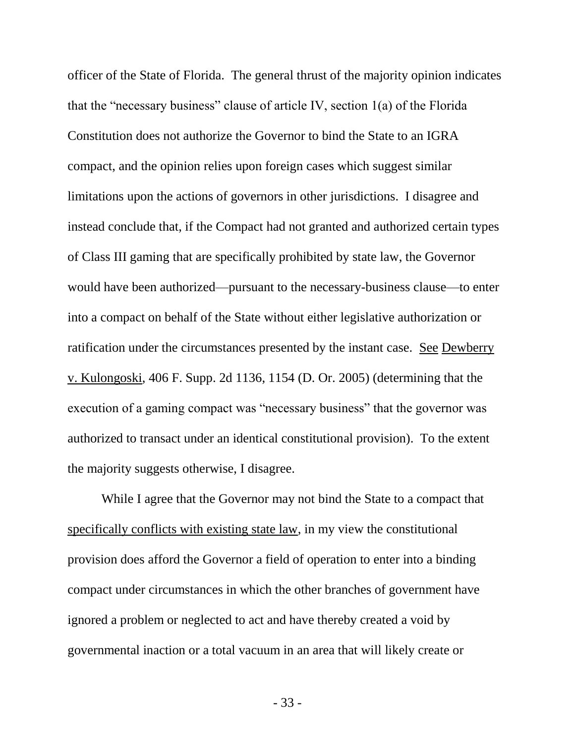officer of the State of Florida. The general thrust of the majority opinion indicates that the "necessary business" clause of article IV, section 1(a) of the Florida Constitution does not authorize the Governor to bind the State to an IGRA compact, and the opinion relies upon foreign cases which suggest similar limitations upon the actions of governors in other jurisdictions. I disagree and instead conclude that, if the Compact had not granted and authorized certain types of Class III gaming that are specifically prohibited by state law, the Governor would have been authorized—pursuant to the necessary-business clause—to enter into a compact on behalf of the State without either legislative authorization or ratification under the circumstances presented by the instant case. See Dewberry v. Kulongoski, 406 F. Supp. 2d 1136, 1154 (D. Or. 2005) (determining that the execution of a gaming compact was "necessary business" that the governor was authorized to transact under an identical constitutional provision). To the extent the majority suggests otherwise, I disagree.

While I agree that the Governor may not bind the State to a compact that specifically conflicts with existing state law, in my view the constitutional provision does afford the Governor a field of operation to enter into a binding compact under circumstances in which the other branches of government have ignored a problem or neglected to act and have thereby created a void by governmental inaction or a total vacuum in an area that will likely create or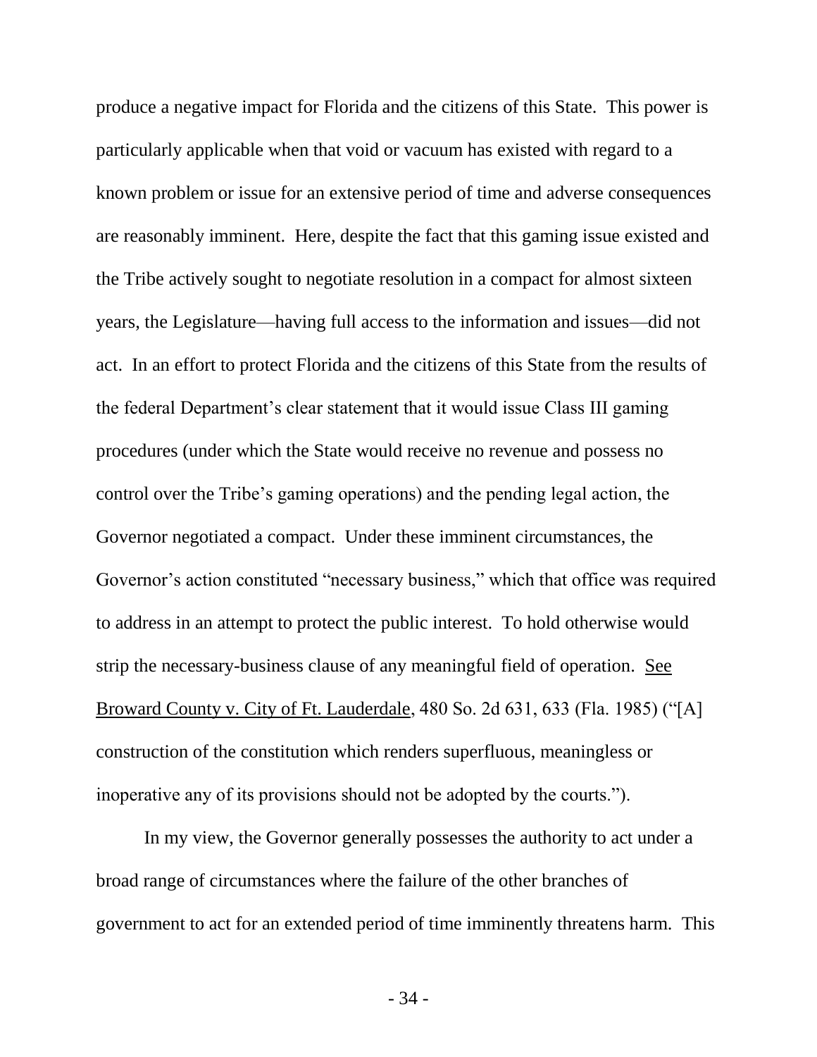produce a negative impact for Florida and the citizens of this State. This power is particularly applicable when that void or vacuum has existed with regard to a known problem or issue for an extensive period of time and adverse consequences are reasonably imminent. Here, despite the fact that this gaming issue existed and the Tribe actively sought to negotiate resolution in a compact for almost sixteen years, the Legislature—having full access to the information and issues—did not act. In an effort to protect Florida and the citizens of this State from the results of the federal Department's clear statement that it would issue Class III gaming procedures (under which the State would receive no revenue and possess no control over the Tribe's gaming operations) and the pending legal action, the Governor negotiated a compact. Under these imminent circumstances, the Governor's action constituted "necessary business," which that office was required to address in an attempt to protect the public interest. To hold otherwise would strip the necessary-business clause of any meaningful field of operation. See Broward County v. City of Ft. Lauderdale, 480 So. 2d 631, 633 (Fla. 1985) ("[A] construction of the constitution which renders superfluous, meaningless or inoperative any of its provisions should not be adopted by the courts.").

In my view, the Governor generally possesses the authority to act under a broad range of circumstances where the failure of the other branches of government to act for an extended period of time imminently threatens harm. This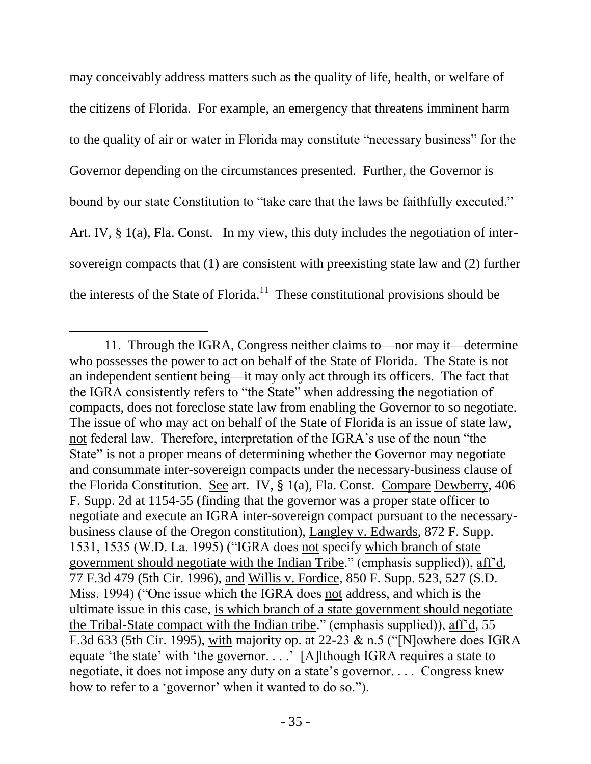may conceivably address matters such as the quality of life, health, or welfare of the citizens of Florida. For example, an emergency that threatens imminent harm to the quality of air or water in Florida may constitute "necessary business" for the Governor depending on the circumstances presented. Further, the Governor is bound by our state Constitution to "take care that the laws be faithfully executed." Art. IV, § 1(a), Fla. Const. In my view, this duty includes the negotiation of inter-sovereign compacts that (1) are consistent with preexisting state law and (2) further the interests of the State of Florida.[11] These constitutional provisions should be

---

11. Through the IGRA, Congress neither claims to—nor may it—determine who possesses the power to act on behalf of the State of Florida. The State is not an independent sentient being—it may only act through its officers. The fact that the IGRA consistently refers to "the State" when addressing the negotiation of compacts, does not foreclose state law from enabling the Governor to so negotiate. The issue of who may act on behalf of the State of Florida is an issue of state law, not federal law. Therefore, interpretation of the IGRA's use of the noun "the State" is not a proper means of determining whether the Governor may negotiate and consummate inter-sovereign compacts under the necessary-business clause of the Florida Constitution. See art. IV, § 1(a), Fla. Const. Compare Dewberry, 406 F. Supp. 2d at 1154-55 (finding that the governor was a proper state officer to negotiate and execute an IGRA inter-sovereign compact pursuant to the necessary-business clause of the Oregon constitution), Langley v. Edwards, 872 F. Supp. 1531, 1535 (W.D. La. 1995) ("IGRA does not specify which branch of state government should negotiate with the Indian Tribe." (emphasis supplied)), aff'd, 77 F.3d 479 (5th Cir. 1996), and Willis v. Fordice, 850 F. Supp. 523, 527 (S.D. Miss. 1994) ("One issue which the IGRA does not address, and which is the ultimate issue in this case, is which branch of a state government should negotiate the Tribal-State compact with the Indian tribe." (emphasis supplied)), aff'd, 55 F.3d 633 (5th Cir. 1995), with majority op. at 22-23 & n.5 ("[N]owhere does IGRA equate 'the state' with 'the governor. . . .' [A]lthough IGRA requires a state to negotiate, it does not impose any duty on a state's governor. . . . Congress knew how to refer to a 'governor' when it wanted to do so.").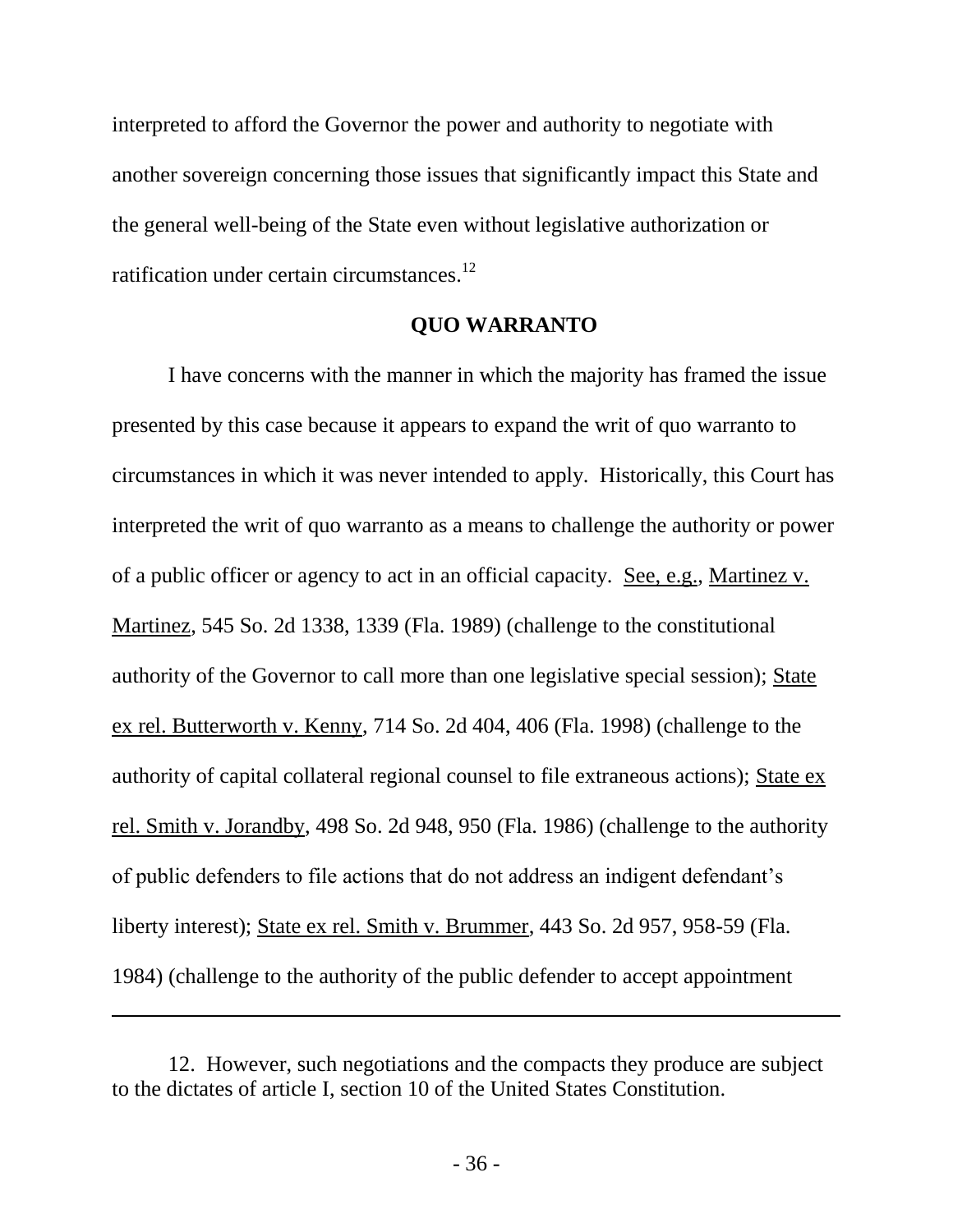interpreted to afford the Governor the power and authority to negotiate with another sovereign concerning those issues that significantly impact this State and the general well-being of the State even without legislative authorization or ratification under certain circumstances.[12]

## QUO WARRANTO

I have concerns with the manner in which the majority has framed the issue presented by this case because it appears to expand the writ of quo warranto to circumstances in which it was never intended to apply. Historically, this Court has interpreted the writ of quo warranto as a means to challenge the authority or power of a public officer or agency to act in an official capacity. See, e.g., Martinez v. Martinez, 545 So. 2d 1338, 1339 (Fla. 1989) (challenge to the constitutional authority of the Governor to call more than one legislative special session); State ex rel. Butterworth v. Kenny, 714 So. 2d 404, 406 (Fla. 1998) (challenge to the authority of capital collateral regional counsel to file extraneous actions); State ex rel. Smith v. Jorandby, 498 So. 2d 948, 950 (Fla. 1986) (challenge to the authority of public defenders to file actions that do not address an indigent defendant's liberty interest); State ex rel. Smith v. Brummer, 443 So. 2d 957, 958-59 (Fla. 1984) (challenge to the authority of the public defender to accept appointment

---

12. However, such negotiations and the compacts they produce are subject to the dictates of article I, section 10 of the United States Constitution.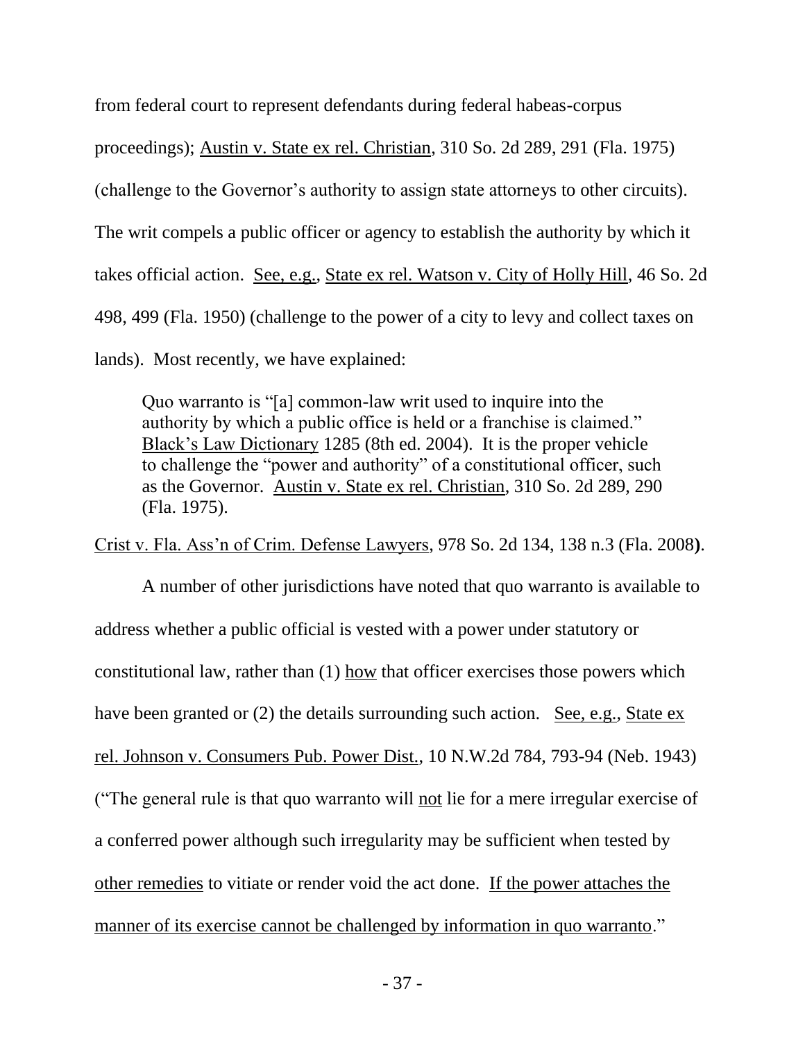from federal court to represent defendants during federal habeas-corpus proceedings); Austin v. State ex rel. Christian, 310 So. 2d 289, 291 (Fla. 1975) (challenge to the Governor's authority to assign state attorneys to other circuits). The writ compels a public officer or agency to establish the authority by which it takes official action. See, e.g., State ex rel. Watson v. City of Holly Hill, 46 So. 2d 498, 499 (Fla. 1950) (challenge to the power of a city to levy and collect taxes on lands). Most recently, we have explained:

> Quo warranto is "[a] common-law writ used to inquire into the authority by which a public office is held or a franchise is claimed." Black's Law Dictionary 1285 (8th ed. 2004). It is the proper vehicle to challenge the "power and authority" of a constitutional officer, such as the Governor. Austin v. State ex rel. Christian, 310 So. 2d 289, 290 (Fla. 1975).

Crist v. Fla. Ass'n of Crim. Defense Lawyers, 978 So. 2d 134, 138 n.3 (Fla. 2008).

A number of other jurisdictions have noted that quo warranto is available to address whether a public official is vested with a power under statutory or constitutional law, rather than (1) how that officer exercises those powers which have been granted or (2) the details surrounding such action. See, e.g., State ex rel. Johnson v. Consumers Pub. Power Dist., 10 N.W.2d 784, 793-94 (Neb. 1943) ("The general rule is that quo warranto will not lie for a mere irregular exercise of a conferred power although such irregularity may be sufficient when tested by other remedies to vitiate or render void the act done. If the power attaches the manner of its exercise cannot be challenged by information in quo warranto."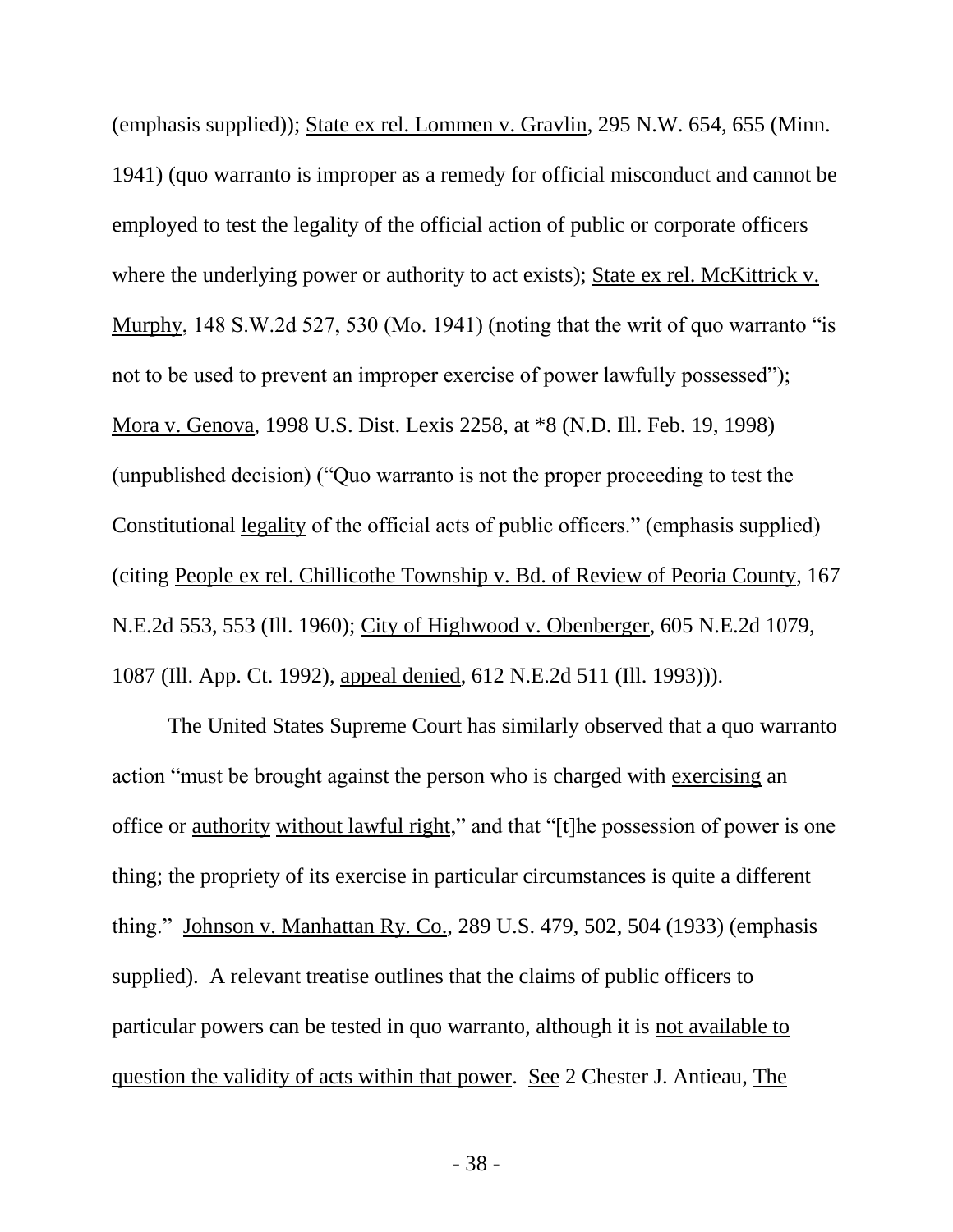(emphasis supplied)); State ex rel. Lommen v. Gravlin, 295 N.W. 654, 655 (Minn. 1941) (quo warranto is improper as a remedy for official misconduct and cannot be employed to test the legality of the official action of public or corporate officers where the underlying power or authority to act exists); State ex rel. McKittrick v. Murphy, 148 S.W.2d 527, 530 (Mo. 1941) (noting that the writ of quo warranto "is not to be used to prevent an improper exercise of power lawfully possessed"); Mora v. Genova, 1998 U.S. Dist. Lexis 2258, at *8 (N.D. Ill. Feb. 19, 1998) (unpublished decision) ("Quo warranto is not the proper proceeding to test the Constitutional legality of the official acts of public officers." (emphasis supplied) (citing People ex rel. Chillicothe Township v. Bd. of Review of Peoria County, 167 N.E.2d 553, 553 (Ill. 1960); City of Highwood v. Obenberger, 605 N.E.2d 1079, 1087 (Ill. App. Ct. 1992), appeal denied, 612 N.E.2d 511 (Ill. 1993))).

The United States Supreme Court has similarly observed that a quo warranto action "must be brought against the person who is charged with exercising an office or authority without lawful right," and that "[t]he possession of power is one thing; the propriety of its exercise in particular circumstances is quite a different thing." Johnson v. Manhattan Ry. Co., 289 U.S. 479, 502, 504 (1933) (emphasis supplied). A relevant treatise outlines that the claims of public officers to particular powers can be tested in quo warranto, although it is not available to question the validity of acts within that power. See 2 Chester J. Antieau, The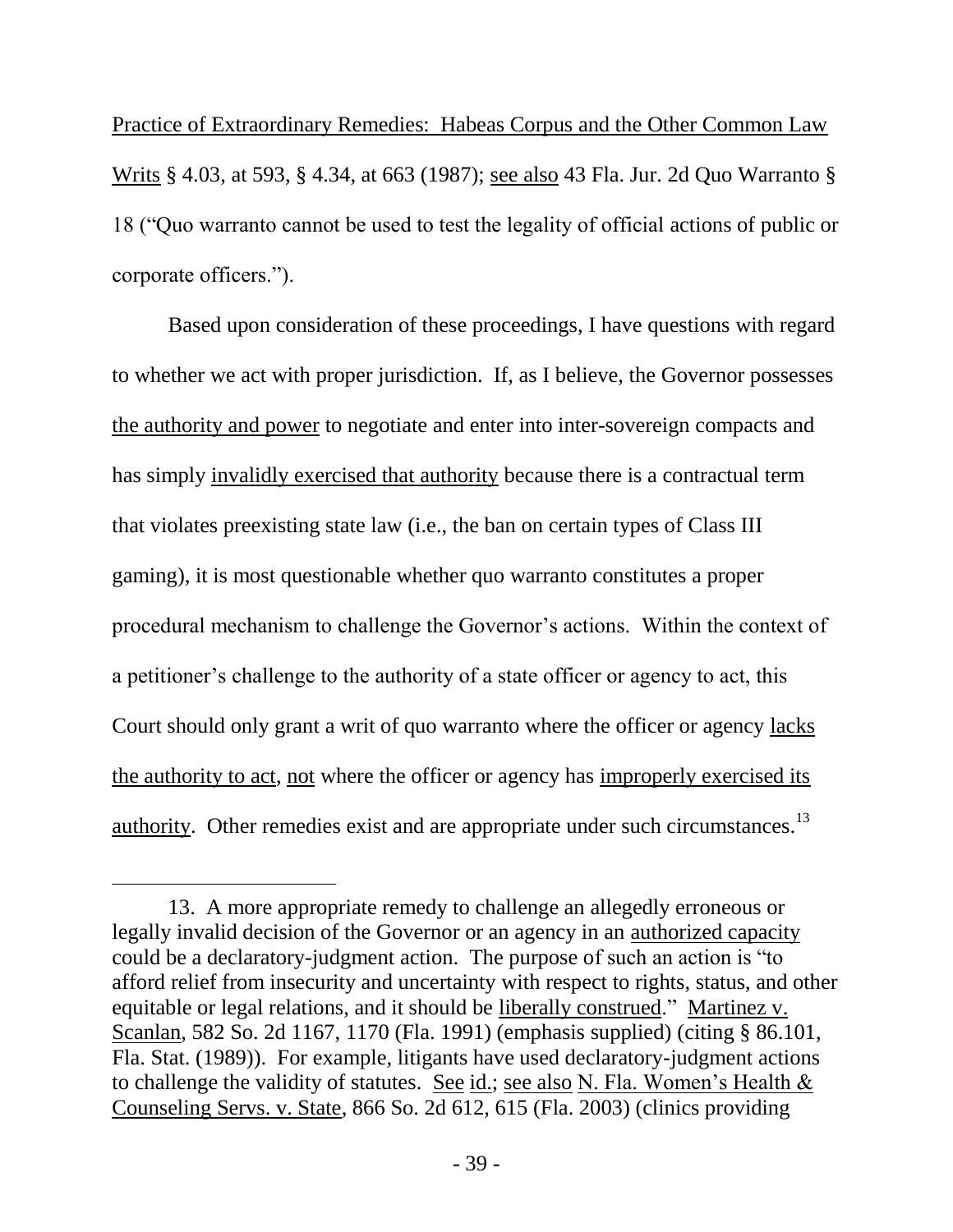Practice of Extraordinary Remedies: Habeas Corpus and the Other Common Law Writs § 4.03, at 593, § 4.34, at 663 (1987); see also 43 Fla. Jur. 2d Quo Warranto § 18 ("Quo warranto cannot be used to test the legality of official actions of public or corporate officers.").

Based upon consideration of these proceedings, I have questions with regard to whether we act with proper jurisdiction. If, as I believe, the Governor possesses the authority and power to negotiate and enter into inter-sovereign compacts and has simply invalidly exercised that authority because there is a contractual term that violates preexisting state law (i.e., the ban on certain types of Class III gaming), it is most questionable whether quo warranto constitutes a proper procedural mechanism to challenge the Governor's actions. Within the context of a petitioner's challenge to the authority of a state officer or agency to act, this Court should only grant a writ of quo warranto where the officer or agency lacks the authority to act, not where the officer or agency has improperly exercised its authority. Other remedies exist and are appropriate under such circumstances.[13]

---

13. A more appropriate remedy to challenge an allegedly erroneous or legally invalid decision of the Governor or an agency in an authorized capacity could be a declaratory-judgment action. The purpose of such an action is "to afford relief from insecurity and uncertainty with respect to rights, status, and other equitable or legal relations, and it should be liberally construed." Martinez v. Scanlan, 582 So. 2d 1167, 1170 (Fla. 1991) (emphasis supplied) (citing § 86.101, Fla. Stat. (1989)). For example, litigants have used declaratory-judgment actions to challenge the validity of statutes. See id.; see also N. Fla. Women's Health & Counseling Servs. v. State, 866 So. 2d 612, 615 (Fla. 2003) (clinics providing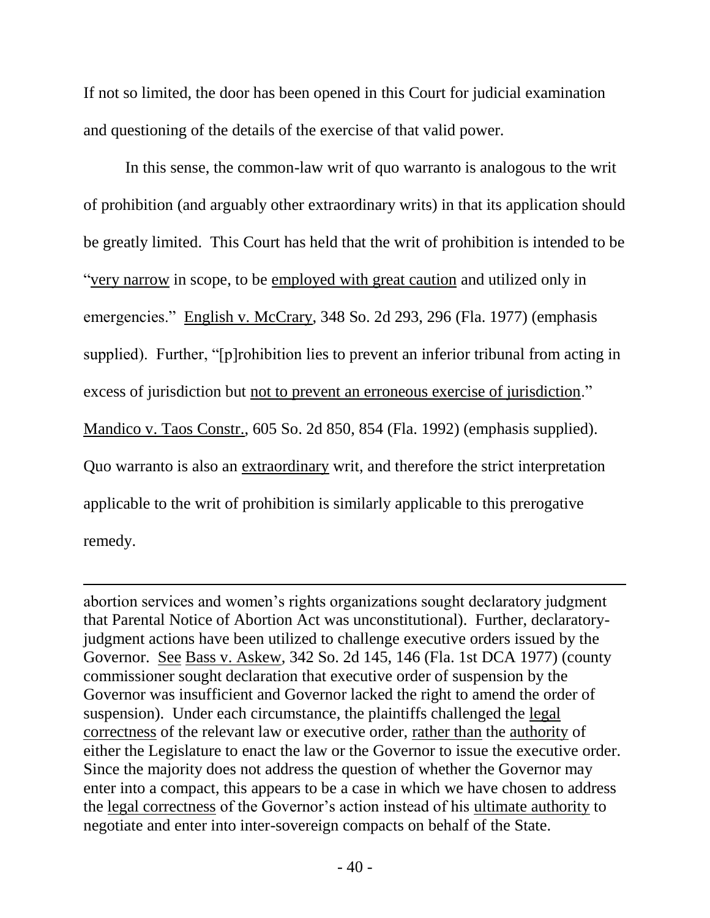If not so limited, the door has been opened in this Court for judicial examination and questioning of the details of the exercise of that valid power.

In this sense, the common-law writ of quo warranto is analogous to the writ of prohibition (and arguably other extraordinary writs) in that its application should be greatly limited. This Court has held that the writ of prohibition is intended to be "very narrow in scope, to be employed with great caution and utilized only in emergencies." English v. McCrary, 348 So. 2d 293, 296 (Fla. 1977) (emphasis supplied). Further, "[p]rohibition lies to prevent an inferior tribunal from acting in excess of jurisdiction but not to prevent an erroneous exercise of jurisdiction." Mandico v. Taos Constr., 605 So. 2d 850, 854 (Fla. 1992) (emphasis supplied). Quo warranto is also an extraordinary writ, and therefore the strict interpretation applicable to the writ of prohibition is similarly applicable to this prerogative remedy.

---

abortion services and women's rights organizations sought declaratory judgment that Parental Notice of Abortion Act was unconstitutional). Further, declaratory-judgment actions have been utilized to challenge executive orders issued by the Governor. See Bass v. Askew, 342 So. 2d 145, 146 (Fla. 1st DCA 1977) (county commissioner sought declaration that executive order of suspension by the Governor was insufficient and Governor lacked the right to amend the order of suspension). Under each circumstance, the plaintiffs challenged the legal correctness of the relevant law or executive order, rather than the authority of either the Legislature to enact the law or the Governor to issue the executive order. Since the majority does not address the question of whether the Governor may enter into a compact, this appears to be a case in which we have chosen to address the legal correctness of the Governor's action instead of his ultimate authority to negotiate and enter into inter-sovereign compacts on behalf of the State.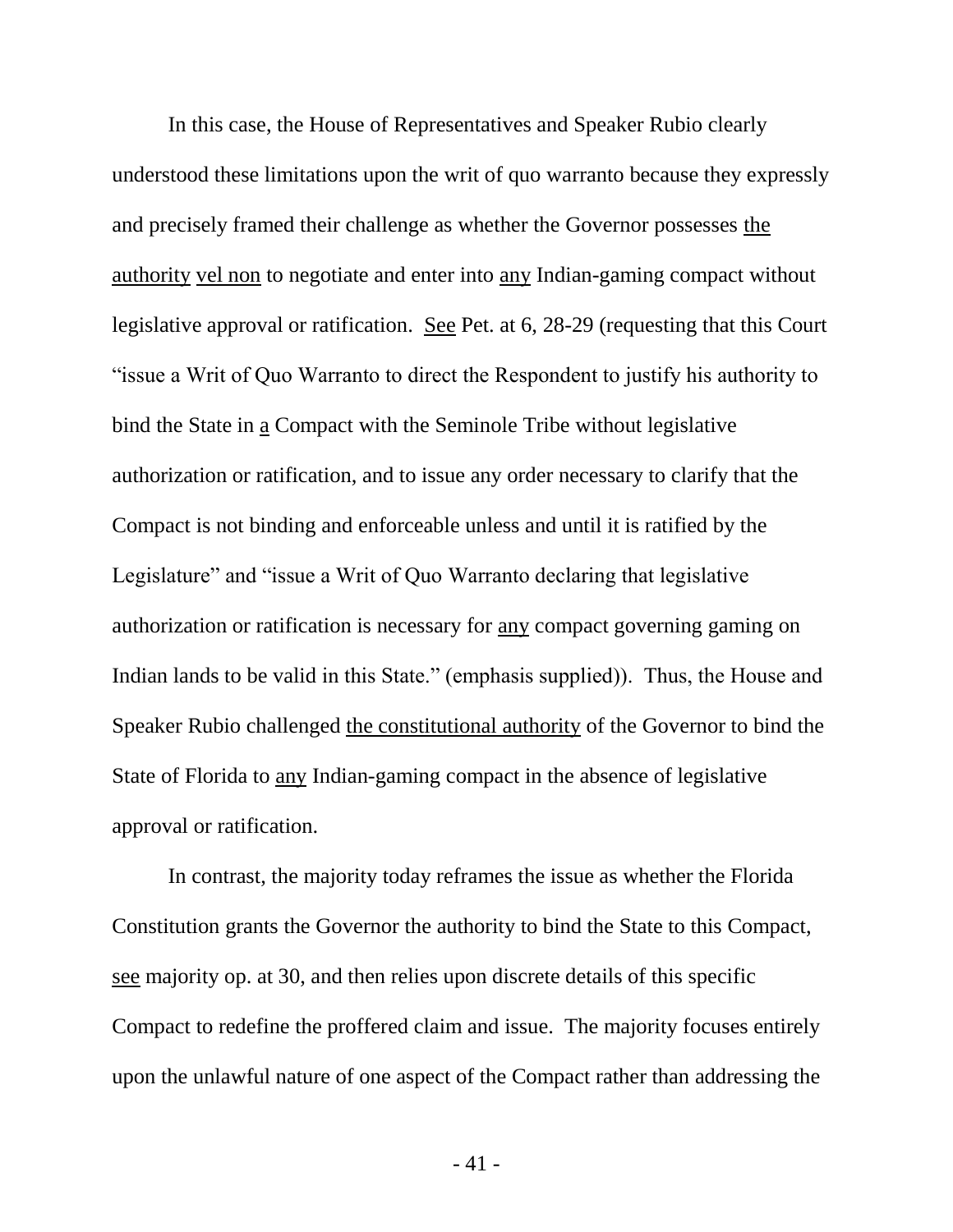In this case, the House of Representatives and Speaker Rubio clearly understood these limitations upon the writ of quo warranto because they expressly and precisely framed their challenge as whether the Governor possesses <u>the authority</u> <u>vel non</u> to negotiate and enter into <u>any</u> Indian-gaming compact without legislative approval or ratification. <u>See</u> Pet. at 6, 28-29 (requesting that this Court "issue a Writ of Quo Warranto to direct the Respondent to justify his authority to bind the State in <u>a</u> Compact with the Seminole Tribe without legislative authorization or ratification, and to issue any order necessary to clarify that the Compact is not binding and enforceable unless and until it is ratified by the Legislature" and "issue a Writ of Quo Warranto declaring that legislative authorization or ratification is necessary for <u>any</u> compact governing gaming on Indian lands to be valid in this State." (emphasis supplied)). Thus, the House and Speaker Rubio challenged <u>the constitutional authority</u> of the Governor to bind the State of Florida to <u>any</u> Indian-gaming compact in the absence of legislative approval or ratification.

In contrast, the majority today reframes the issue as whether the Florida Constitution grants the Governor the authority to bind the State to this Compact, <u>see</u> majority op. at 30, and then relies upon discrete details of this specific Compact to redefine the proffered claim and issue. The majority focuses entirely upon the unlawful nature of one aspect of the Compact rather than addressing the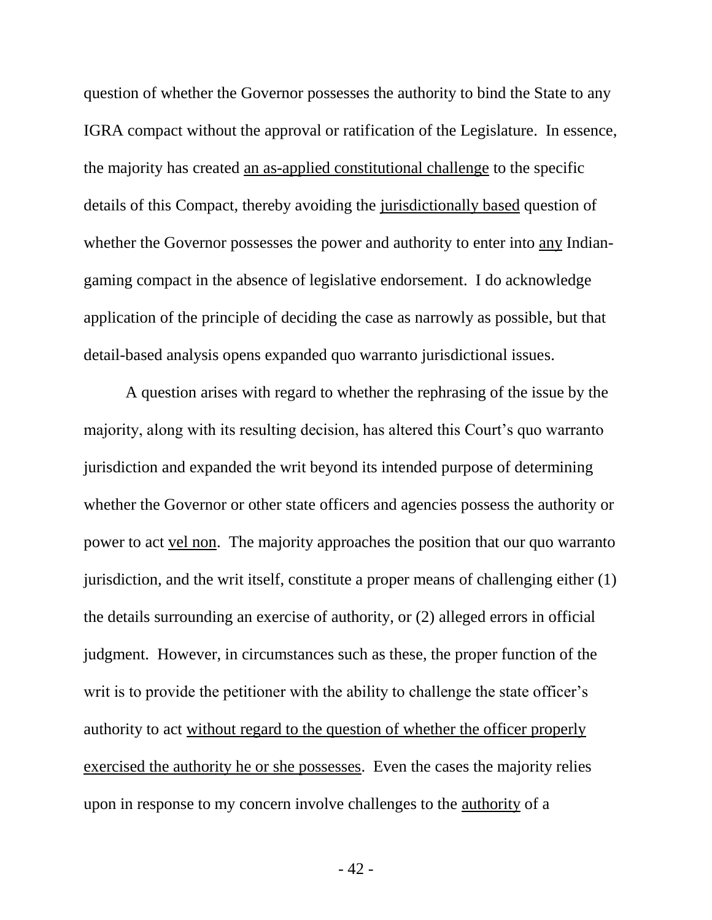question of whether the Governor possesses the authority to bind the State to any IGRA compact without the approval or ratification of the Legislature. In essence, the majority has created <u>an as-applied constitutional challenge</u> to the specific details of this Compact, thereby avoiding the <u>jurisdictionally based</u> question of whether the Governor possesses the power and authority to enter into <u>any</u> Indian-gaming compact in the absence of legislative endorsement. I do acknowledge application of the principle of deciding the case as narrowly as possible, but that detail-based analysis opens expanded quo warranto jurisdictional issues.

A question arises with regard to whether the rephrasing of the issue by the majority, along with its resulting decision, has altered this Court's quo warranto jurisdiction and expanded the writ beyond its intended purpose of determining whether the Governor or other state officers and agencies possess the authority or power to act <u>vel non</u>. The majority approaches the position that our quo warranto jurisdiction, and the writ itself, constitute a proper means of challenging either (1) the details surrounding an exercise of authority, or (2) alleged errors in official judgment. However, in circumstances such as these, the proper function of the writ is to provide the petitioner with the ability to challenge the state officer's authority to act <u>without regard to the question of whether the officer properly exercised the authority he or she possesses</u>. Even the cases the majority relies upon in response to my concern involve challenges to the <u>authority</u> of a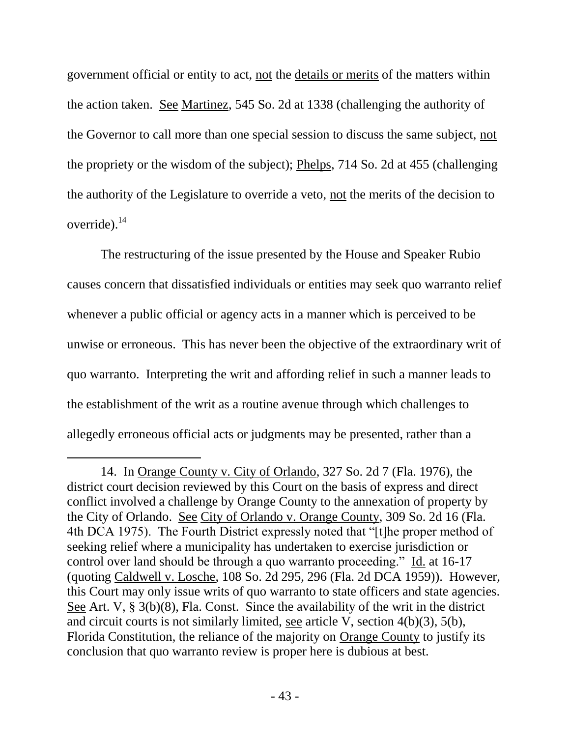government official or entity to act, not the details or merits of the matters within the action taken. See Martinez, 545 So. 2d at 1338 (challenging the authority of the Governor to call more than one special session to discuss the same subject, not the propriety or the wisdom of the subject); Phelps, 714 So. 2d at 455 (challenging the authority of the Legislature to override a veto, not the merits of the decision to override).[14]

The restructuring of the issue presented by the House and Speaker Rubio causes concern that dissatisfied individuals or entities may seek quo warranto relief whenever a public official or agency acts in a manner which is perceived to be unwise or erroneous. This has never been the objective of the extraordinary writ of quo warranto. Interpreting the writ and affording relief in such a manner leads to the establishment of the writ as a routine avenue through which challenges to allegedly erroneous official acts or judgments may be presented, rather than a

---

14. In Orange County v. City of Orlando, 327 So. 2d 7 (Fla. 1976), the district court decision reviewed by this Court on the basis of express and direct conflict involved a challenge by Orange County to the annexation of property by the City of Orlando. See City of Orlando v. Orange County, 309 So. 2d 16 (Fla. 4th DCA 1975). The Fourth District expressly noted that "[t]he proper method of seeking relief where a municipality has undertaken to exercise jurisdiction or control over land should be through a quo warranto proceeding." Id. at 16-17 (quoting Caldwell v. Losche, 108 So. 2d 295, 296 (Fla. 2d DCA 1959)). However, this Court may only issue writs of quo warranto to state officers and state agencies. See Art. V, § 3(b)(8), Fla. Const. Since the availability of the writ in the district and circuit courts is not similarly limited, see article V, section 4(b)(3), 5(b), Florida Constitution, the reliance of the majority on Orange County to justify its conclusion that quo warranto review is proper here is dubious at best.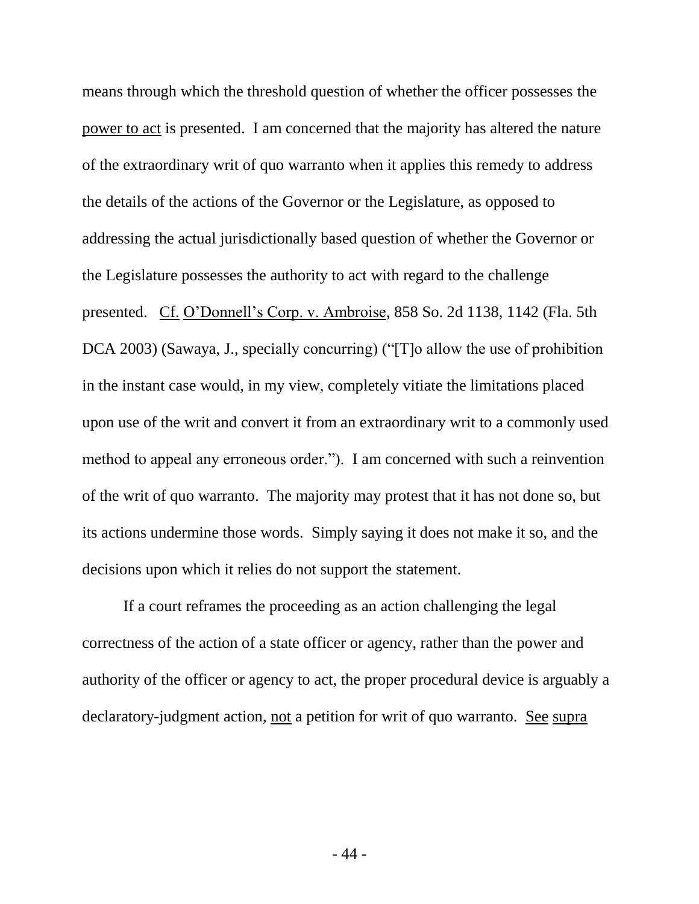means through which the threshold question of whether the officer possesses the power to act is presented. I am concerned that the majority has altered the nature of the extraordinary writ of quo warranto when it applies this remedy to address the details of the actions of the Governor or the Legislature, as opposed to addressing the actual jurisdictionally based question of whether the Governor or the Legislature possesses the authority to act with regard to the challenge presented. Cf. O'Donnell's Corp. v. Ambroise, 858 So. 2d 1138, 1142 (Fla. 5th DCA 2003) (Sawaya, J., specially concurring) ("[T]o allow the use of prohibition in the instant case would, in my view, completely vitiate the limitations placed upon use of the writ and convert it from an extraordinary writ to a commonly used method to appeal any erroneous order."). I am concerned with such a reinvention of the writ of quo warranto. The majority may protest that it has not done so, but its actions undermine those words. Simply saying it does not make it so, and the decisions upon which it relies do not support the statement.

If a court reframes the proceeding as an action challenging the legal correctness of the action of a state officer or agency, rather than the power and authority of the officer or agency to act, the proper procedural device is arguably a declaratory-judgment action, not a petition for writ of quo warranto. See supra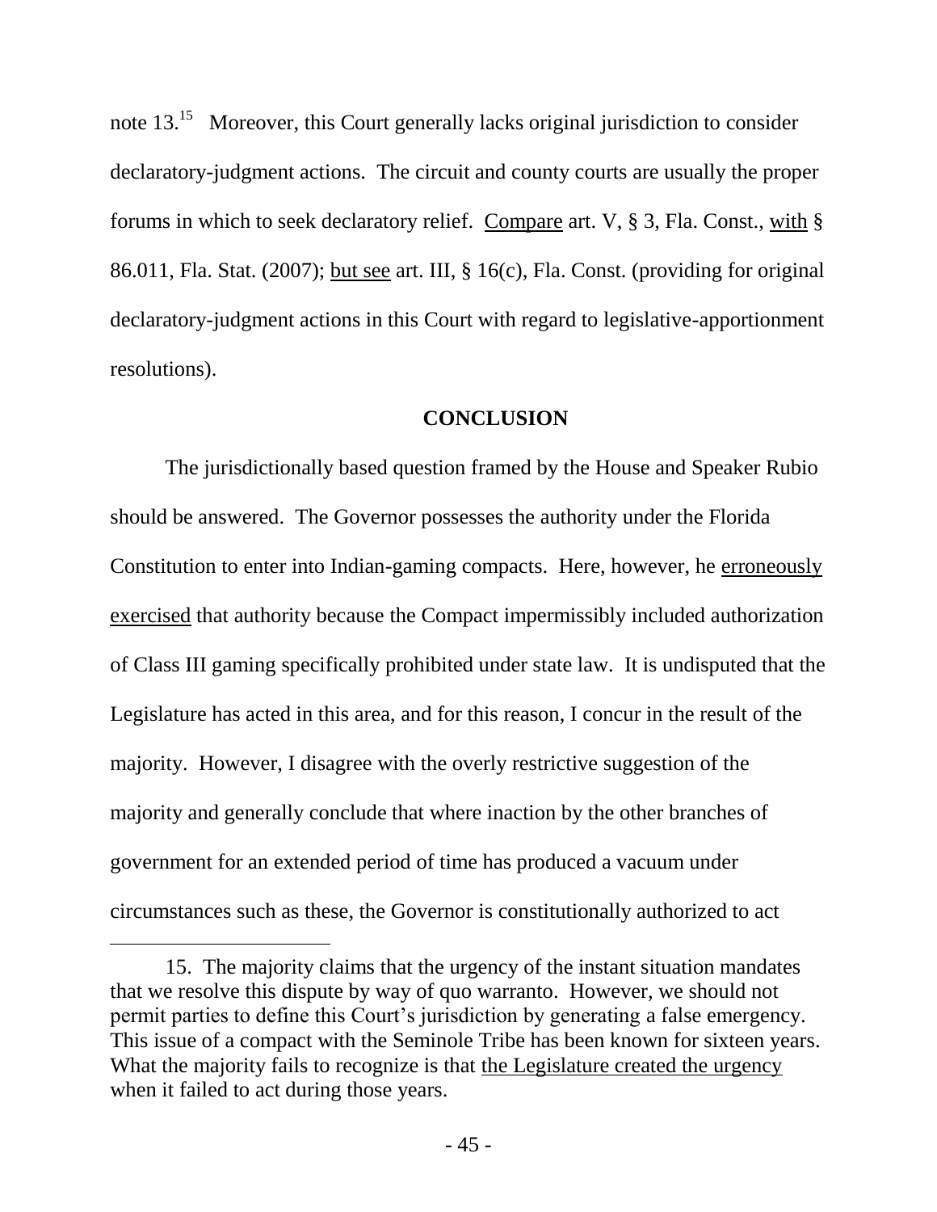note 13.[15] Moreover, this Court generally lacks original jurisdiction to consider declaratory-judgment actions. The circuit and county courts are usually the proper forums in which to seek declaratory relief. <u>Compare</u> art. V, § 3, Fla. Const., <u>with</u> § 86.011, Fla. Stat. (2007); <u>but see</u> art. III, § 16(c), Fla. Const. (providing for original declaratory-judgment actions in this Court with regard to legislative-apportionment resolutions).

**CONCLUSION**

The jurisdictionally based question framed by the House and Speaker Rubio should be answered. The Governor possesses the authority under the Florida Constitution to enter into Indian-gaming compacts. Here, however, he <u>erroneously exercised</u> that authority because the Compact impermissibly included authorization of Class III gaming specifically prohibited under state law. It is undisputed that the Legislature has acted in this area, and for this reason, I concur in the result of the majority. However, I disagree with the overly restrictive suggestion of the majority and generally conclude that where inaction by the other branches of government for an extended period of time has produced a vacuum under circumstances such as these, the Governor is constitutionally authorized to act

---

15. The majority claims that the urgency of the instant situation mandates that we resolve this dispute by way of quo warranto. However, we should not permit parties to define this Court's jurisdiction by generating a false emergency. This issue of a compact with the Seminole Tribe has been known for sixteen years. What the majority fails to recognize is that <u>the Legislature created the urgency</u> when it failed to act during those years.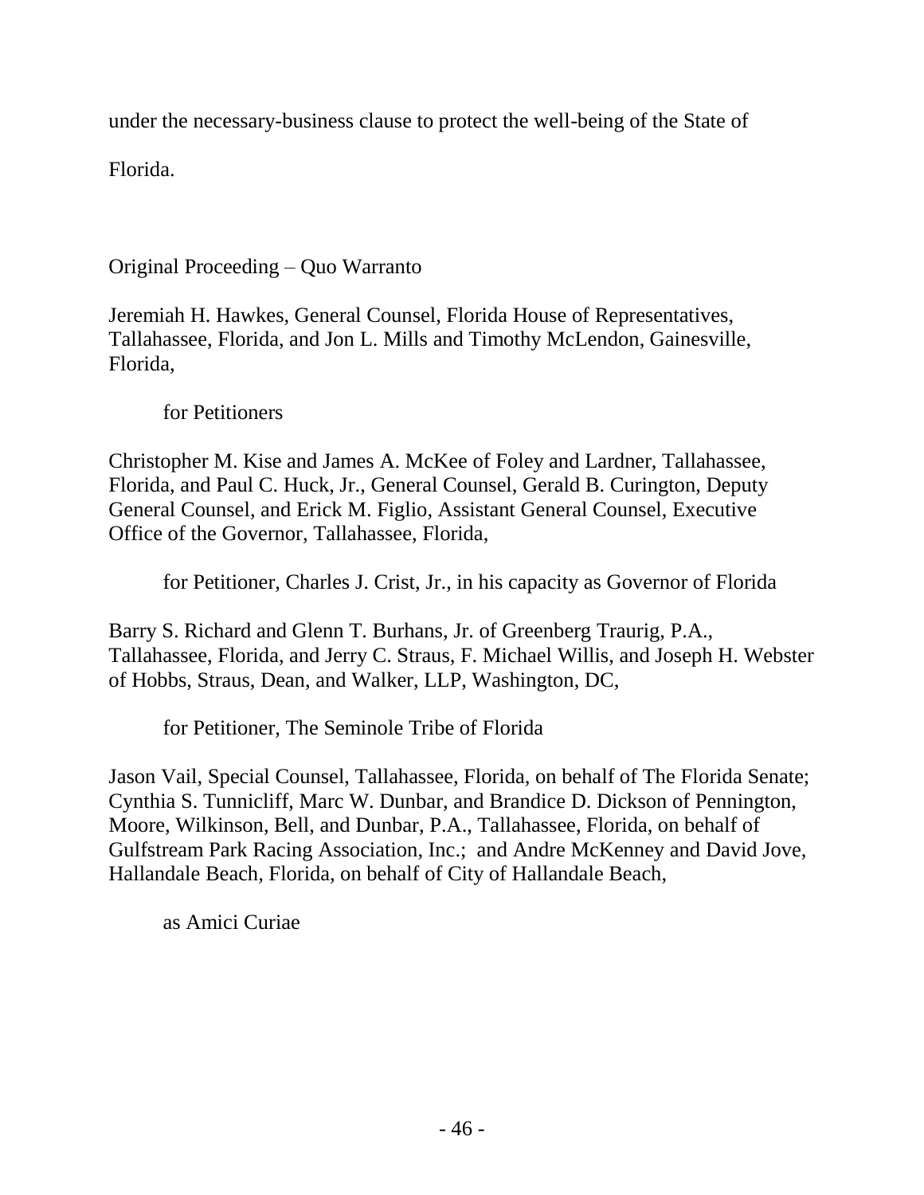under the necessary-business clause to protect the well-being of the State of Florida.

Original Proceeding – Quo Warranto

Jeremiah H. Hawkes, General Counsel, Florida House of Representatives, Tallahassee, Florida, and Jon L. Mills and Timothy McLendon, Gainesville, Florida,

for Petitioners

Christopher M. Kise and James A. McKee of Foley and Lardner, Tallahassee, Florida, and Paul C. Huck, Jr., General Counsel, Gerald B. Curington, Deputy General Counsel, and Erick M. Figlio, Assistant General Counsel, Executive Office of the Governor, Tallahassee, Florida,

for Petitioner, Charles J. Crist, Jr., in his capacity as Governor of Florida

Barry S. Richard and Glenn T. Burhans, Jr. of Greenberg Traurig, P.A., Tallahassee, Florida, and Jerry C. Straus, F. Michael Willis, and Joseph H. Webster of Hobbs, Straus, Dean, and Walker, LLP, Washington, DC,

for Petitioner, The Seminole Tribe of Florida

Jason Vail, Special Counsel, Tallahassee, Florida, on behalf of The Florida Senate; Cynthia S. Tunnicliff, Marc W. Dunbar, and Brandice D. Dickson of Pennington, Moore, Wilkinson, Bell, and Dunbar, P.A., Tallahassee, Florida, on behalf of Gulfstream Park Racing Association, Inc.; and Andre McKenney and David Jove, Hallandale Beach, Florida, on behalf of City of Hallandale Beach,

as Amici Curiae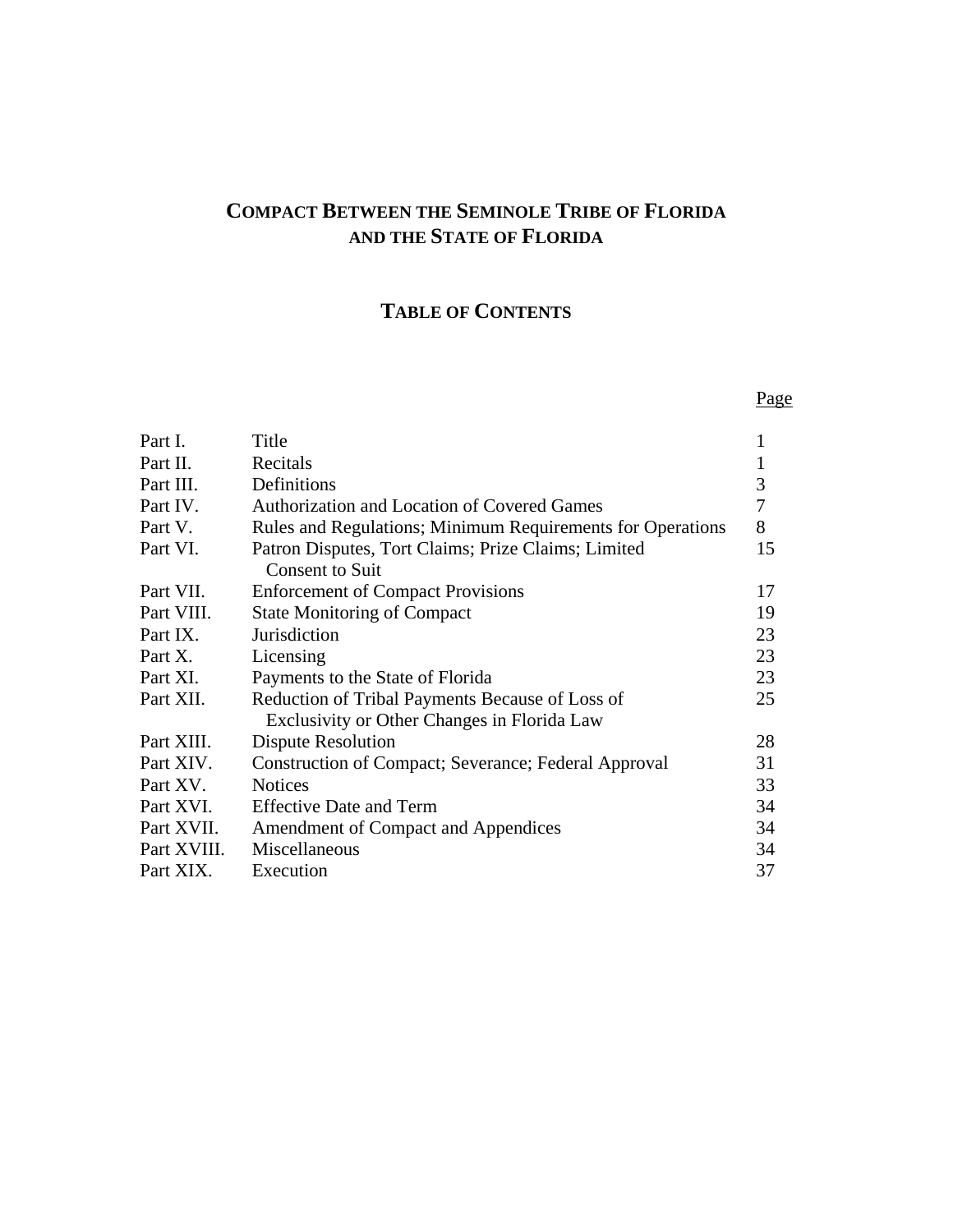# COMPACT BETWEEN THE SEMINOLE TRIBE OF FLORIDA AND THE STATE OF FLORIDA

## TABLE OF CONTENTS

| | | Page |
|---|---|---|
| Part I. | Title | 1 |
| Part II. | Recitals | 1 |
| Part III. | Definitions | 3 |
| Part IV. | Authorization and Location of Covered Games | 7 |
| Part V. | Rules and Regulations; Minimum Requirements for Operations | 8 |
| Part VI. | Patron Disputes, Tort Claims; Prize Claims; Limited Consent to Suit | 15 |
| Part VII. | Enforcement of Compact Provisions | 17 |
| Part VIII. | State Monitoring of Compact | 19 |
| Part IX. | Jurisdiction | 23 |
| Part X. | Licensing | 23 |
| Part XI. | Payments to the State of Florida | 23 |
| Part XII. | Reduction of Tribal Payments Because of Loss of Exclusivity or Other Changes in Florida Law | 25 |
| Part XIII. | Dispute Resolution | 28 |
| Part XIV. | Construction of Compact; Severance; Federal Approval | 31 |
| Part XV. | Notices | 33 |
| Part XVI. | Effective Date and Term | 34 |
| Part XVII. | Amendment of Compact and Appendices | 34 |
| Part XVIII. | Miscellaneous | 34 |
| Part XIX. | Execution | 37 |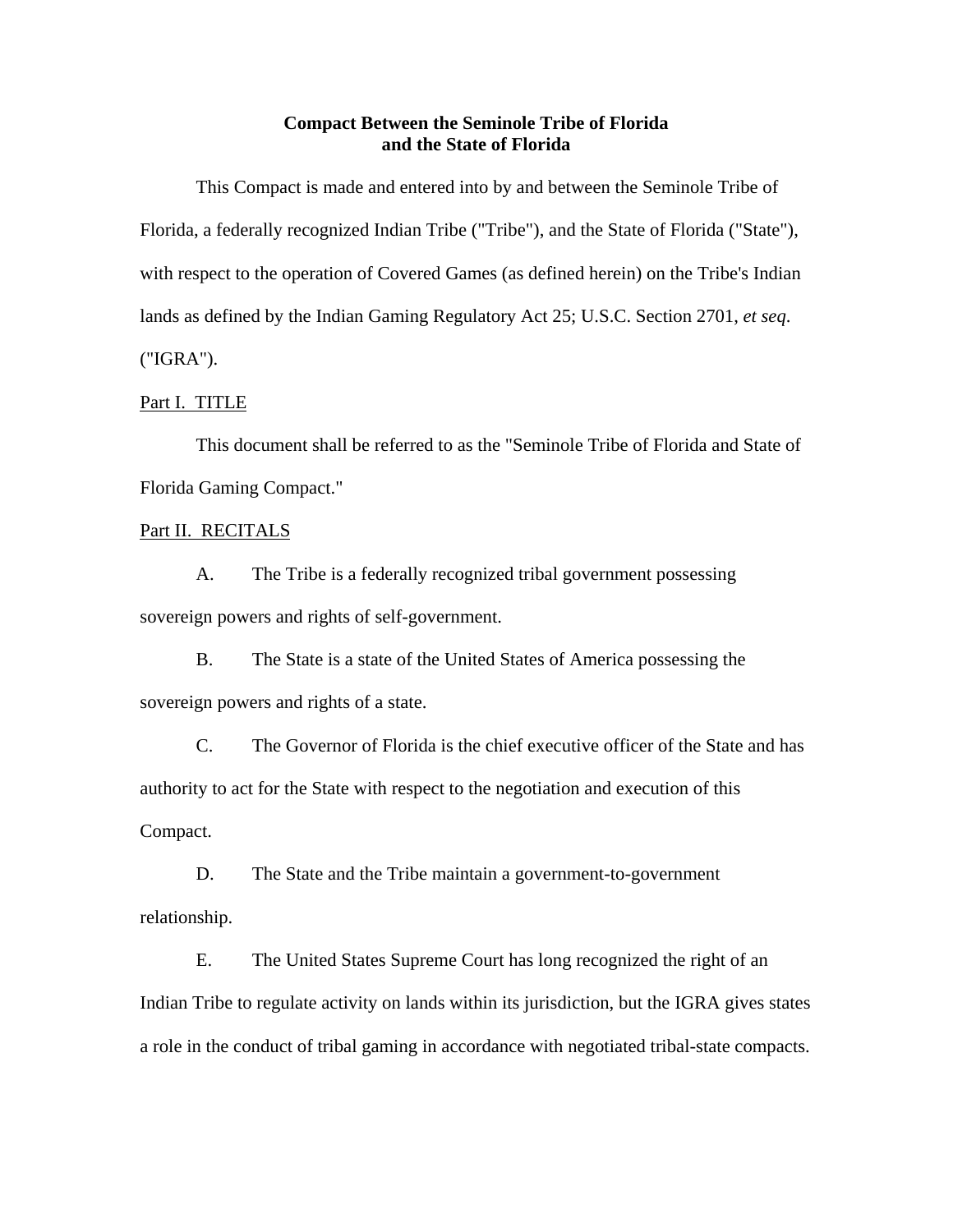**Compact Between the Seminole Tribe of Florida**
**and the State of Florida**

This Compact is made and entered into by and between the Seminole Tribe of Florida, a federally recognized Indian Tribe ("Tribe"), and the State of Florida ("State"), with respect to the operation of Covered Games (as defined herein) on the Tribe's Indian lands as defined by the Indian Gaming Regulatory Act 25; U.S.C. Section 2701, *et seq*. ("IGRA").

Part I. TITLE

This document shall be referred to as the "Seminole Tribe of Florida and State of Florida Gaming Compact."

Part II. RECITALS

A. The Tribe is a federally recognized tribal government possessing sovereign powers and rights of self-government.

B. The State is a state of the United States of America possessing the sovereign powers and rights of a state.

C. The Governor of Florida is the chief executive officer of the State and has authority to act for the State with respect to the negotiation and execution of this Compact.

D. The State and the Tribe maintain a government-to-government relationship.

E. The United States Supreme Court has long recognized the right of an Indian Tribe to regulate activity on lands within its jurisdiction, but the IGRA gives states a role in the conduct of tribal gaming in accordance with negotiated tribal-state compacts.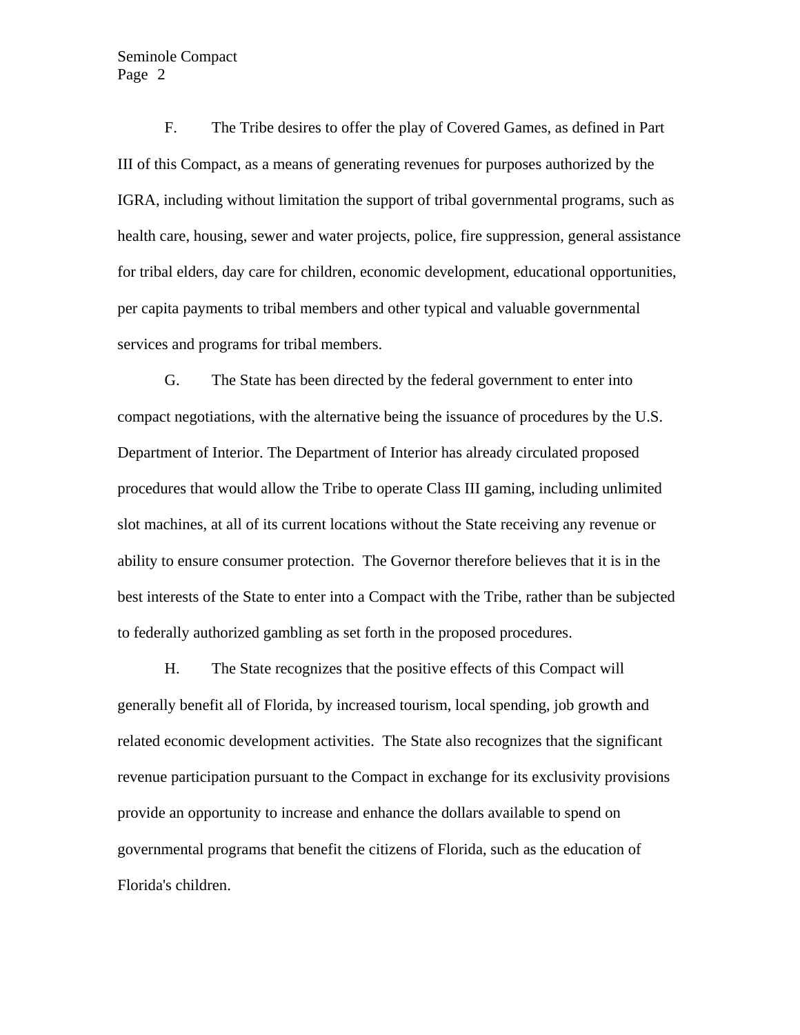F. The Tribe desires to offer the play of Covered Games, as defined in Part III of this Compact, as a means of generating revenues for purposes authorized by the IGRA, including without limitation the support of tribal governmental programs, such as health care, housing, sewer and water projects, police, fire suppression, general assistance for tribal elders, day care for children, economic development, educational opportunities, per capita payments to tribal members and other typical and valuable governmental services and programs for tribal members.

G. The State has been directed by the federal government to enter into compact negotiations, with the alternative being the issuance of procedures by the U.S. Department of Interior. The Department of Interior has already circulated proposed procedures that would allow the Tribe to operate Class III gaming, including unlimited slot machines, at all of its current locations without the State receiving any revenue or ability to ensure consumer protection. The Governor therefore believes that it is in the best interests of the State to enter into a Compact with the Tribe, rather than be subjected to federally authorized gambling as set forth in the proposed procedures.

H. The State recognizes that the positive effects of this Compact will generally benefit all of Florida, by increased tourism, local spending, job growth and related economic development activities. The State also recognizes that the significant revenue participation pursuant to the Compact in exchange for its exclusivity provisions provide an opportunity to increase and enhance the dollars available to spend on governmental programs that benefit the citizens of Florida, such as the education of Florida's children.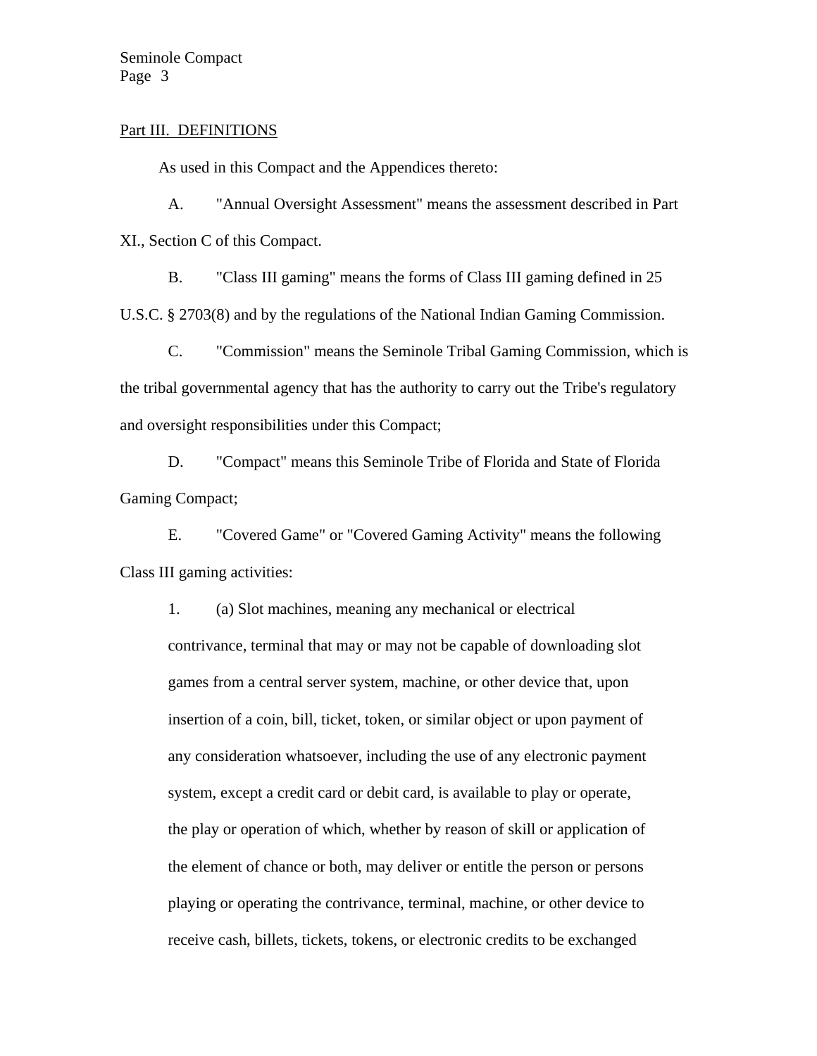## Part III. DEFINITIONS

As used in this Compact and the Appendices thereto:

A. "Annual Oversight Assessment" means the assessment described in Part XI., Section C of this Compact.

B. "Class III gaming" means the forms of Class III gaming defined in 25 U.S.C. § 2703(8) and by the regulations of the National Indian Gaming Commission.

C. "Commission" means the Seminole Tribal Gaming Commission, which is the tribal governmental agency that has the authority to carry out the Tribe's regulatory and oversight responsibilities under this Compact;

D. "Compact" means this Seminole Tribe of Florida and State of Florida Gaming Compact;

E. "Covered Game" or "Covered Gaming Activity" means the following Class III gaming activities:

1. (a) Slot machines, meaning any mechanical or electrical contrivance, terminal that may or may not be capable of downloading slot games from a central server system, machine, or other device that, upon insertion of a coin, bill, ticket, token, or similar object or upon payment of any consideration whatsoever, including the use of any electronic payment system, except a credit card or debit card, is available to play or operate, the play or operation of which, whether by reason of skill or application of the element of chance or both, may deliver or entitle the person or persons playing or operating the contrivance, terminal, machine, or other device to receive cash, billets, tickets, tokens, or electronic credits to be exchanged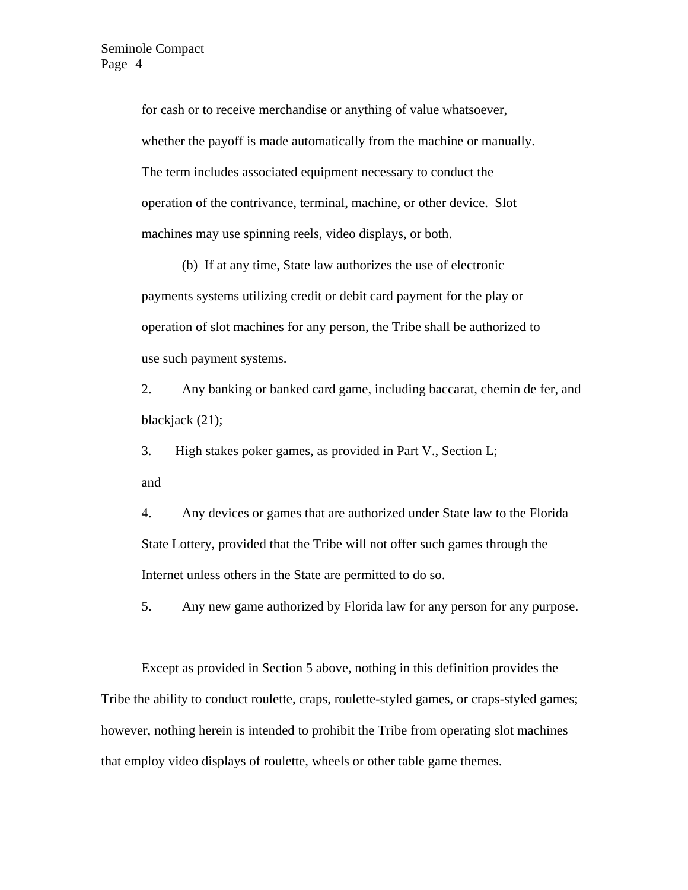for cash or to receive merchandise or anything of value whatsoever, whether the payoff is made automatically from the machine or manually. The term includes associated equipment necessary to conduct the operation of the contrivance, terminal, machine, or other device. Slot machines may use spinning reels, video displays, or both.

(b) If at any time, State law authorizes the use of electronic payments systems utilizing credit or debit card payment for the play or operation of slot machines for any person, the Tribe shall be authorized to use such payment systems.

2. Any banking or banked card game, including baccarat, chemin de fer, and blackjack (21);

3. High stakes poker games, as provided in Part V., Section L; and

4. Any devices or games that are authorized under State law to the Florida State Lottery, provided that the Tribe will not offer such games through the Internet unless others in the State are permitted to do so.

5. Any new game authorized by Florida law for any person for any purpose.

Except as provided in Section 5 above, nothing in this definition provides the Tribe the ability to conduct roulette, craps, roulette-styled games, or craps-styled games; however, nothing herein is intended to prohibit the Tribe from operating slot machines that employ video displays of roulette, wheels or other table game themes.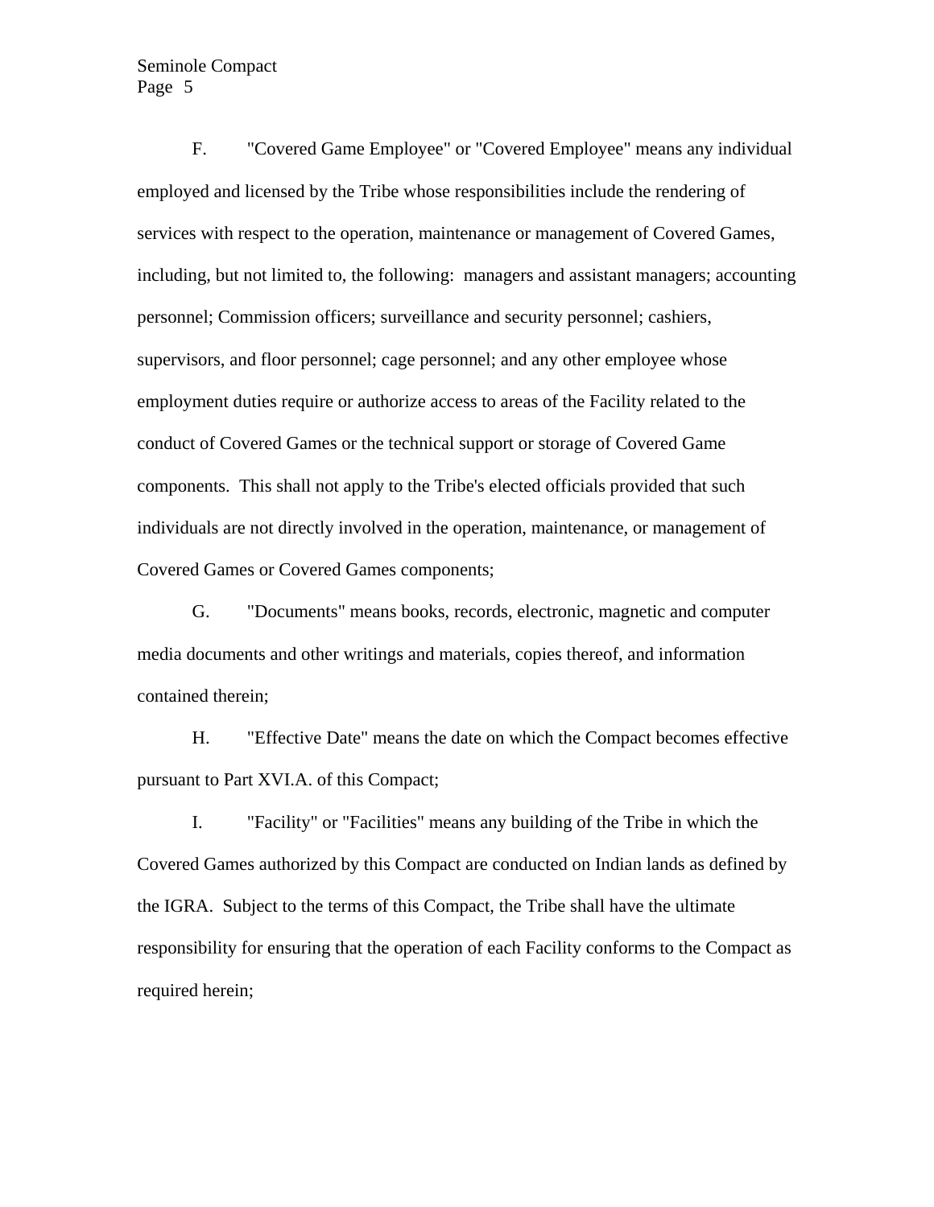F. "Covered Game Employee" or "Covered Employee" means any individual employed and licensed by the Tribe whose responsibilities include the rendering of services with respect to the operation, maintenance or management of Covered Games, including, but not limited to, the following: managers and assistant managers; accounting personnel; Commission officers; surveillance and security personnel; cashiers, supervisors, and floor personnel; cage personnel; and any other employee whose employment duties require or authorize access to areas of the Facility related to the conduct of Covered Games or the technical support or storage of Covered Game components. This shall not apply to the Tribe's elected officials provided that such individuals are not directly involved in the operation, maintenance, or management of Covered Games or Covered Games components;

G. "Documents" means books, records, electronic, magnetic and computer media documents and other writings and materials, copies thereof, and information contained therein;

H. "Effective Date" means the date on which the Compact becomes effective pursuant to Part XVI.A. of this Compact;

I. "Facility" or "Facilities" means any building of the Tribe in which the Covered Games authorized by this Compact are conducted on Indian lands as defined by the IGRA. Subject to the terms of this Compact, the Tribe shall have the ultimate responsibility for ensuring that the operation of each Facility conforms to the Compact as required herein;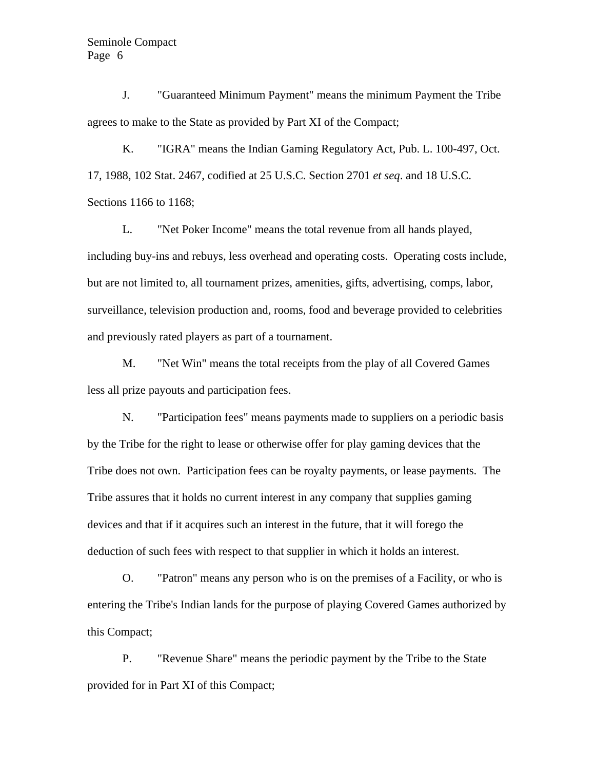J. "Guaranteed Minimum Payment" means the minimum Payment the Tribe agrees to make to the State as provided by Part XI of the Compact;

K. "IGRA" means the Indian Gaming Regulatory Act, Pub. L. 100-497, Oct. 17, 1988, 102 Stat. 2467, codified at 25 U.S.C. Section 2701 *et seq*. and 18 U.S.C. Sections 1166 to 1168;

L. "Net Poker Income" means the total revenue from all hands played, including buy-ins and rebuys, less overhead and operating costs. Operating costs include, but are not limited to, all tournament prizes, amenities, gifts, advertising, comps, labor, surveillance, television production and, rooms, food and beverage provided to celebrities and previously rated players as part of a tournament.

M. "Net Win" means the total receipts from the play of all Covered Games less all prize payouts and participation fees.

N. "Participation fees" means payments made to suppliers on a periodic basis by the Tribe for the right to lease or otherwise offer for play gaming devices that the Tribe does not own. Participation fees can be royalty payments, or lease payments. The Tribe assures that it holds no current interest in any company that supplies gaming devices and that if it acquires such an interest in the future, that it will forego the deduction of such fees with respect to that supplier in which it holds an interest.

O. "Patron" means any person who is on the premises of a Facility, or who is entering the Tribe's Indian lands for the purpose of playing Covered Games authorized by this Compact;

P. "Revenue Share" means the periodic payment by the Tribe to the State provided for in Part XI of this Compact;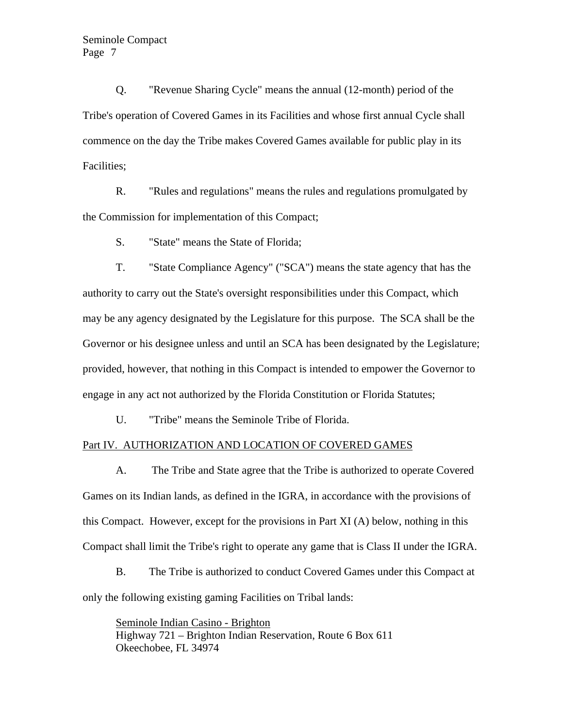Q. "Revenue Sharing Cycle" means the annual (12-month) period of the Tribe's operation of Covered Games in its Facilities and whose first annual Cycle shall commence on the day the Tribe makes Covered Games available for public play in its Facilities;

R. "Rules and regulations" means the rules and regulations promulgated by the Commission for implementation of this Compact;

S. "State" means the State of Florida;

T. "State Compliance Agency" ("SCA") means the state agency that has the authority to carry out the State's oversight responsibilities under this Compact, which may be any agency designated by the Legislature for this purpose. The SCA shall be the Governor or his designee unless and until an SCA has been designated by the Legislature; provided, however, that nothing in this Compact is intended to empower the Governor to engage in any act not authorized by the Florida Constitution or Florida Statutes;

U. "Tribe" means the Seminole Tribe of Florida.

## Part IV. AUTHORIZATION AND LOCATION OF COVERED GAMES

A. The Tribe and State agree that the Tribe is authorized to operate Covered Games on its Indian lands, as defined in the IGRA, in accordance with the provisions of this Compact. However, except for the provisions in Part XI (A) below, nothing in this Compact shall limit the Tribe's right to operate any game that is Class II under the IGRA.

B. The Tribe is authorized to conduct Covered Games under this Compact at only the following existing gaming Facilities on Tribal lands:

Seminole Indian Casino - Brighton
Highway 721 – Brighton Indian Reservation, Route 6 Box 611
Okeechobee, FL 34974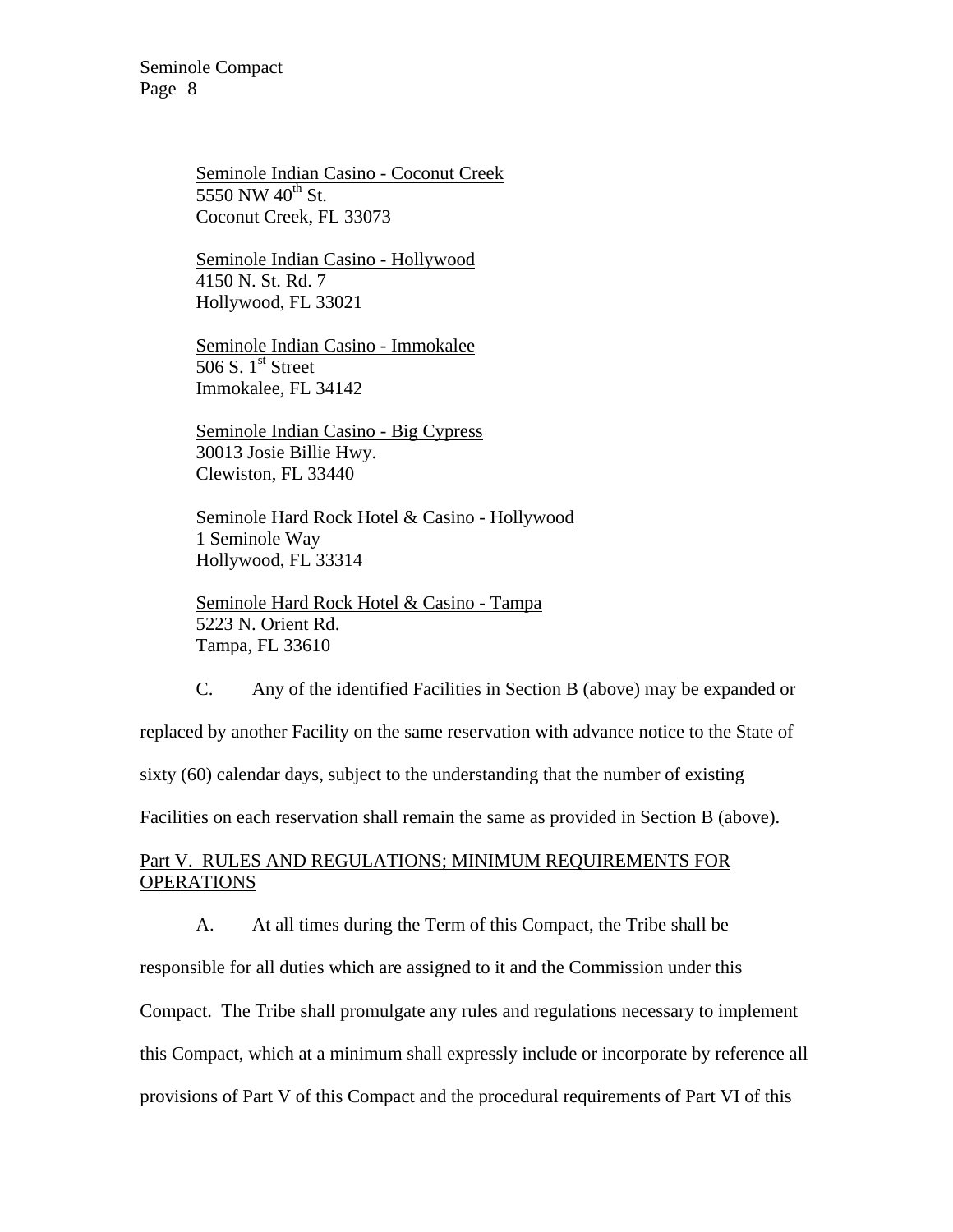Seminole Indian Casino - Coconut Creek
5550 NW 40th St.
Coconut Creek, FL 33073

Seminole Indian Casino - Hollywood
4150 N. St. Rd. 7
Hollywood, FL 33021

Seminole Indian Casino - Immokalee
506 S. 1st Street
Immokalee, FL 34142

Seminole Indian Casino - Big Cypress
30013 Josie Billie Hwy.
Clewiston, FL 33440

Seminole Hard Rock Hotel & Casino - Hollywood
1 Seminole Way
Hollywood, FL 33314

Seminole Hard Rock Hotel & Casino - Tampa
5223 N. Orient Rd.
Tampa, FL 33610

C. Any of the identified Facilities in Section B (above) may be expanded or replaced by another Facility on the same reservation with advance notice to the State of sixty (60) calendar days, subject to the understanding that the number of existing Facilities on each reservation shall remain the same as provided in Section B (above).

## Part V. RULES AND REGULATIONS; MINIMUM REQUIREMENTS FOR OPERATIONS

A. At all times during the Term of this Compact, the Tribe shall be responsible for all duties which are assigned to it and the Commission under this Compact. The Tribe shall promulgate any rules and regulations necessary to implement this Compact, which at a minimum shall expressly include or incorporate by reference all provisions of Part V of this Compact and the procedural requirements of Part VI of this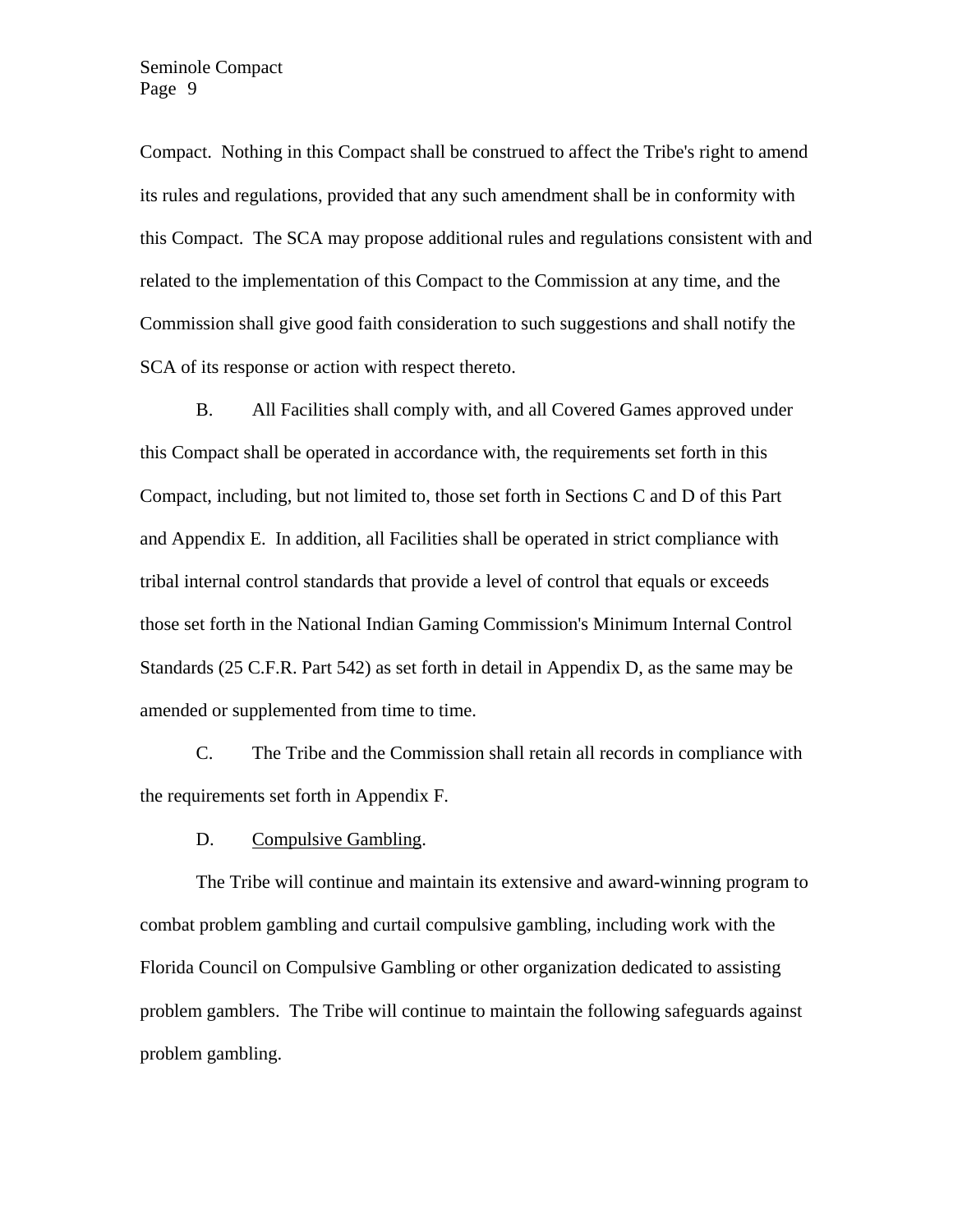Compact. Nothing in this Compact shall be construed to affect the Tribe's right to amend its rules and regulations, provided that any such amendment shall be in conformity with this Compact. The SCA may propose additional rules and regulations consistent with and related to the implementation of this Compact to the Commission at any time, and the Commission shall give good faith consideration to such suggestions and shall notify the SCA of its response or action with respect thereto.

B. All Facilities shall comply with, and all Covered Games approved under this Compact shall be operated in accordance with, the requirements set forth in this Compact, including, but not limited to, those set forth in Sections C and D of this Part and Appendix E. In addition, all Facilities shall be operated in strict compliance with tribal internal control standards that provide a level of control that equals or exceeds those set forth in the National Indian Gaming Commission's Minimum Internal Control Standards (25 C.F.R. Part 542) as set forth in detail in Appendix D, as the same may be amended or supplemented from time to time.

C. The Tribe and the Commission shall retain all records in compliance with the requirements set forth in Appendix F.

D. Compulsive Gambling.

The Tribe will continue and maintain its extensive and award-winning program to combat problem gambling and curtail compulsive gambling, including work with the Florida Council on Compulsive Gambling or other organization dedicated to assisting problem gamblers. The Tribe will continue to maintain the following safeguards against problem gambling.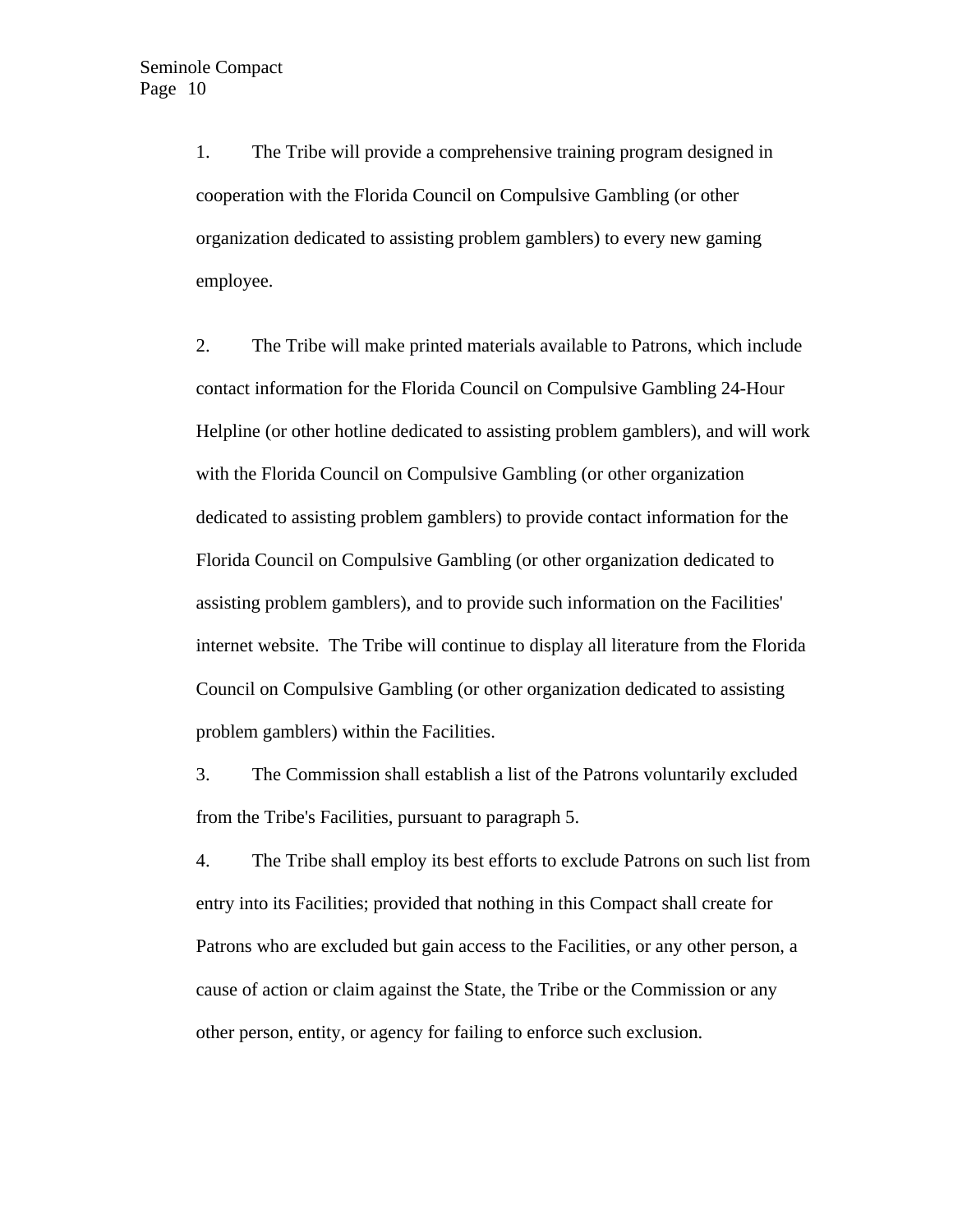1. The Tribe will provide a comprehensive training program designed in cooperation with the Florida Council on Compulsive Gambling (or other organization dedicated to assisting problem gamblers) to every new gaming employee.

2. The Tribe will make printed materials available to Patrons, which include contact information for the Florida Council on Compulsive Gambling 24-Hour Helpline (or other hotline dedicated to assisting problem gamblers), and will work with the Florida Council on Compulsive Gambling (or other organization dedicated to assisting problem gamblers) to provide contact information for the Florida Council on Compulsive Gambling (or other organization dedicated to assisting problem gamblers), and to provide such information on the Facilities' internet website. The Tribe will continue to display all literature from the Florida Council on Compulsive Gambling (or other organization dedicated to assisting problem gamblers) within the Facilities.

3. The Commission shall establish a list of the Patrons voluntarily excluded from the Tribe's Facilities, pursuant to paragraph 5.

4. The Tribe shall employ its best efforts to exclude Patrons on such list from entry into its Facilities; provided that nothing in this Compact shall create for Patrons who are excluded but gain access to the Facilities, or any other person, a cause of action or claim against the State, the Tribe or the Commission or any other person, entity, or agency for failing to enforce such exclusion.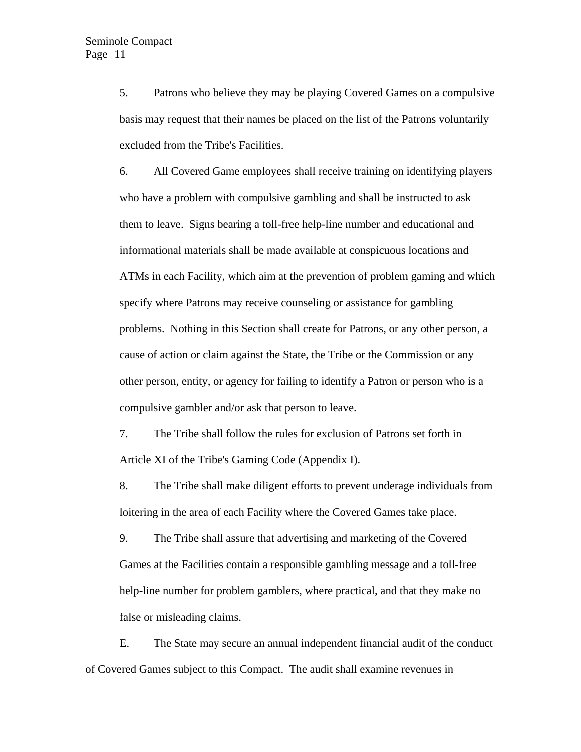5. Patrons who believe they may be playing Covered Games on a compulsive basis may request that their names be placed on the list of the Patrons voluntarily excluded from the Tribe's Facilities.

6. All Covered Game employees shall receive training on identifying players who have a problem with compulsive gambling and shall be instructed to ask them to leave. Signs bearing a toll-free help-line number and educational and informational materials shall be made available at conspicuous locations and ATMs in each Facility, which aim at the prevention of problem gaming and which specify where Patrons may receive counseling or assistance for gambling problems. Nothing in this Section shall create for Patrons, or any other person, a cause of action or claim against the State, the Tribe or the Commission or any other person, entity, or agency for failing to identify a Patron or person who is a compulsive gambler and/or ask that person to leave.

7. The Tribe shall follow the rules for exclusion of Patrons set forth in Article XI of the Tribe's Gaming Code (Appendix I).

8. The Tribe shall make diligent efforts to prevent underage individuals from loitering in the area of each Facility where the Covered Games take place.

9. The Tribe shall assure that advertising and marketing of the Covered Games at the Facilities contain a responsible gambling message and a toll-free help-line number for problem gamblers, where practical, and that they make no false or misleading claims.

E. The State may secure an annual independent financial audit of the conduct of Covered Games subject to this Compact. The audit shall examine revenues in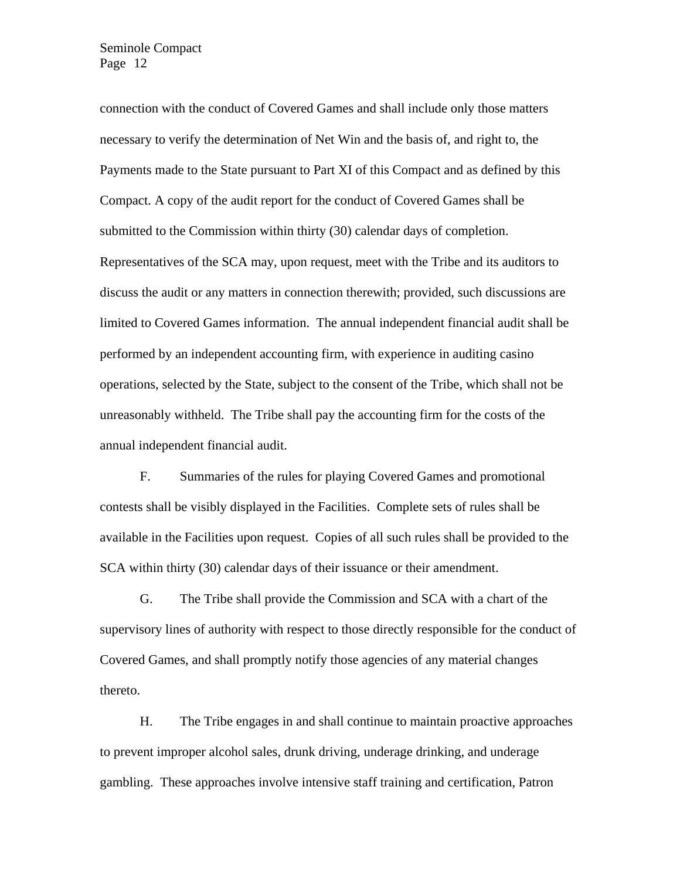connection with the conduct of Covered Games and shall include only those matters necessary to verify the determination of Net Win and the basis of, and right to, the Payments made to the State pursuant to Part XI of this Compact and as defined by this Compact. A copy of the audit report for the conduct of Covered Games shall be submitted to the Commission within thirty (30) calendar days of completion. Representatives of the SCA may, upon request, meet with the Tribe and its auditors to discuss the audit or any matters in connection therewith; provided, such discussions are limited to Covered Games information. The annual independent financial audit shall be performed by an independent accounting firm, with experience in auditing casino operations, selected by the State, subject to the consent of the Tribe, which shall not be unreasonably withheld. The Tribe shall pay the accounting firm for the costs of the annual independent financial audit.

F. Summaries of the rules for playing Covered Games and promotional contests shall be visibly displayed in the Facilities. Complete sets of rules shall be available in the Facilities upon request. Copies of all such rules shall be provided to the SCA within thirty (30) calendar days of their issuance or their amendment.

G. The Tribe shall provide the Commission and SCA with a chart of the supervisory lines of authority with respect to those directly responsible for the conduct of Covered Games, and shall promptly notify those agencies of any material changes thereto.

H. The Tribe engages in and shall continue to maintain proactive approaches to prevent improper alcohol sales, drunk driving, underage drinking, and underage gambling. These approaches involve intensive staff training and certification, Patron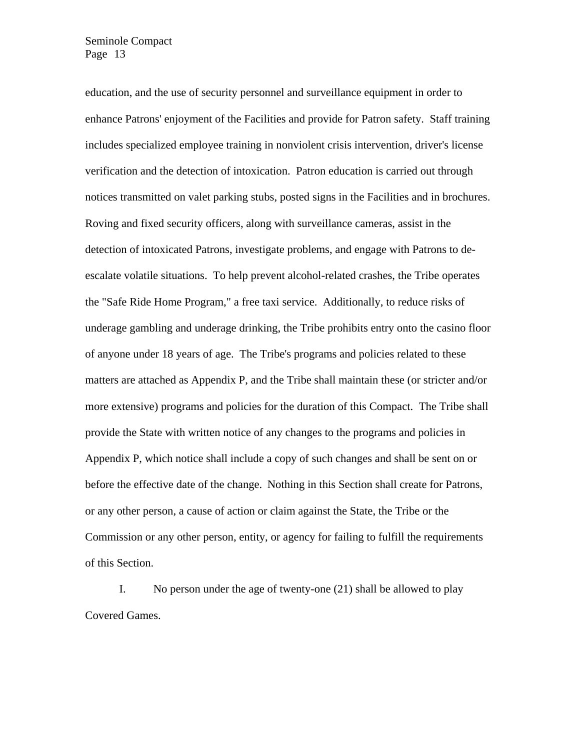education, and the use of security personnel and surveillance equipment in order to enhance Patrons' enjoyment of the Facilities and provide for Patron safety. Staff training includes specialized employee training in nonviolent crisis intervention, driver's license verification and the detection of intoxication. Patron education is carried out through notices transmitted on valet parking stubs, posted signs in the Facilities and in brochures. Roving and fixed security officers, along with surveillance cameras, assist in the detection of intoxicated Patrons, investigate problems, and engage with Patrons to de-escalate volatile situations. To help prevent alcohol-related crashes, the Tribe operates the "Safe Ride Home Program," a free taxi service. Additionally, to reduce risks of underage gambling and underage drinking, the Tribe prohibits entry onto the casino floor of anyone under 18 years of age. The Tribe's programs and policies related to these matters are attached as Appendix P, and the Tribe shall maintain these (or stricter and/or more extensive) programs and policies for the duration of this Compact. The Tribe shall provide the State with written notice of any changes to the programs and policies in Appendix P, which notice shall include a copy of such changes and shall be sent on or before the effective date of the change. Nothing in this Section shall create for Patrons, or any other person, a cause of action or claim against the State, the Tribe or the Commission or any other person, entity, or agency for failing to fulfill the requirements of this Section.

I. No person under the age of twenty-one (21) shall be allowed to play Covered Games.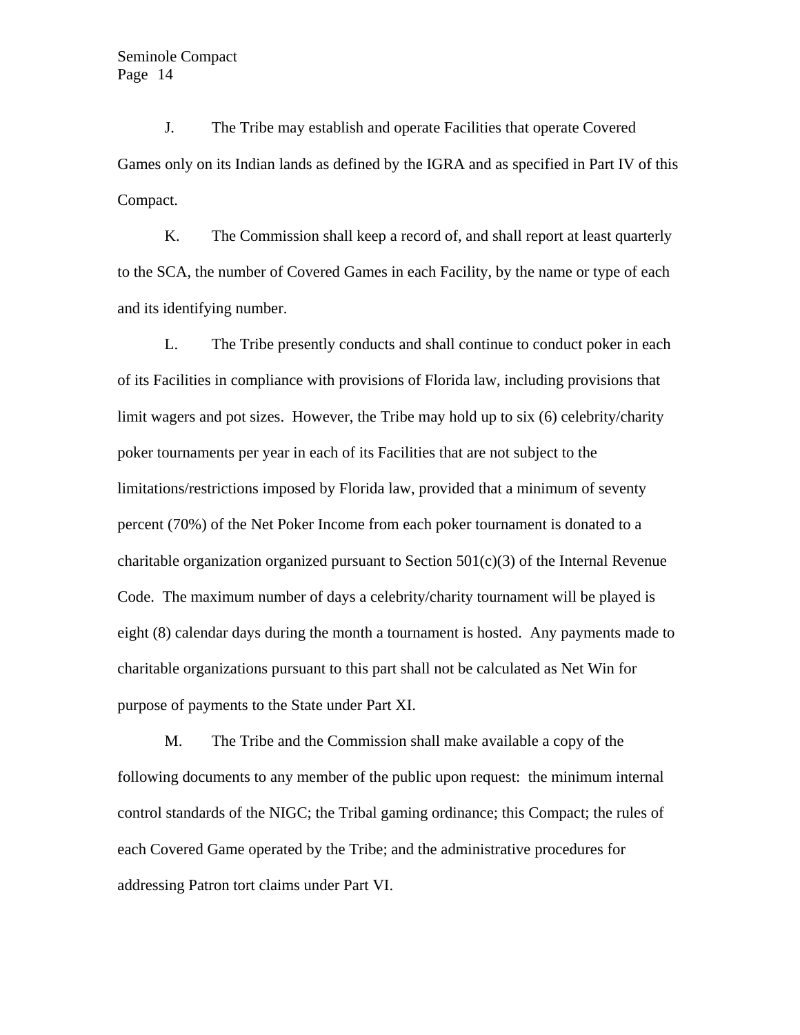J. The Tribe may establish and operate Facilities that operate Covered Games only on its Indian lands as defined by the IGRA and as specified in Part IV of this Compact.

K. The Commission shall keep a record of, and shall report at least quarterly to the SCA, the number of Covered Games in each Facility, by the name or type of each and its identifying number.

L. The Tribe presently conducts and shall continue to conduct poker in each of its Facilities in compliance with provisions of Florida law, including provisions that limit wagers and pot sizes. However, the Tribe may hold up to six (6) celebrity/charity poker tournaments per year in each of its Facilities that are not subject to the limitations/restrictions imposed by Florida law, provided that a minimum of seventy percent (70%) of the Net Poker Income from each poker tournament is donated to a charitable organization organized pursuant to Section 501(c)(3) of the Internal Revenue Code. The maximum number of days a celebrity/charity tournament will be played is eight (8) calendar days during the month a tournament is hosted. Any payments made to charitable organizations pursuant to this part shall not be calculated as Net Win for purpose of payments to the State under Part XI.

M. The Tribe and the Commission shall make available a copy of the following documents to any member of the public upon request: the minimum internal control standards of the NIGC; the Tribal gaming ordinance; this Compact; the rules of each Covered Game operated by the Tribe; and the administrative procedures for addressing Patron tort claims under Part VI.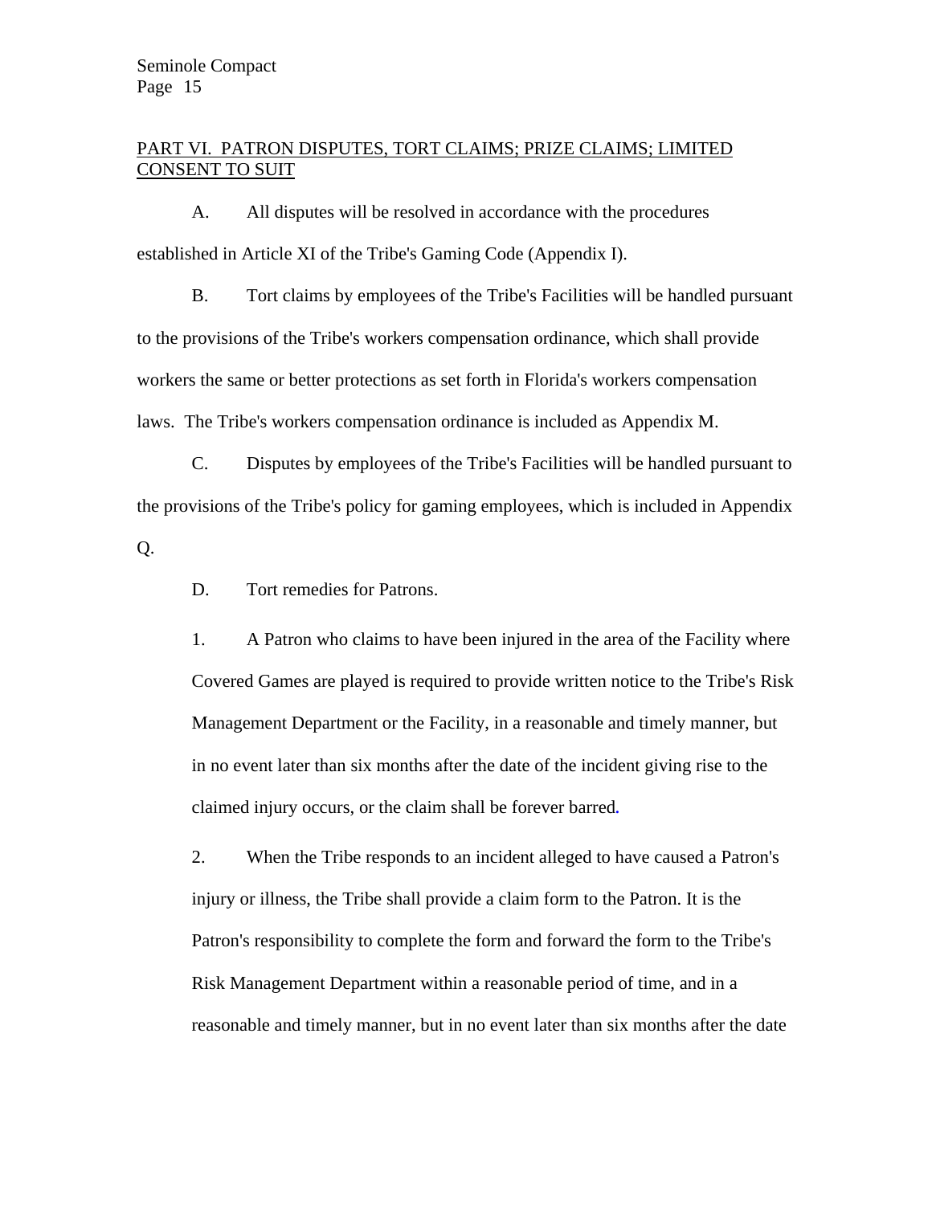## PART VI. PATRON DISPUTES, TORT CLAIMS; PRIZE CLAIMS; LIMITED CONSENT TO SUIT

A. All disputes will be resolved in accordance with the procedures established in Article XI of the Tribe's Gaming Code (Appendix I).

B. Tort claims by employees of the Tribe's Facilities will be handled pursuant to the provisions of the Tribe's workers compensation ordinance, which shall provide workers the same or better protections as set forth in Florida's workers compensation laws. The Tribe's workers compensation ordinance is included as Appendix M.

C. Disputes by employees of the Tribe's Facilities will be handled pursuant to the provisions of the Tribe's policy for gaming employees, which is included in Appendix Q.

D. Tort remedies for Patrons.

1. A Patron who claims to have been injured in the area of the Facility where Covered Games are played is required to provide written notice to the Tribe's Risk Management Department or the Facility, in a reasonable and timely manner, but in no event later than six months after the date of the incident giving rise to the claimed injury occurs, or the claim shall be forever barred.

2. When the Tribe responds to an incident alleged to have caused a Patron's injury or illness, the Tribe shall provide a claim form to the Patron. It is the Patron's responsibility to complete the form and forward the form to the Tribe's Risk Management Department within a reasonable period of time, and in a reasonable and timely manner, but in no event later than six months after the date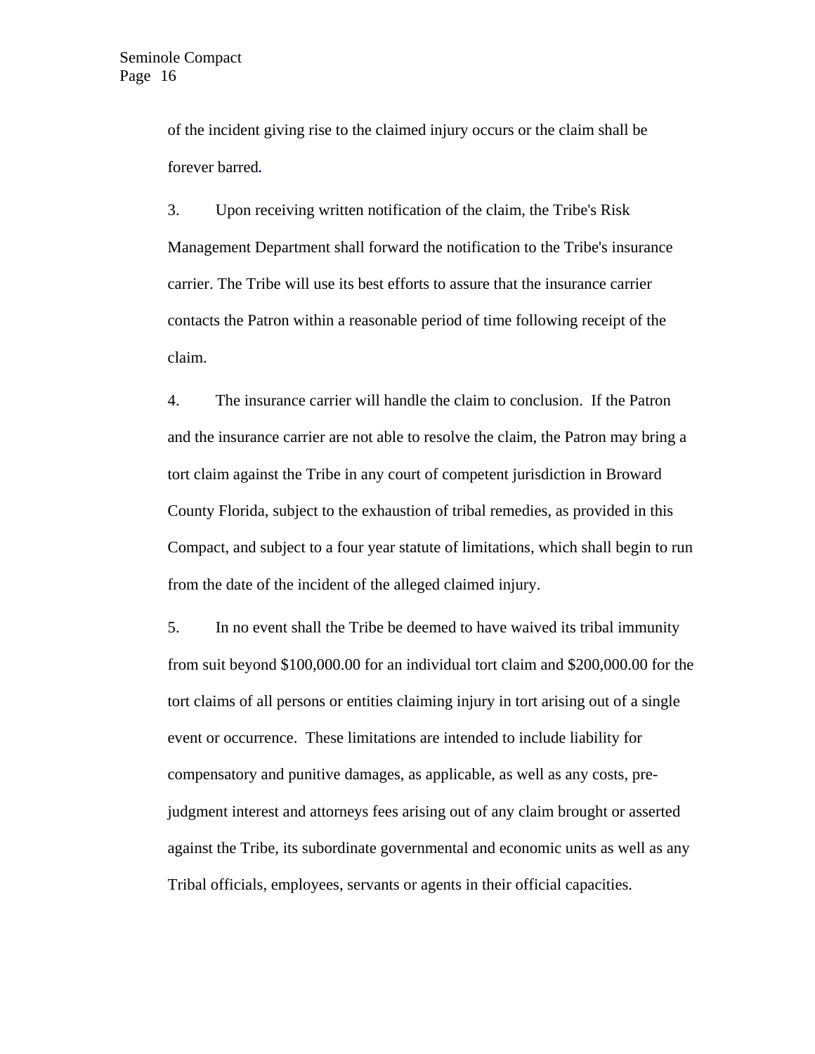of the incident giving rise to the claimed injury occurs or the claim shall be forever barred.

3. Upon receiving written notification of the claim, the Tribe's Risk Management Department shall forward the notification to the Tribe's insurance carrier. The Tribe will use its best efforts to assure that the insurance carrier contacts the Patron within a reasonable period of time following receipt of the claim.

4. The insurance carrier will handle the claim to conclusion. If the Patron and the insurance carrier are not able to resolve the claim, the Patron may bring a tort claim against the Tribe in any court of competent jurisdiction in Broward County Florida, subject to the exhaustion of tribal remedies, as provided in this Compact, and subject to a four year statute of limitations, which shall begin to run from the date of the incident of the alleged claimed injury.

5. In no event shall the Tribe be deemed to have waived its tribal immunity from suit beyond $100,000.00 for an individual tort claim and $200,000.00 for the tort claims of all persons or entities claiming injury in tort arising out of a single event or occurrence. These limitations are intended to include liability for compensatory and punitive damages, as applicable, as well as any costs, pre-judgment interest and attorneys fees arising out of any claim brought or asserted against the Tribe, its subordinate governmental and economic units as well as any Tribal officials, employees, servants or agents in their official capacities.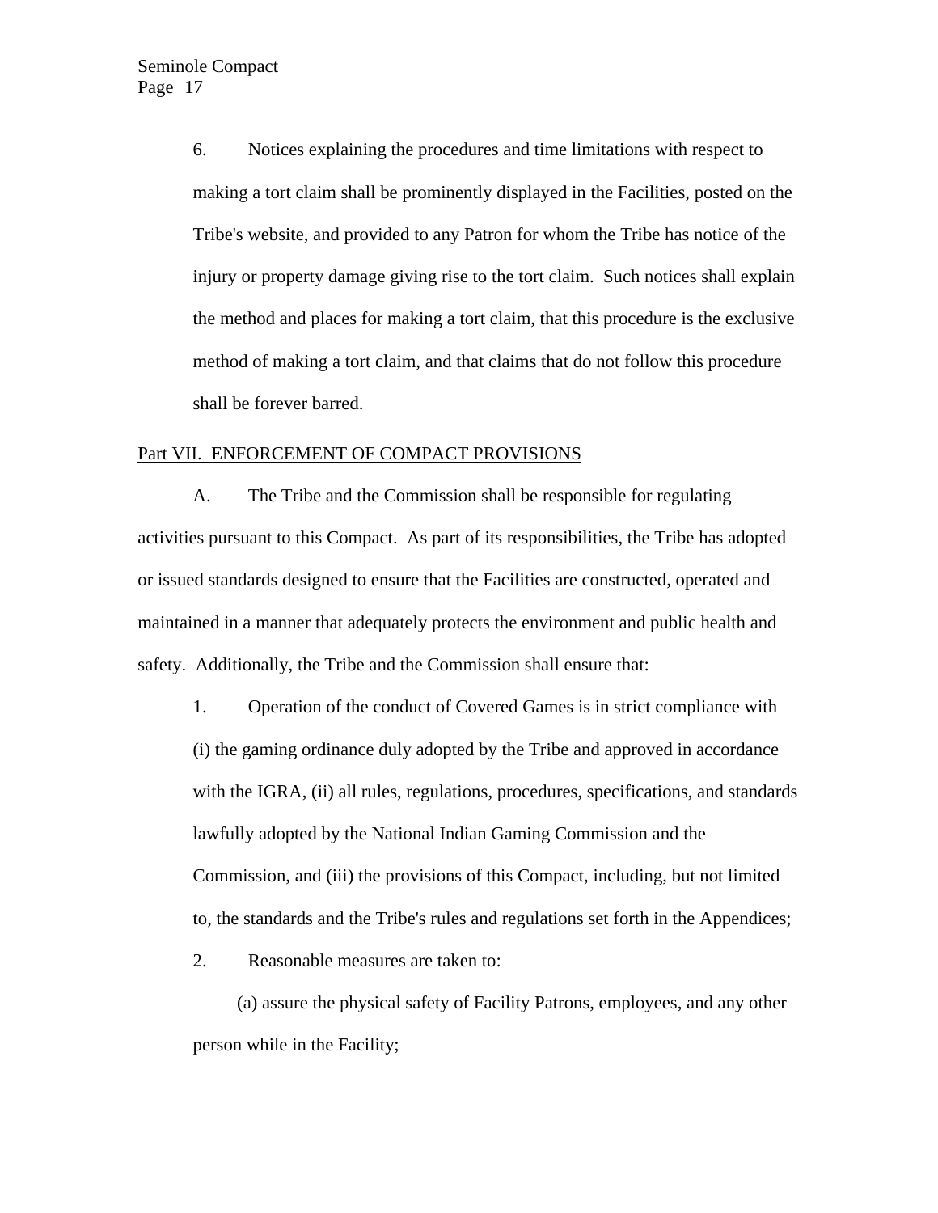6. Notices explaining the procedures and time limitations with respect to making a tort claim shall be prominently displayed in the Facilities, posted on the Tribe's website, and provided to any Patron for whom the Tribe has notice of the injury or property damage giving rise to the tort claim. Such notices shall explain the method and places for making a tort claim, that this procedure is the exclusive method of making a tort claim, and that claims that do not follow this procedure shall be forever barred.

## Part VII. ENFORCEMENT OF COMPACT PROVISIONS

A. The Tribe and the Commission shall be responsible for regulating activities pursuant to this Compact. As part of its responsibilities, the Tribe has adopted or issued standards designed to ensure that the Facilities are constructed, operated and maintained in a manner that adequately protects the environment and public health and safety. Additionally, the Tribe and the Commission shall ensure that:

1. Operation of the conduct of Covered Games is in strict compliance with (i) the gaming ordinance duly adopted by the Tribe and approved in accordance with the IGRA, (ii) all rules, regulations, procedures, specifications, and standards lawfully adopted by the National Indian Gaming Commission and the Commission, and (iii) the provisions of this Compact, including, but not limited to, the standards and the Tribe's rules and regulations set forth in the Appendices;

2. Reasonable measures are taken to:

(a) assure the physical safety of Facility Patrons, employees, and any other person while in the Facility;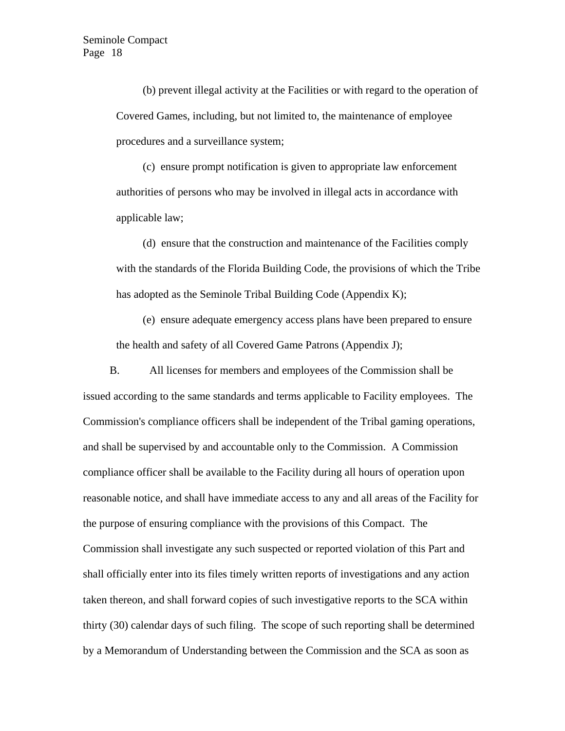(b) prevent illegal activity at the Facilities or with regard to the operation of Covered Games, including, but not limited to, the maintenance of employee procedures and a surveillance system;

(c) ensure prompt notification is given to appropriate law enforcement authorities of persons who may be involved in illegal acts in accordance with applicable law;

(d) ensure that the construction and maintenance of the Facilities comply with the standards of the Florida Building Code, the provisions of which the Tribe has adopted as the Seminole Tribal Building Code (Appendix K);

(e) ensure adequate emergency access plans have been prepared to ensure the health and safety of all Covered Game Patrons (Appendix J);

B. All licenses for members and employees of the Commission shall be issued according to the same standards and terms applicable to Facility employees. The Commission's compliance officers shall be independent of the Tribal gaming operations, and shall be supervised by and accountable only to the Commission. A Commission compliance officer shall be available to the Facility during all hours of operation upon reasonable notice, and shall have immediate access to any and all areas of the Facility for the purpose of ensuring compliance with the provisions of this Compact. The Commission shall investigate any such suspected or reported violation of this Part and shall officially enter into its files timely written reports of investigations and any action taken thereon, and shall forward copies of such investigative reports to the SCA within thirty (30) calendar days of such filing. The scope of such reporting shall be determined by a Memorandum of Understanding between the Commission and the SCA as soon as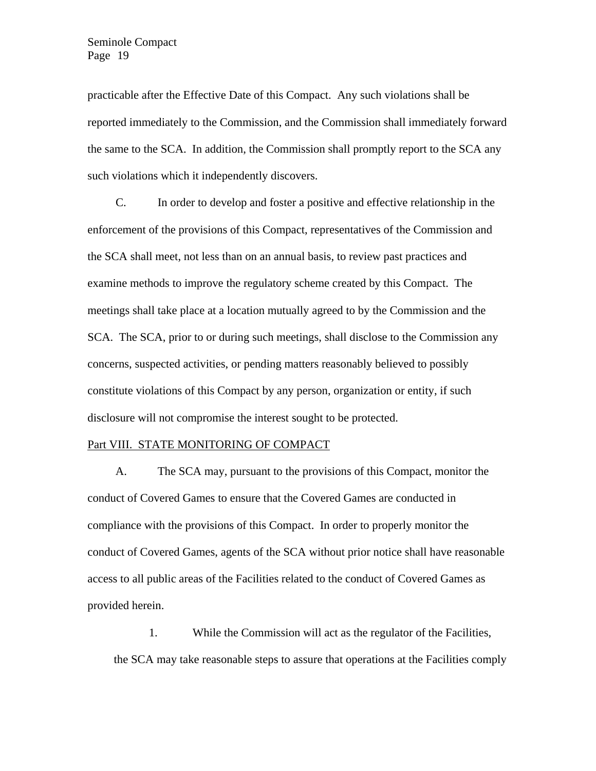practicable after the Effective Date of this Compact. Any such violations shall be reported immediately to the Commission, and the Commission shall immediately forward the same to the SCA. In addition, the Commission shall promptly report to the SCA any such violations which it independently discovers.

C. In order to develop and foster a positive and effective relationship in the enforcement of the provisions of this Compact, representatives of the Commission and the SCA shall meet, not less than on an annual basis, to review past practices and examine methods to improve the regulatory scheme created by this Compact. The meetings shall take place at a location mutually agreed to by the Commission and the SCA. The SCA, prior to or during such meetings, shall disclose to the Commission any concerns, suspected activities, or pending matters reasonably believed to possibly constitute violations of this Compact by any person, organization or entity, if such disclosure will not compromise the interest sought to be protected.

Part VIII. STATE MONITORING OF COMPACT

A. The SCA may, pursuant to the provisions of this Compact, monitor the conduct of Covered Games to ensure that the Covered Games are conducted in compliance with the provisions of this Compact. In order to properly monitor the conduct of Covered Games, agents of the SCA without prior notice shall have reasonable access to all public areas of the Facilities related to the conduct of Covered Games as provided herein.

1. While the Commission will act as the regulator of the Facilities, the SCA may take reasonable steps to assure that operations at the Facilities comply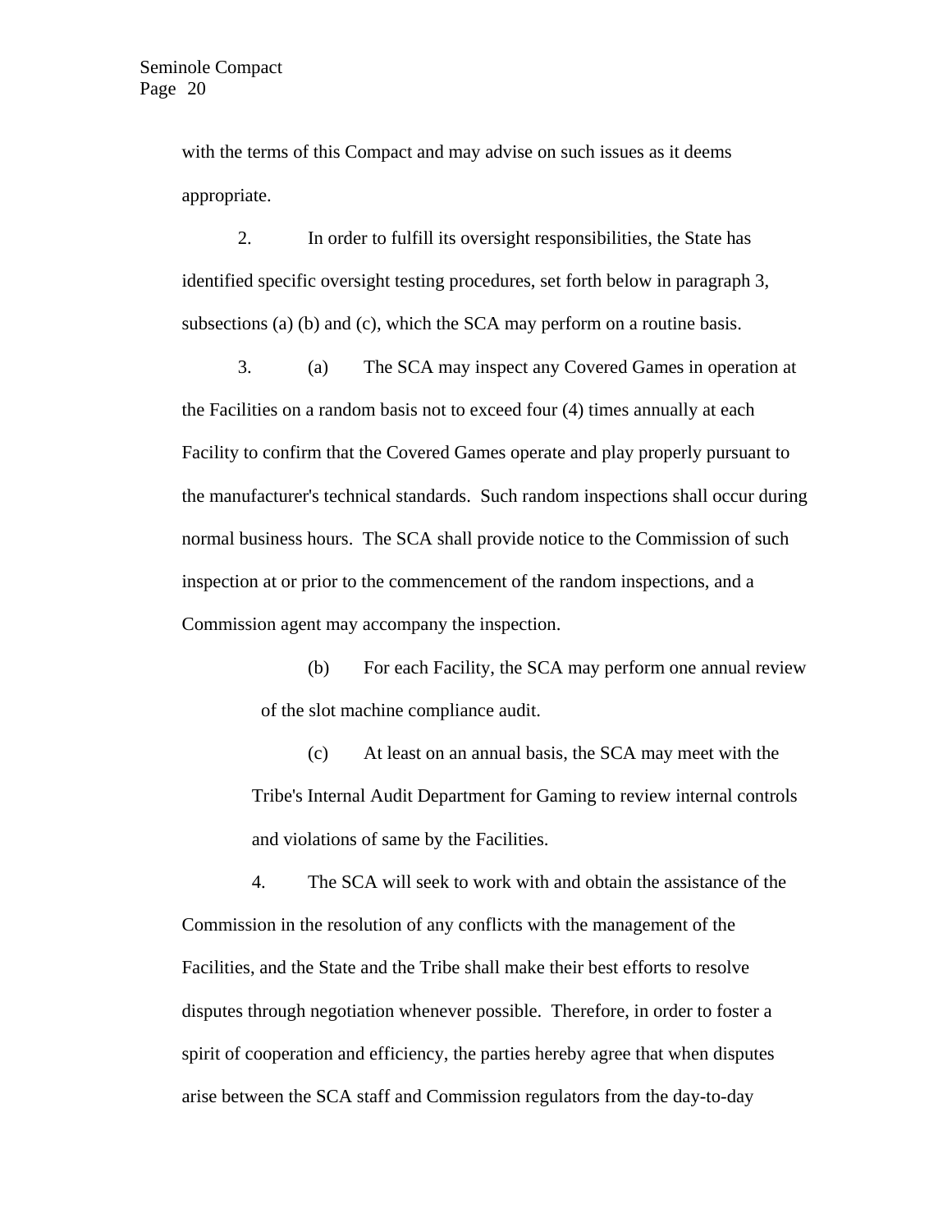with the terms of this Compact and may advise on such issues as it deems appropriate.

2. In order to fulfill its oversight responsibilities, the State has identified specific oversight testing procedures, set forth below in paragraph 3, subsections (a) (b) and (c), which the SCA may perform on a routine basis.

3. (a) The SCA may inspect any Covered Games in operation at the Facilities on a random basis not to exceed four (4) times annually at each Facility to confirm that the Covered Games operate and play properly pursuant to the manufacturer's technical standards. Such random inspections shall occur during normal business hours. The SCA shall provide notice to the Commission of such inspection at or prior to the commencement of the random inspections, and a Commission agent may accompany the inspection.

(b) For each Facility, the SCA may perform one annual review of the slot machine compliance audit.

(c) At least on an annual basis, the SCA may meet with the Tribe's Internal Audit Department for Gaming to review internal controls and violations of same by the Facilities.

4. The SCA will seek to work with and obtain the assistance of the Commission in the resolution of any conflicts with the management of the Facilities, and the State and the Tribe shall make their best efforts to resolve disputes through negotiation whenever possible. Therefore, in order to foster a spirit of cooperation and efficiency, the parties hereby agree that when disputes arise between the SCA staff and Commission regulators from the day-to-day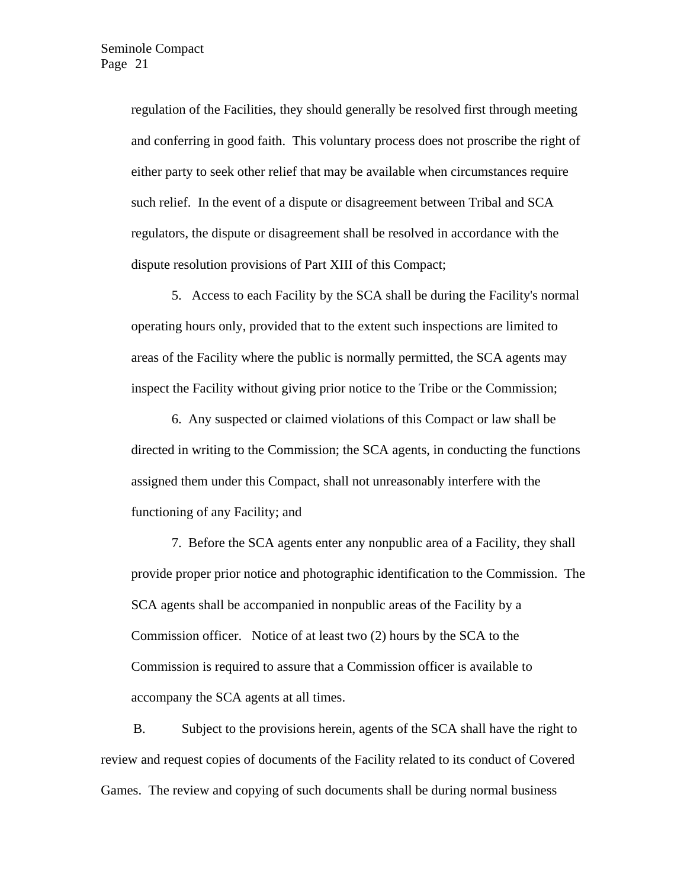regulation of the Facilities, they should generally be resolved first through meeting and conferring in good faith. This voluntary process does not proscribe the right of either party to seek other relief that may be available when circumstances require such relief. In the event of a dispute or disagreement between Tribal and SCA regulators, the dispute or disagreement shall be resolved in accordance with the dispute resolution provisions of Part XIII of this Compact;

5. Access to each Facility by the SCA shall be during the Facility's normal operating hours only, provided that to the extent such inspections are limited to areas of the Facility where the public is normally permitted, the SCA agents may inspect the Facility without giving prior notice to the Tribe or the Commission;

6. Any suspected or claimed violations of this Compact or law shall be directed in writing to the Commission; the SCA agents, in conducting the functions assigned them under this Compact, shall not unreasonably interfere with the functioning of any Facility; and

7. Before the SCA agents enter any nonpublic area of a Facility, they shall provide proper prior notice and photographic identification to the Commission. The SCA agents shall be accompanied in nonpublic areas of the Facility by a Commission officer. Notice of at least two (2) hours by the SCA to the Commission is required to assure that a Commission officer is available to accompany the SCA agents at all times.

B. Subject to the provisions herein, agents of the SCA shall have the right to review and request copies of documents of the Facility related to its conduct of Covered Games. The review and copying of such documents shall be during normal business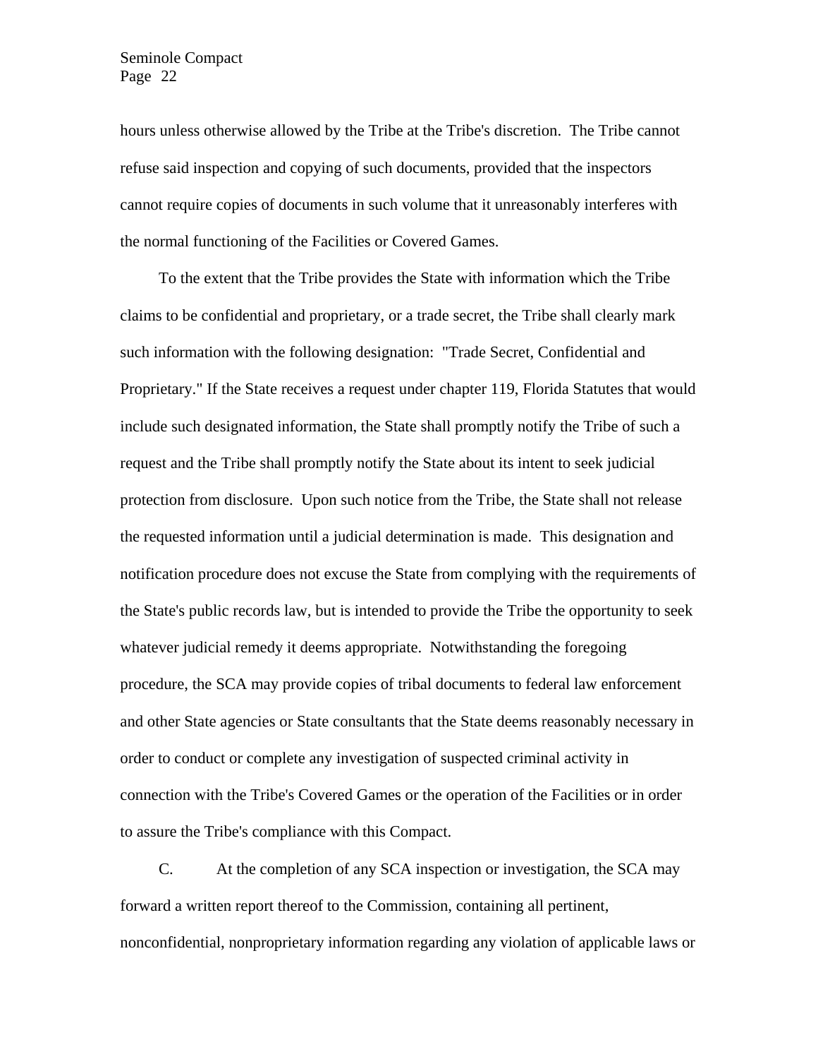hours unless otherwise allowed by the Tribe at the Tribe's discretion. The Tribe cannot refuse said inspection and copying of such documents, provided that the inspectors cannot require copies of documents in such volume that it unreasonably interferes with the normal functioning of the Facilities or Covered Games.

To the extent that the Tribe provides the State with information which the Tribe claims to be confidential and proprietary, or a trade secret, the Tribe shall clearly mark such information with the following designation: "Trade Secret, Confidential and Proprietary." If the State receives a request under chapter 119, Florida Statutes that would include such designated information, the State shall promptly notify the Tribe of such a request and the Tribe shall promptly notify the State about its intent to seek judicial protection from disclosure. Upon such notice from the Tribe, the State shall not release the requested information until a judicial determination is made. This designation and notification procedure does not excuse the State from complying with the requirements of the State's public records law, but is intended to provide the Tribe the opportunity to seek whatever judicial remedy it deems appropriate. Notwithstanding the foregoing procedure, the SCA may provide copies of tribal documents to federal law enforcement and other State agencies or State consultants that the State deems reasonably necessary in order to conduct or complete any investigation of suspected criminal activity in connection with the Tribe's Covered Games or the operation of the Facilities or in order to assure the Tribe's compliance with this Compact.

C. At the completion of any SCA inspection or investigation, the SCA may forward a written report thereof to the Commission, containing all pertinent, nonconfidential, nonproprietary information regarding any violation of applicable laws or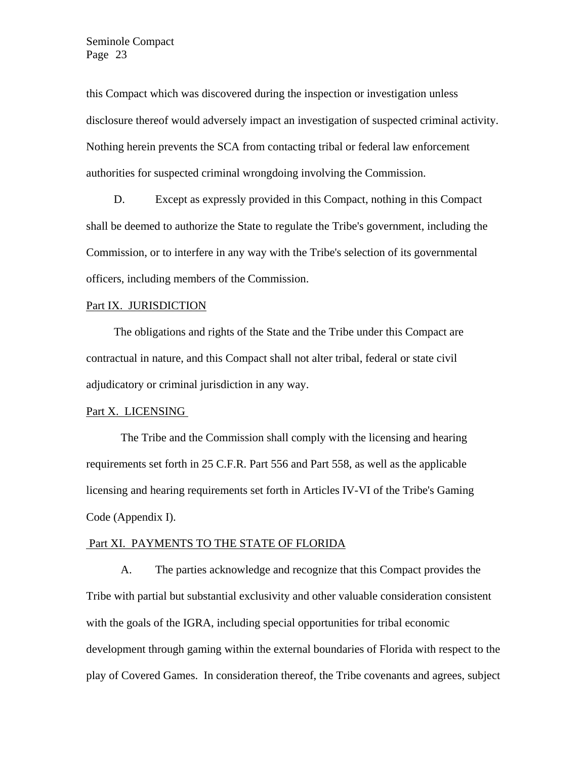this Compact which was discovered during the inspection or investigation unless disclosure thereof would adversely impact an investigation of suspected criminal activity. Nothing herein prevents the SCA from contacting tribal or federal law enforcement authorities for suspected criminal wrongdoing involving the Commission.

D. Except as expressly provided in this Compact, nothing in this Compact shall be deemed to authorize the State to regulate the Tribe's government, including the Commission, or to interfere in any way with the Tribe's selection of its governmental officers, including members of the Commission.

## Part IX. JURISDICTION

The obligations and rights of the State and the Tribe under this Compact are contractual in nature, and this Compact shall not alter tribal, federal or state civil adjudicatory or criminal jurisdiction in any way.

## Part X. LICENSING

The Tribe and the Commission shall comply with the licensing and hearing requirements set forth in 25 C.F.R. Part 556 and Part 558, as well as the applicable licensing and hearing requirements set forth in Articles IV-VI of the Tribe's Gaming Code (Appendix I).

## Part XI. PAYMENTS TO THE STATE OF FLORIDA

A. The parties acknowledge and recognize that this Compact provides the Tribe with partial but substantial exclusivity and other valuable consideration consistent with the goals of the IGRA, including special opportunities for tribal economic development through gaming within the external boundaries of Florida with respect to the play of Covered Games. In consideration thereof, the Tribe covenants and agrees, subject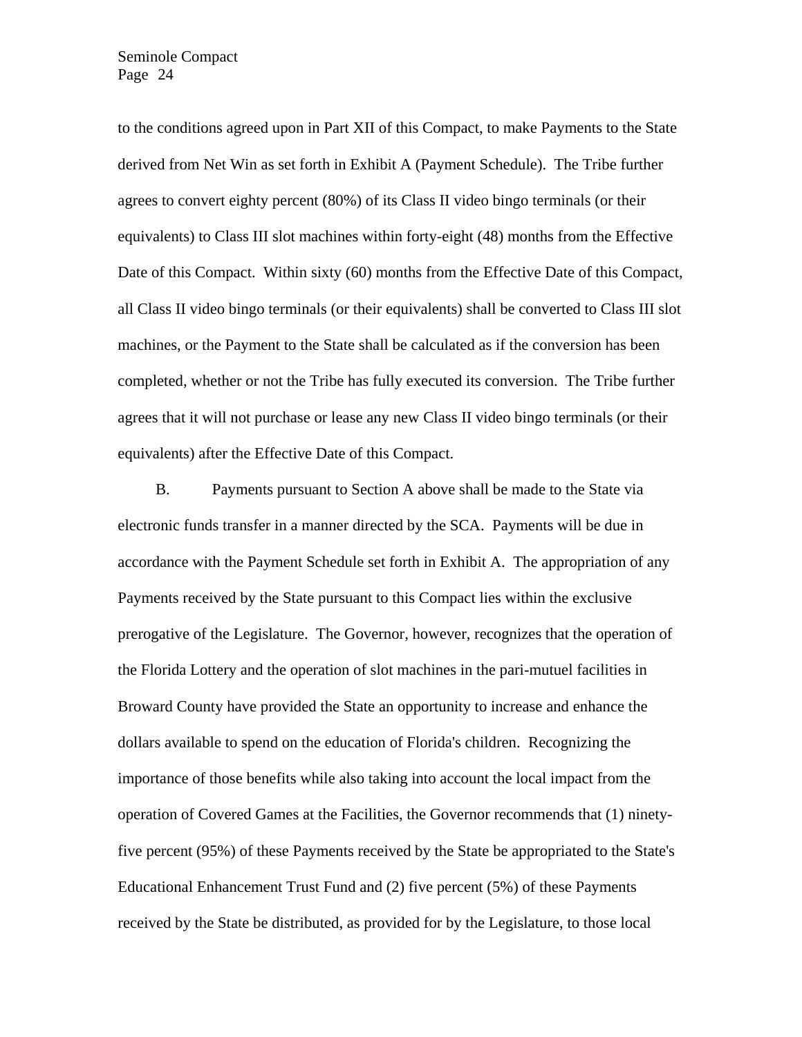to the conditions agreed upon in Part XII of this Compact, to make Payments to the State derived from Net Win as set forth in Exhibit A (Payment Schedule). The Tribe further agrees to convert eighty percent (80%) of its Class II video bingo terminals (or their equivalents) to Class III slot machines within forty-eight (48) months from the Effective Date of this Compact. Within sixty (60) months from the Effective Date of this Compact, all Class II video bingo terminals (or their equivalents) shall be converted to Class III slot machines, or the Payment to the State shall be calculated as if the conversion has been completed, whether or not the Tribe has fully executed its conversion. The Tribe further agrees that it will not purchase or lease any new Class II video bingo terminals (or their equivalents) after the Effective Date of this Compact.

B. Payments pursuant to Section A above shall be made to the State via electronic funds transfer in a manner directed by the SCA. Payments will be due in accordance with the Payment Schedule set forth in Exhibit A. The appropriation of any Payments received by the State pursuant to this Compact lies within the exclusive prerogative of the Legislature. The Governor, however, recognizes that the operation of the Florida Lottery and the operation of slot machines in the pari-mutuel facilities in Broward County have provided the State an opportunity to increase and enhance the dollars available to spend on the education of Florida's children. Recognizing the importance of those benefits while also taking into account the local impact from the operation of Covered Games at the Facilities, the Governor recommends that (1) ninety-five percent (95%) of these Payments received by the State be appropriated to the State's Educational Enhancement Trust Fund and (2) five percent (5%) of these Payments received by the State be distributed, as provided for by the Legislature, to those local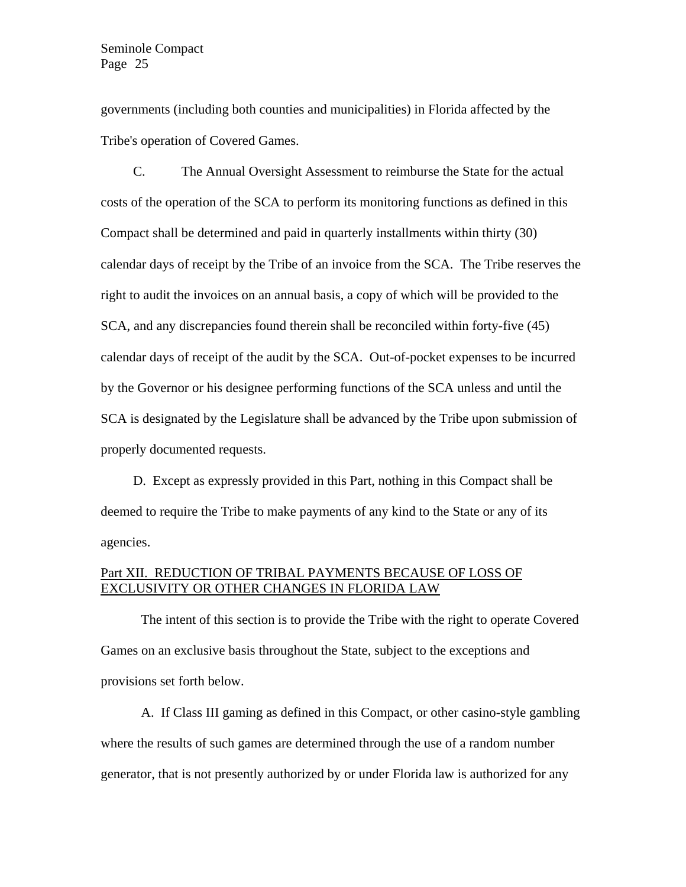governments (including both counties and municipalities) in Florida affected by the Tribe's operation of Covered Games.

C. The Annual Oversight Assessment to reimburse the State for the actual costs of the operation of the SCA to perform its monitoring functions as defined in this Compact shall be determined and paid in quarterly installments within thirty (30) calendar days of receipt by the Tribe of an invoice from the SCA. The Tribe reserves the right to audit the invoices on an annual basis, a copy of which will be provided to the SCA, and any discrepancies found therein shall be reconciled within forty-five (45) calendar days of receipt of the audit by the SCA. Out-of-pocket expenses to be incurred by the Governor or his designee performing functions of the SCA unless and until the SCA is designated by the Legislature shall be advanced by the Tribe upon submission of properly documented requests.

D. Except as expressly provided in this Part, nothing in this Compact shall be deemed to require the Tribe to make payments of any kind to the State or any of its agencies.

## Part XII. REDUCTION OF TRIBAL PAYMENTS BECAUSE OF LOSS OF EXCLUSIVITY OR OTHER CHANGES IN FLORIDA LAW

The intent of this section is to provide the Tribe with the right to operate Covered Games on an exclusive basis throughout the State, subject to the exceptions and provisions set forth below.

A. If Class III gaming as defined in this Compact, or other casino-style gambling where the results of such games are determined through the use of a random number generator, that is not presently authorized by or under Florida law is authorized for any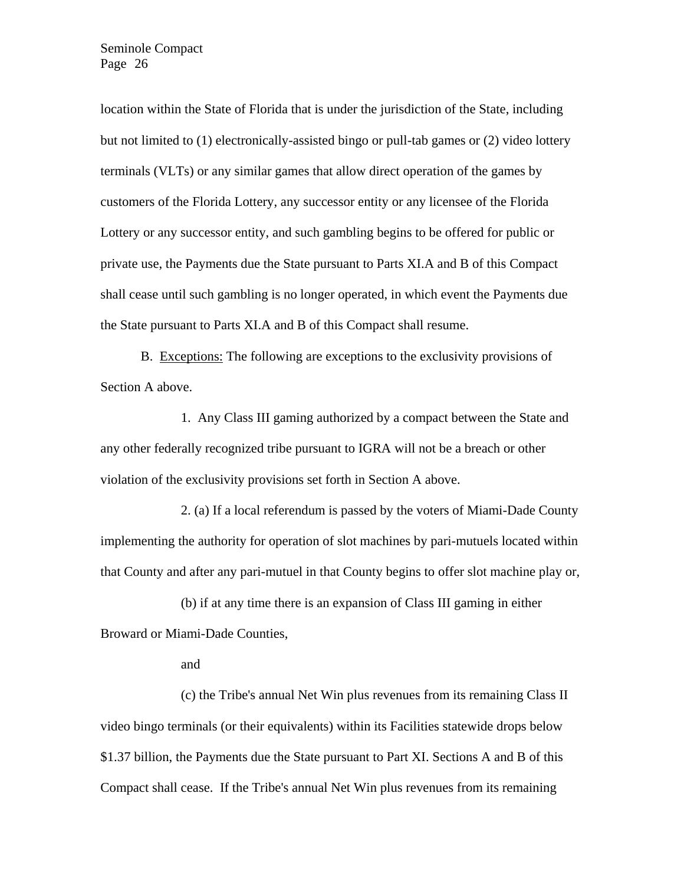location within the State of Florida that is under the jurisdiction of the State, including but not limited to (1) electronically-assisted bingo or pull-tab games or (2) video lottery terminals (VLTs) or any similar games that allow direct operation of the games by customers of the Florida Lottery, any successor entity or any licensee of the Florida Lottery or any successor entity, and such gambling begins to be offered for public or private use, the Payments due the State pursuant to Parts XI.A and B of this Compact shall cease until such gambling is no longer operated, in which event the Payments due the State pursuant to Parts XI.A and B of this Compact shall resume.

B. Exceptions: The following are exceptions to the exclusivity provisions of Section A above.

1. Any Class III gaming authorized by a compact between the State and any other federally recognized tribe pursuant to IGRA will not be a breach or other violation of the exclusivity provisions set forth in Section A above.

2. (a) If a local referendum is passed by the voters of Miami-Dade County implementing the authority for operation of slot machines by pari-mutuels located within that County and after any pari-mutuel in that County begins to offer slot machine play or,

(b) if at any time there is an expansion of Class III gaming in either Broward or Miami-Dade Counties,

and

(c) the Tribe's annual Net Win plus revenues from its remaining Class II video bingo terminals (or their equivalents) within its Facilities statewide drops below $1.37 billion, the Payments due the State pursuant to Part XI. Sections A and B of this Compact shall cease. If the Tribe's annual Net Win plus revenues from its remaining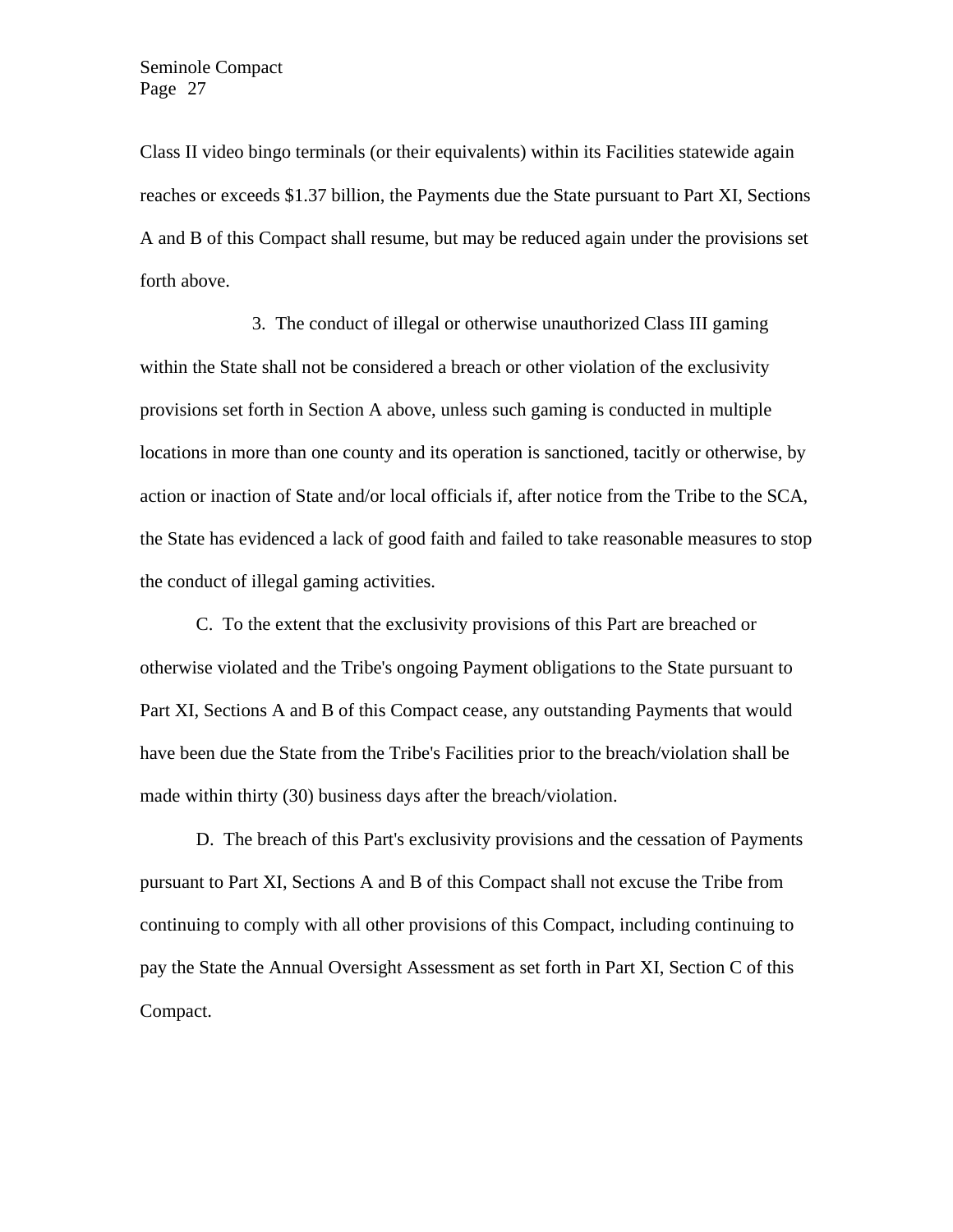Class II video bingo terminals (or their equivalents) within its Facilities statewide again reaches or exceeds $1.37 billion, the Payments due the State pursuant to Part XI, Sections A and B of this Compact shall resume, but may be reduced again under the provisions set forth above.

3. The conduct of illegal or otherwise unauthorized Class III gaming within the State shall not be considered a breach or other violation of the exclusivity provisions set forth in Section A above, unless such gaming is conducted in multiple locations in more than one county and its operation is sanctioned, tacitly or otherwise, by action or inaction of State and/or local officials if, after notice from the Tribe to the SCA, the State has evidenced a lack of good faith and failed to take reasonable measures to stop the conduct of illegal gaming activities.

C. To the extent that the exclusivity provisions of this Part are breached or otherwise violated and the Tribe's ongoing Payment obligations to the State pursuant to Part XI, Sections A and B of this Compact cease, any outstanding Payments that would have been due the State from the Tribe's Facilities prior to the breach/violation shall be made within thirty (30) business days after the breach/violation.

D. The breach of this Part's exclusivity provisions and the cessation of Payments pursuant to Part XI, Sections A and B of this Compact shall not excuse the Tribe from continuing to comply with all other provisions of this Compact, including continuing to pay the State the Annual Oversight Assessment as set forth in Part XI, Section C of this Compact.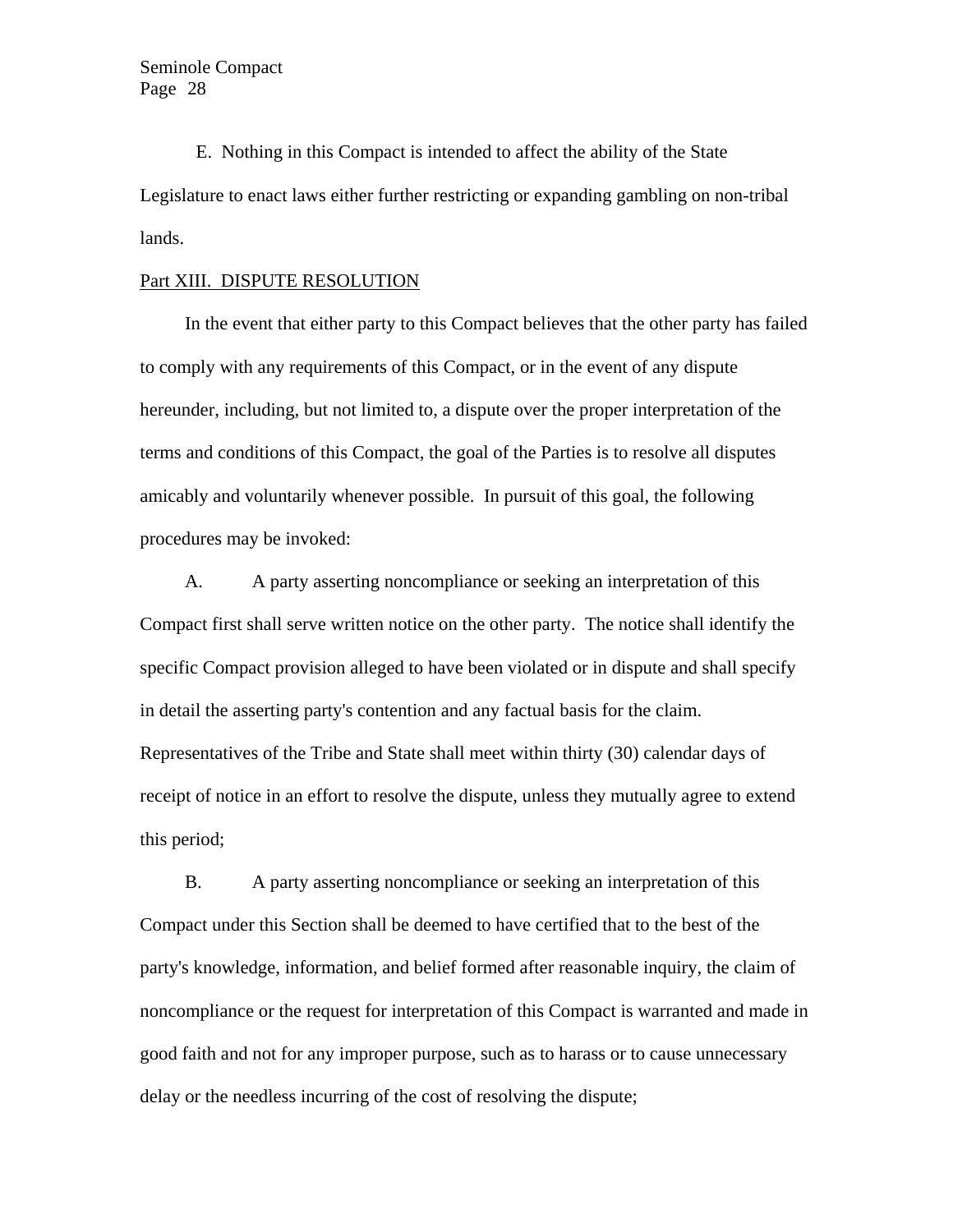E. Nothing in this Compact is intended to affect the ability of the State Legislature to enact laws either further restricting or expanding gambling on non-tribal lands.

## Part XIII. DISPUTE RESOLUTION

In the event that either party to this Compact believes that the other party has failed to comply with any requirements of this Compact, or in the event of any dispute hereunder, including, but not limited to, a dispute over the proper interpretation of the terms and conditions of this Compact, the goal of the Parties is to resolve all disputes amicably and voluntarily whenever possible. In pursuit of this goal, the following procedures may be invoked:

A. A party asserting noncompliance or seeking an interpretation of this Compact first shall serve written notice on the other party. The notice shall identify the specific Compact provision alleged to have been violated or in dispute and shall specify in detail the asserting party's contention and any factual basis for the claim. Representatives of the Tribe and State shall meet within thirty (30) calendar days of receipt of notice in an effort to resolve the dispute, unless they mutually agree to extend this period;

B. A party asserting noncompliance or seeking an interpretation of this Compact under this Section shall be deemed to have certified that to the best of the party's knowledge, information, and belief formed after reasonable inquiry, the claim of noncompliance or the request for interpretation of this Compact is warranted and made in good faith and not for any improper purpose, such as to harass or to cause unnecessary delay or the needless incurring of the cost of resolving the dispute;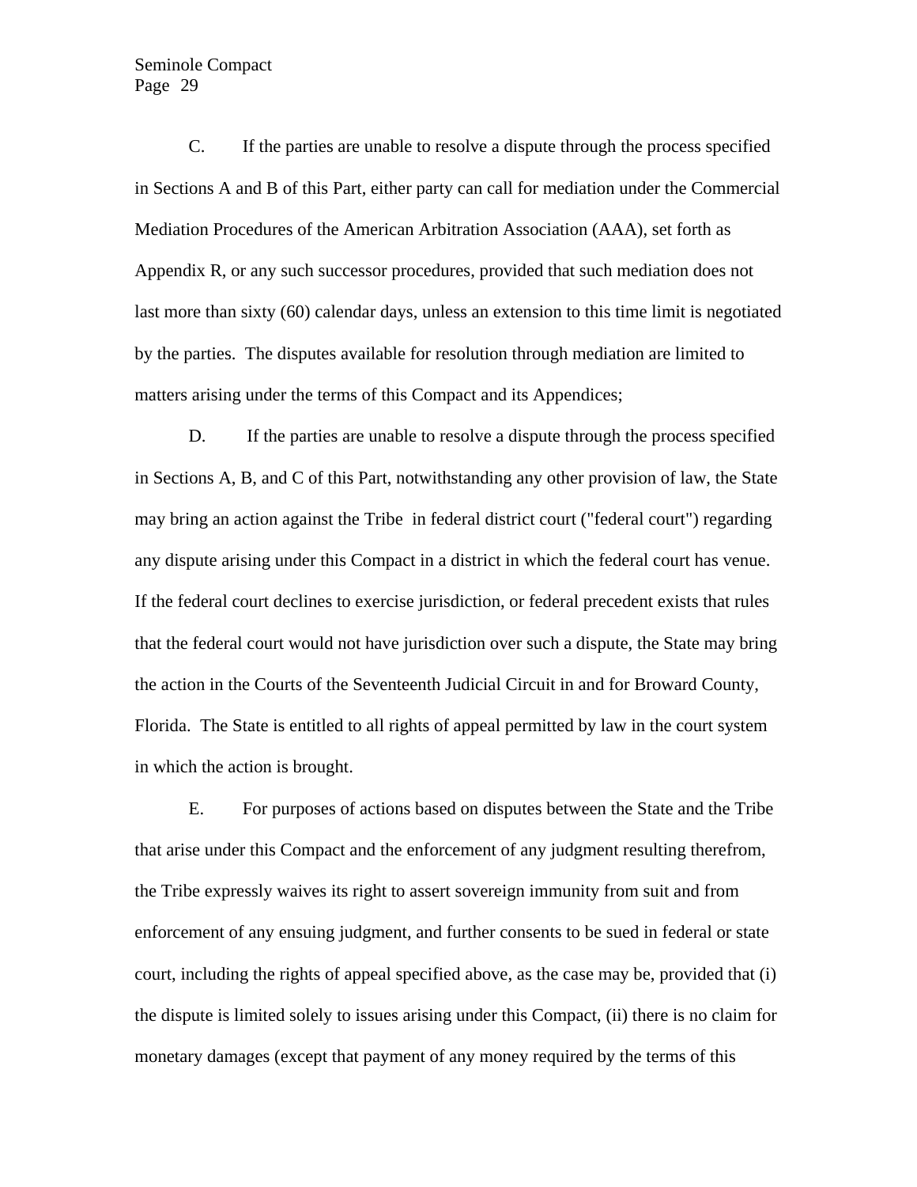C. If the parties are unable to resolve a dispute through the process specified in Sections A and B of this Part, either party can call for mediation under the Commercial Mediation Procedures of the American Arbitration Association (AAA), set forth as Appendix R, or any such successor procedures, provided that such mediation does not last more than sixty (60) calendar days, unless an extension to this time limit is negotiated by the parties. The disputes available for resolution through mediation are limited to matters arising under the terms of this Compact and its Appendices;

D. If the parties are unable to resolve a dispute through the process specified in Sections A, B, and C of this Part, notwithstanding any other provision of law, the State may bring an action against the Tribe in federal district court ("federal court") regarding any dispute arising under this Compact in a district in which the federal court has venue. If the federal court declines to exercise jurisdiction, or federal precedent exists that rules that the federal court would not have jurisdiction over such a dispute, the State may bring the action in the Courts of the Seventeenth Judicial Circuit in and for Broward County, Florida. The State is entitled to all rights of appeal permitted by law in the court system in which the action is brought.

E. For purposes of actions based on disputes between the State and the Tribe that arise under this Compact and the enforcement of any judgment resulting therefrom, the Tribe expressly waives its right to assert sovereign immunity from suit and from enforcement of any ensuing judgment, and further consents to be sued in federal or state court, including the rights of appeal specified above, as the case may be, provided that (i) the dispute is limited solely to issues arising under this Compact, (ii) there is no claim for monetary damages (except that payment of any money required by the terms of this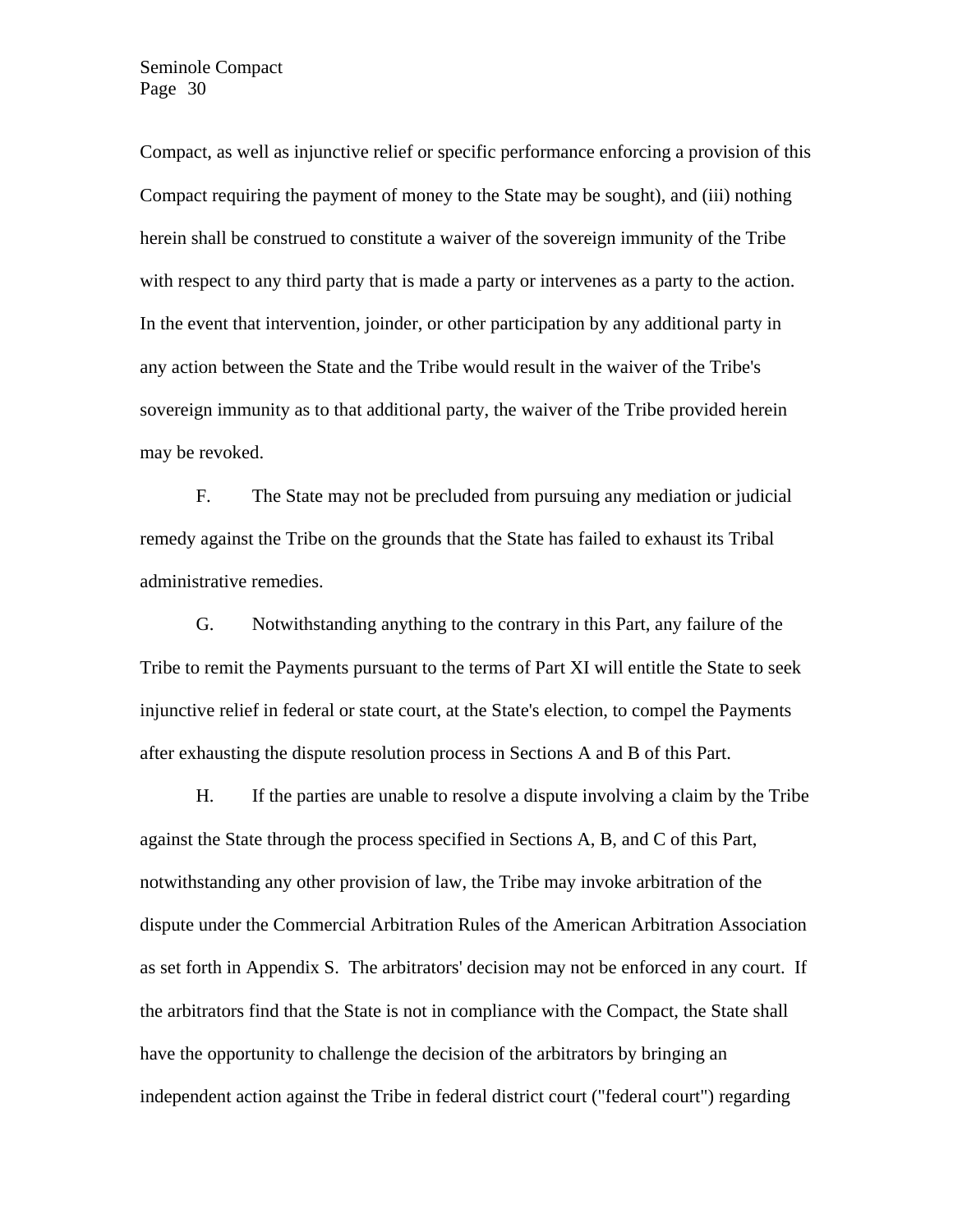Compact, as well as injunctive relief or specific performance enforcing a provision of this Compact requiring the payment of money to the State may be sought), and (iii) nothing herein shall be construed to constitute a waiver of the sovereign immunity of the Tribe with respect to any third party that is made a party or intervenes as a party to the action. In the event that intervention, joinder, or other participation by any additional party in any action between the State and the Tribe would result in the waiver of the Tribe's sovereign immunity as to that additional party, the waiver of the Tribe provided herein may be revoked.

F. The State may not be precluded from pursuing any mediation or judicial remedy against the Tribe on the grounds that the State has failed to exhaust its Tribal administrative remedies.

G. Notwithstanding anything to the contrary in this Part, any failure of the Tribe to remit the Payments pursuant to the terms of Part XI will entitle the State to seek injunctive relief in federal or state court, at the State's election, to compel the Payments after exhausting the dispute resolution process in Sections A and B of this Part.

H. If the parties are unable to resolve a dispute involving a claim by the Tribe against the State through the process specified in Sections A, B, and C of this Part, notwithstanding any other provision of law, the Tribe may invoke arbitration of the dispute under the Commercial Arbitration Rules of the American Arbitration Association as set forth in Appendix S. The arbitrators' decision may not be enforced in any court. If the arbitrators find that the State is not in compliance with the Compact, the State shall have the opportunity to challenge the decision of the arbitrators by bringing an independent action against the Tribe in federal district court ("federal court") regarding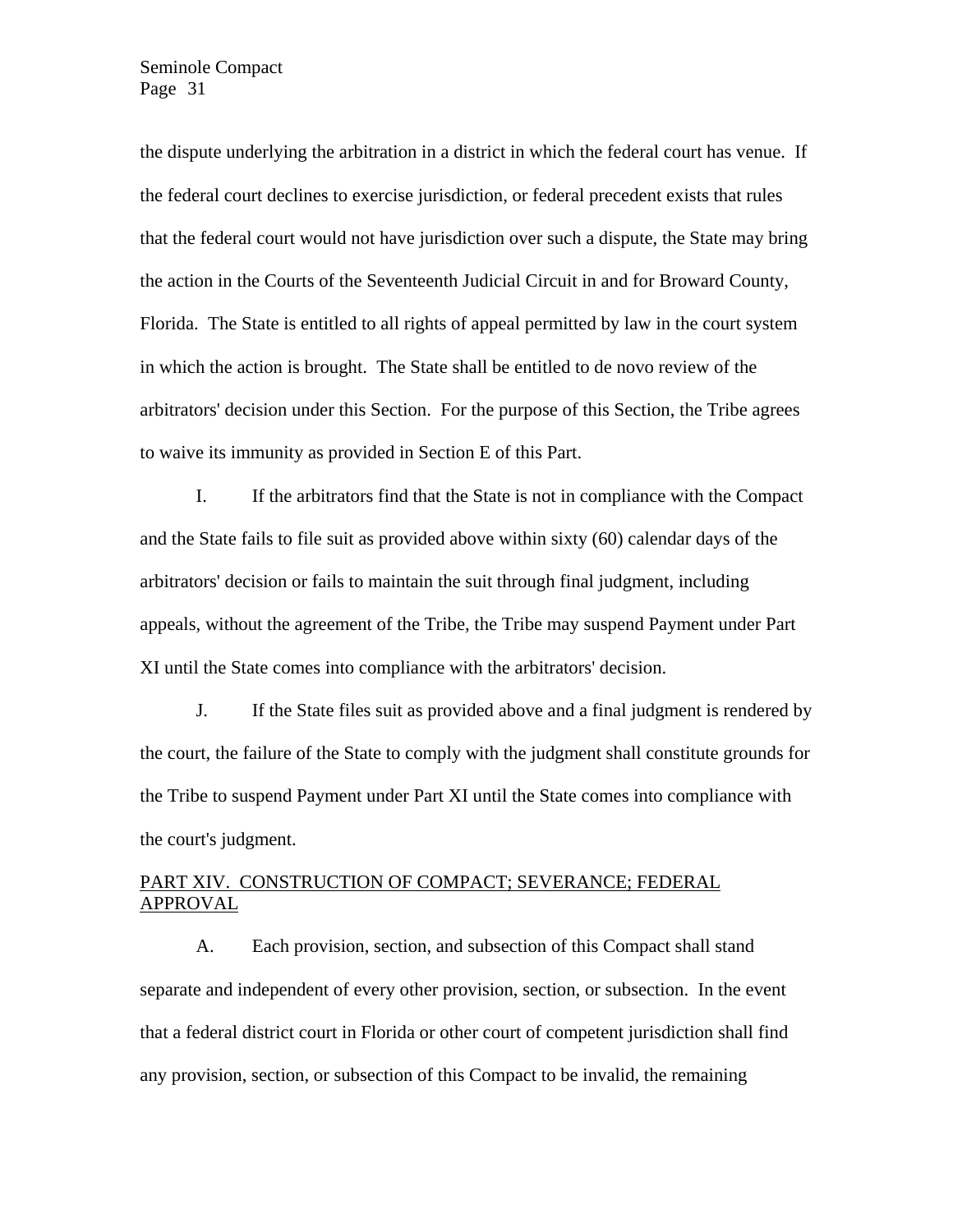the dispute underlying the arbitration in a district in which the federal court has venue. If the federal court declines to exercise jurisdiction, or federal precedent exists that rules that the federal court would not have jurisdiction over such a dispute, the State may bring the action in the Courts of the Seventeenth Judicial Circuit in and for Broward County, Florida. The State is entitled to all rights of appeal permitted by law in the court system in which the action is brought. The State shall be entitled to de novo review of the arbitrators' decision under this Section. For the purpose of this Section, the Tribe agrees to waive its immunity as provided in Section E of this Part.

I. If the arbitrators find that the State is not in compliance with the Compact and the State fails to file suit as provided above within sixty (60) calendar days of the arbitrators' decision or fails to maintain the suit through final judgment, including appeals, without the agreement of the Tribe, the Tribe may suspend Payment under Part XI until the State comes into compliance with the arbitrators' decision.

J. If the State files suit as provided above and a final judgment is rendered by the court, the failure of the State to comply with the judgment shall constitute grounds for the Tribe to suspend Payment under Part XI until the State comes into compliance with the court's judgment.

## PART XIV. CONSTRUCTION OF COMPACT; SEVERANCE; FEDERAL APPROVAL

A. Each provision, section, and subsection of this Compact shall stand separate and independent of every other provision, section, or subsection. In the event that a federal district court in Florida or other court of competent jurisdiction shall find any provision, section, or subsection of this Compact to be invalid, the remaining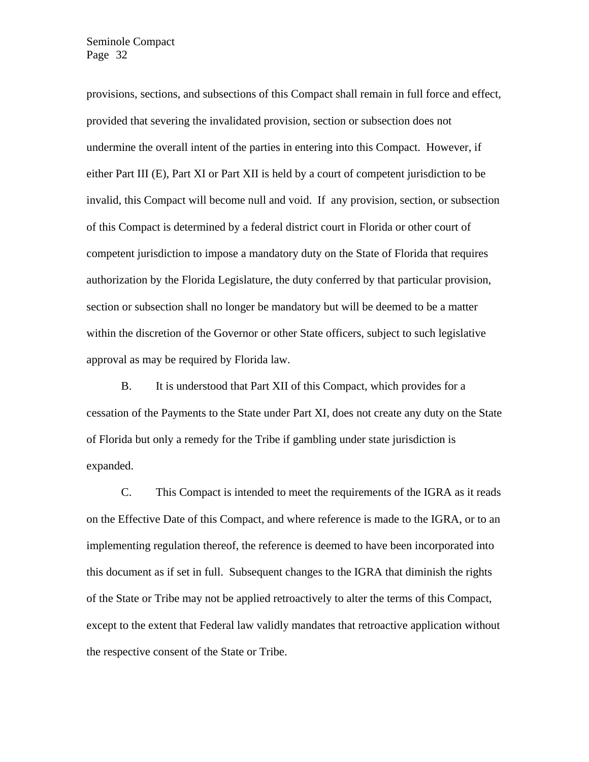provisions, sections, and subsections of this Compact shall remain in full force and effect, provided that severing the invalidated provision, section or subsection does not undermine the overall intent of the parties in entering into this Compact. However, if either Part III (E), Part XI or Part XII is held by a court of competent jurisdiction to be invalid, this Compact will become null and void. If any provision, section, or subsection of this Compact is determined by a federal district court in Florida or other court of competent jurisdiction to impose a mandatory duty on the State of Florida that requires authorization by the Florida Legislature, the duty conferred by that particular provision, section or subsection shall no longer be mandatory but will be deemed to be a matter within the discretion of the Governor or other State officers, subject to such legislative approval as may be required by Florida law.

B. It is understood that Part XII of this Compact, which provides for a cessation of the Payments to the State under Part XI, does not create any duty on the State of Florida but only a remedy for the Tribe if gambling under state jurisdiction is expanded.

C. This Compact is intended to meet the requirements of the IGRA as it reads on the Effective Date of this Compact, and where reference is made to the IGRA, or to an implementing regulation thereof, the reference is deemed to have been incorporated into this document as if set in full. Subsequent changes to the IGRA that diminish the rights of the State or Tribe may not be applied retroactively to alter the terms of this Compact, except to the extent that Federal law validly mandates that retroactive application without the respective consent of the State or Tribe.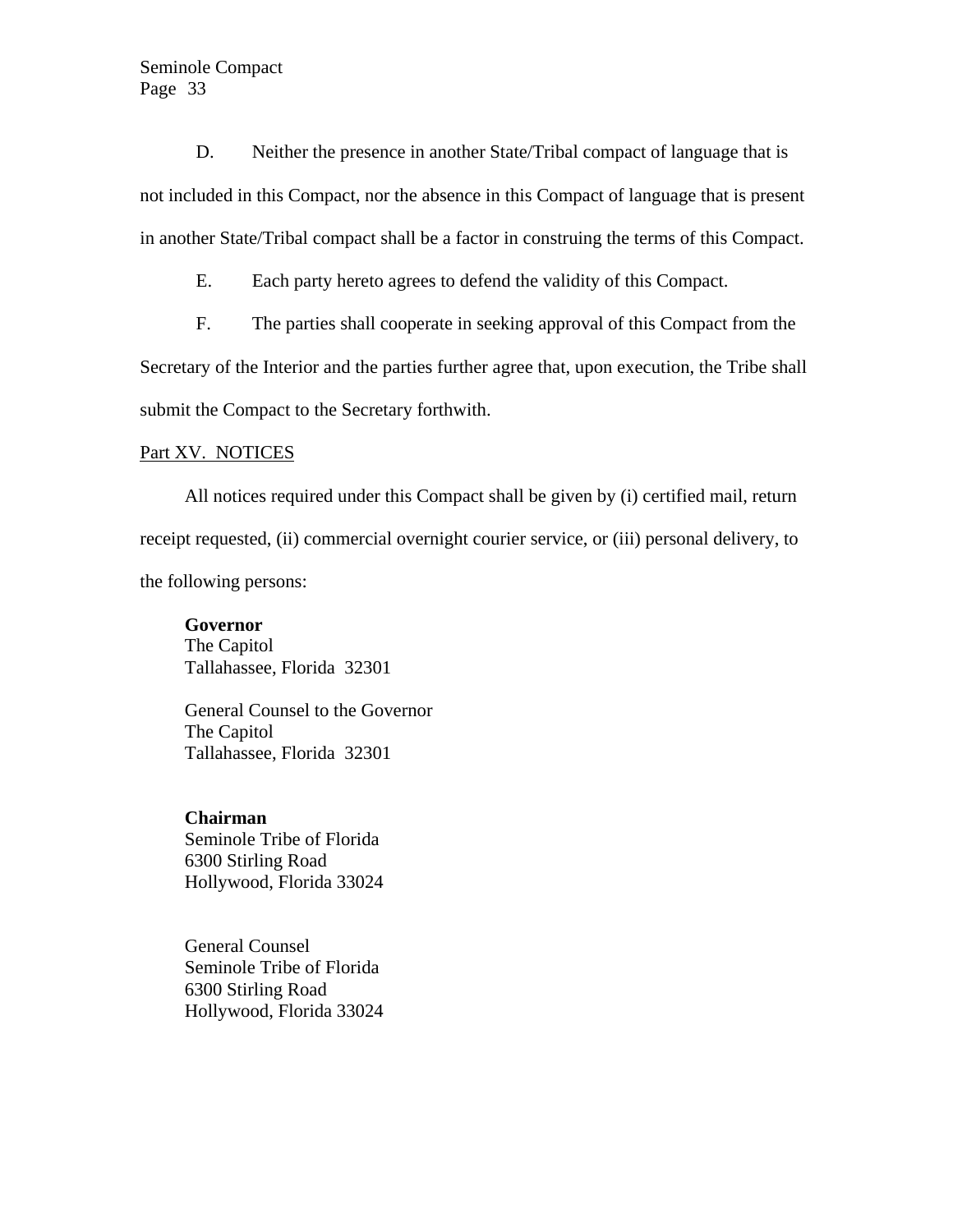D. Neither the presence in another State/Tribal compact of language that is not included in this Compact, nor the absence in this Compact of language that is present in another State/Tribal compact shall be a factor in construing the terms of this Compact.

E. Each party hereto agrees to defend the validity of this Compact.

F. The parties shall cooperate in seeking approval of this Compact from the Secretary of the Interior and the parties further agree that, upon execution, the Tribe shall submit the Compact to the Secretary forthwith.

Part XV. NOTICES

All notices required under this Compact shall be given by (i) certified mail, return receipt requested, (ii) commercial overnight courier service, or (iii) personal delivery, to the following persons:

**Governor**
The Capitol
Tallahassee, Florida 32301

General Counsel to the Governor
The Capitol
Tallahassee, Florida 32301

**Chairman**
Seminole Tribe of Florida
6300 Stirling Road
Hollywood, Florida 33024

General Counsel
Seminole Tribe of Florida
6300 Stirling Road
Hollywood, Florida 33024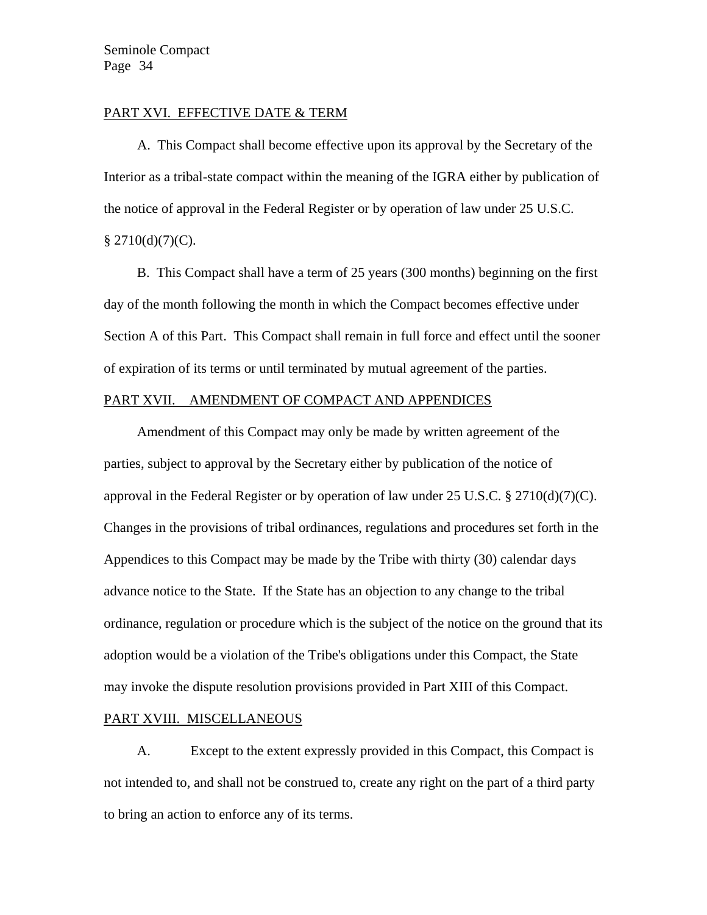## PART XVI. EFFECTIVE DATE & TERM

A. This Compact shall become effective upon its approval by the Secretary of the Interior as a tribal-state compact within the meaning of the IGRA either by publication of the notice of approval in the Federal Register or by operation of law under 25 U.S.C. § 2710(d)(7)(C).

B. This Compact shall have a term of 25 years (300 months) beginning on the first day of the month following the month in which the Compact becomes effective under Section A of this Part. This Compact shall remain in full force and effect until the sooner of expiration of its terms or until terminated by mutual agreement of the parties.

## PART XVII. AMENDMENT OF COMPACT AND APPENDICES

Amendment of this Compact may only be made by written agreement of the parties, subject to approval by the Secretary either by publication of the notice of approval in the Federal Register or by operation of law under 25 U.S.C. § 2710(d)(7)(C). Changes in the provisions of tribal ordinances, regulations and procedures set forth in the Appendices to this Compact may be made by the Tribe with thirty (30) calendar days advance notice to the State. If the State has an objection to any change to the tribal ordinance, regulation or procedure which is the subject of the notice on the ground that its adoption would be a violation of the Tribe's obligations under this Compact, the State may invoke the dispute resolution provisions provided in Part XIII of this Compact.

## PART XVIII. MISCELLANEOUS

A. Except to the extent expressly provided in this Compact, this Compact is not intended to, and shall not be construed to, create any right on the part of a third party to bring an action to enforce any of its terms.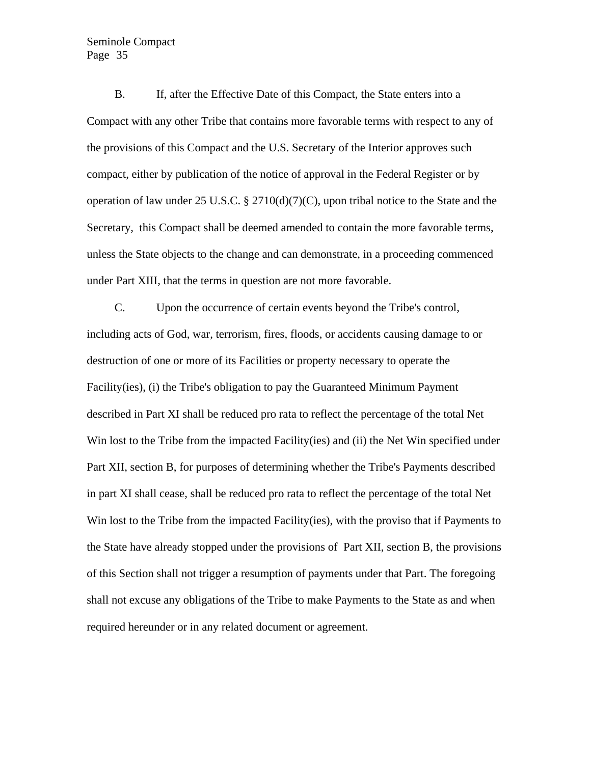B. If, after the Effective Date of this Compact, the State enters into a Compact with any other Tribe that contains more favorable terms with respect to any of the provisions of this Compact and the U.S. Secretary of the Interior approves such compact, either by publication of the notice of approval in the Federal Register or by operation of law under 25 U.S.C. § 2710(d)(7)(C), upon tribal notice to the State and the Secretary, this Compact shall be deemed amended to contain the more favorable terms, unless the State objects to the change and can demonstrate, in a proceeding commenced under Part XIII, that the terms in question are not more favorable.

C. Upon the occurrence of certain events beyond the Tribe's control, including acts of God, war, terrorism, fires, floods, or accidents causing damage to or destruction of one or more of its Facilities or property necessary to operate the Facility(ies), (i) the Tribe's obligation to pay the Guaranteed Minimum Payment described in Part XI shall be reduced pro rata to reflect the percentage of the total Net Win lost to the Tribe from the impacted Facility(ies) and (ii) the Net Win specified under Part XII, section B, for purposes of determining whether the Tribe's Payments described in part XI shall cease, shall be reduced pro rata to reflect the percentage of the total Net Win lost to the Tribe from the impacted Facility(ies), with the proviso that if Payments to the State have already stopped under the provisions of Part XII, section B, the provisions of this Section shall not trigger a resumption of payments under that Part. The foregoing shall not excuse any obligations of the Tribe to make Payments to the State as and when required hereunder or in any related document or agreement.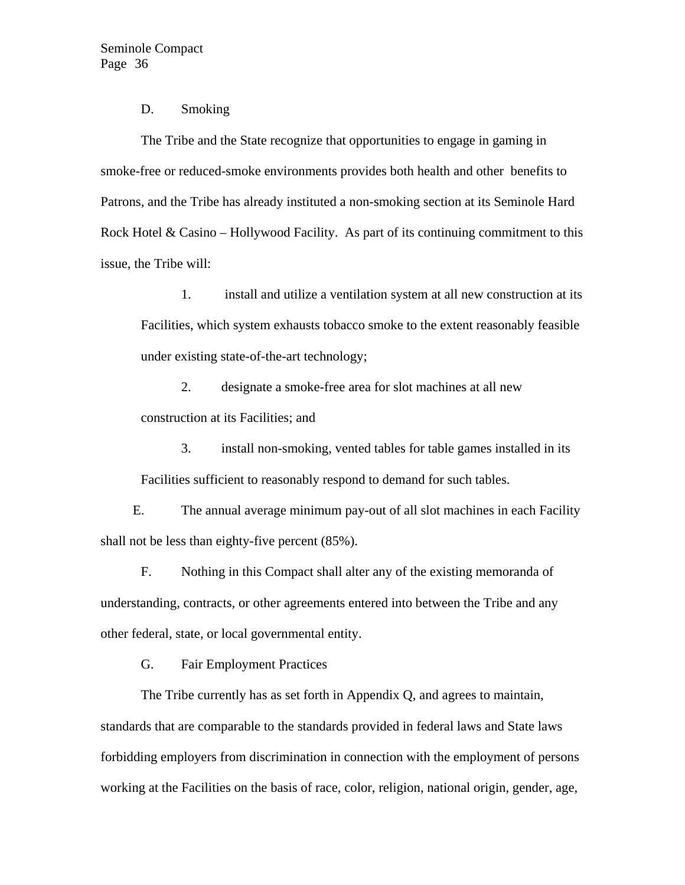D. Smoking

The Tribe and the State recognize that opportunities to engage in gaming in smoke-free or reduced-smoke environments provides both health and other benefits to Patrons, and the Tribe has already instituted a non-smoking section at its Seminole Hard Rock Hotel & Casino – Hollywood Facility. As part of its continuing commitment to this issue, the Tribe will:

1. install and utilize a ventilation system at all new construction at its Facilities, which system exhausts tobacco smoke to the extent reasonably feasible under existing state-of-the-art technology;

2. designate a smoke-free area for slot machines at all new construction at its Facilities; and

3. install non-smoking, vented tables for table games installed in its Facilities sufficient to reasonably respond to demand for such tables.

E. The annual average minimum pay-out of all slot machines in each Facility shall not be less than eighty-five percent (85%).

F. Nothing in this Compact shall alter any of the existing memoranda of understanding, contracts, or other agreements entered into between the Tribe and any other federal, state, or local governmental entity.

G. Fair Employment Practices

The Tribe currently has as set forth in Appendix Q, and agrees to maintain, standards that are comparable to the standards provided in federal laws and State laws forbidding employers from discrimination in connection with the employment of persons working at the Facilities on the basis of race, color, religion, national origin, gender, age,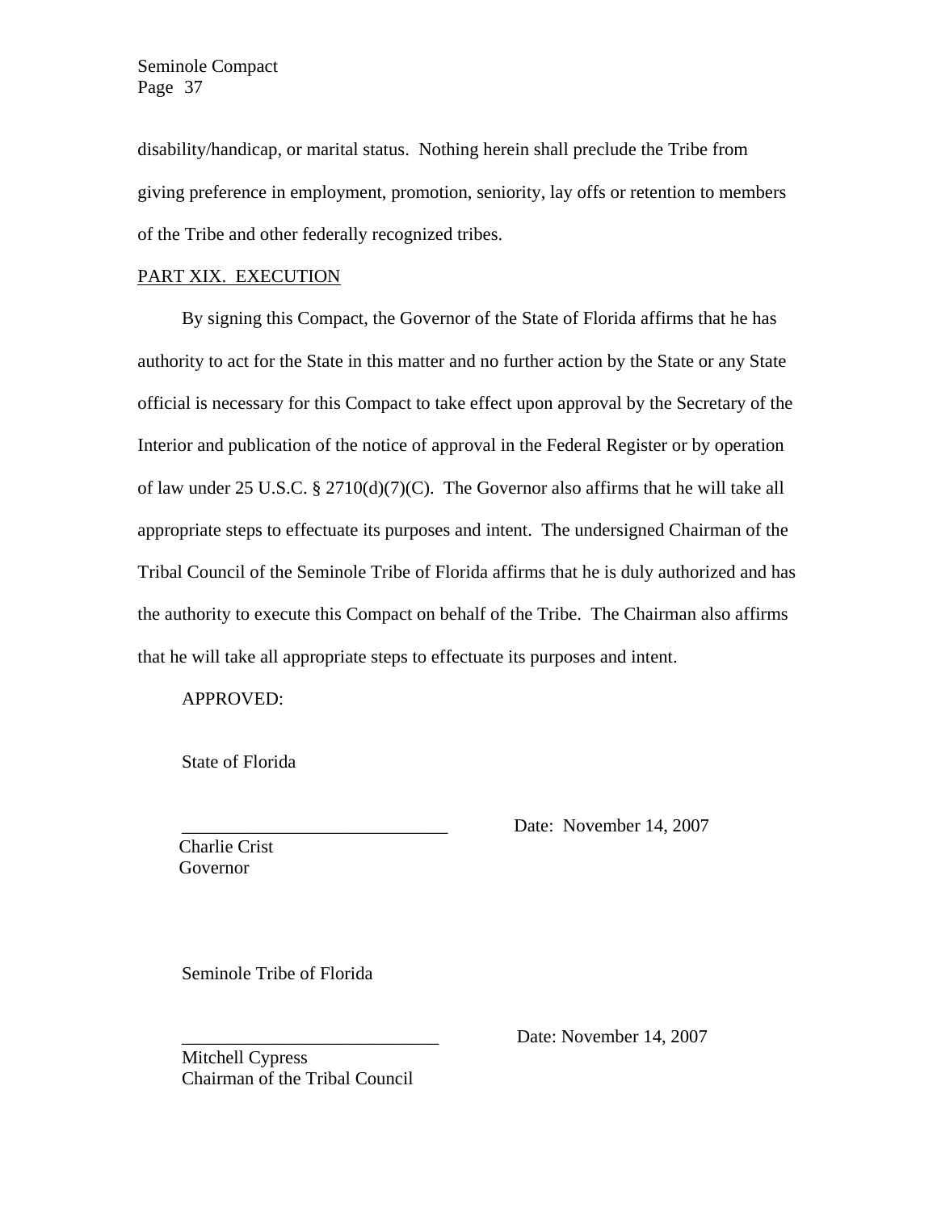disability/handicap, or marital status. Nothing herein shall preclude the Tribe from giving preference in employment, promotion, seniority, lay offs or retention to members of the Tribe and other federally recognized tribes.

PART XIX. EXECUTION

By signing this Compact, the Governor of the State of Florida affirms that he has authority to act for the State in this matter and no further action by the State or any State official is necessary for this Compact to take effect upon approval by the Secretary of the Interior and publication of the notice of approval in the Federal Register or by operation of law under 25 U.S.C. § 2710(d)(7)(C). The Governor also affirms that he will take all appropriate steps to effectuate its purposes and intent. The undersigned Chairman of the Tribal Council of the Seminole Tribe of Florida affirms that he is duly authorized and has the authority to execute this Compact on behalf of the Tribe. The Chairman also affirms that he will take all appropriate steps to effectuate its purposes and intent.

APPROVED:

State of Florida

_____________________________ Date: November 14, 2007

Charlie Crist
Governor

Seminole Tribe of Florida

____________________________ Date: November 14, 2007

Mitchell Cypress
Chairman of the Tribal Council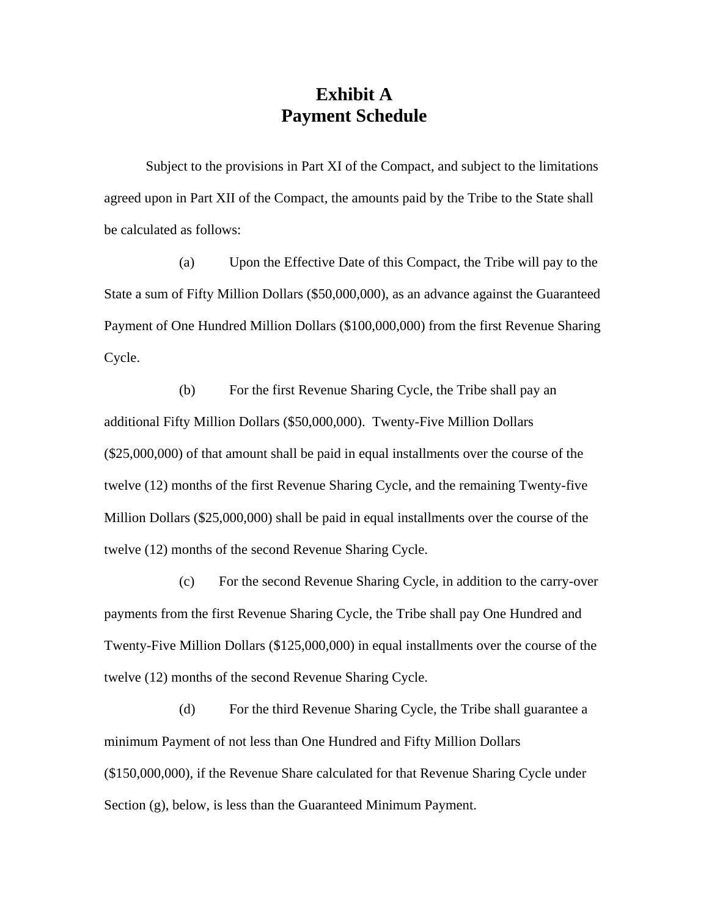# Exhibit A
# Payment Schedule

Subject to the provisions in Part XI of the Compact, and subject to the limitations agreed upon in Part XII of the Compact, the amounts paid by the Tribe to the State shall be calculated as follows:

(a) Upon the Effective Date of this Compact, the Tribe will pay to the State a sum of Fifty Million Dollars ($50,000,000), as an advance against the Guaranteed Payment of One Hundred Million Dollars ($100,000,000) from the first Revenue Sharing Cycle.

(b) For the first Revenue Sharing Cycle, the Tribe shall pay an additional Fifty Million Dollars ($50,000,000). Twenty-Five Million Dollars ($25,000,000) of that amount shall be paid in equal installments over the course of the twelve (12) months of the first Revenue Sharing Cycle, and the remaining Twenty-five Million Dollars ($25,000,000) shall be paid in equal installments over the course of the twelve (12) months of the second Revenue Sharing Cycle.

(c) For the second Revenue Sharing Cycle, in addition to the carry-over payments from the first Revenue Sharing Cycle, the Tribe shall pay One Hundred and Twenty-Five Million Dollars ($125,000,000) in equal installments over the course of the twelve (12) months of the second Revenue Sharing Cycle.

(d) For the third Revenue Sharing Cycle, the Tribe shall guarantee a minimum Payment of not less than One Hundred and Fifty Million Dollars ($150,000,000), if the Revenue Share calculated for that Revenue Sharing Cycle under Section (g), below, is less than the Guaranteed Minimum Payment.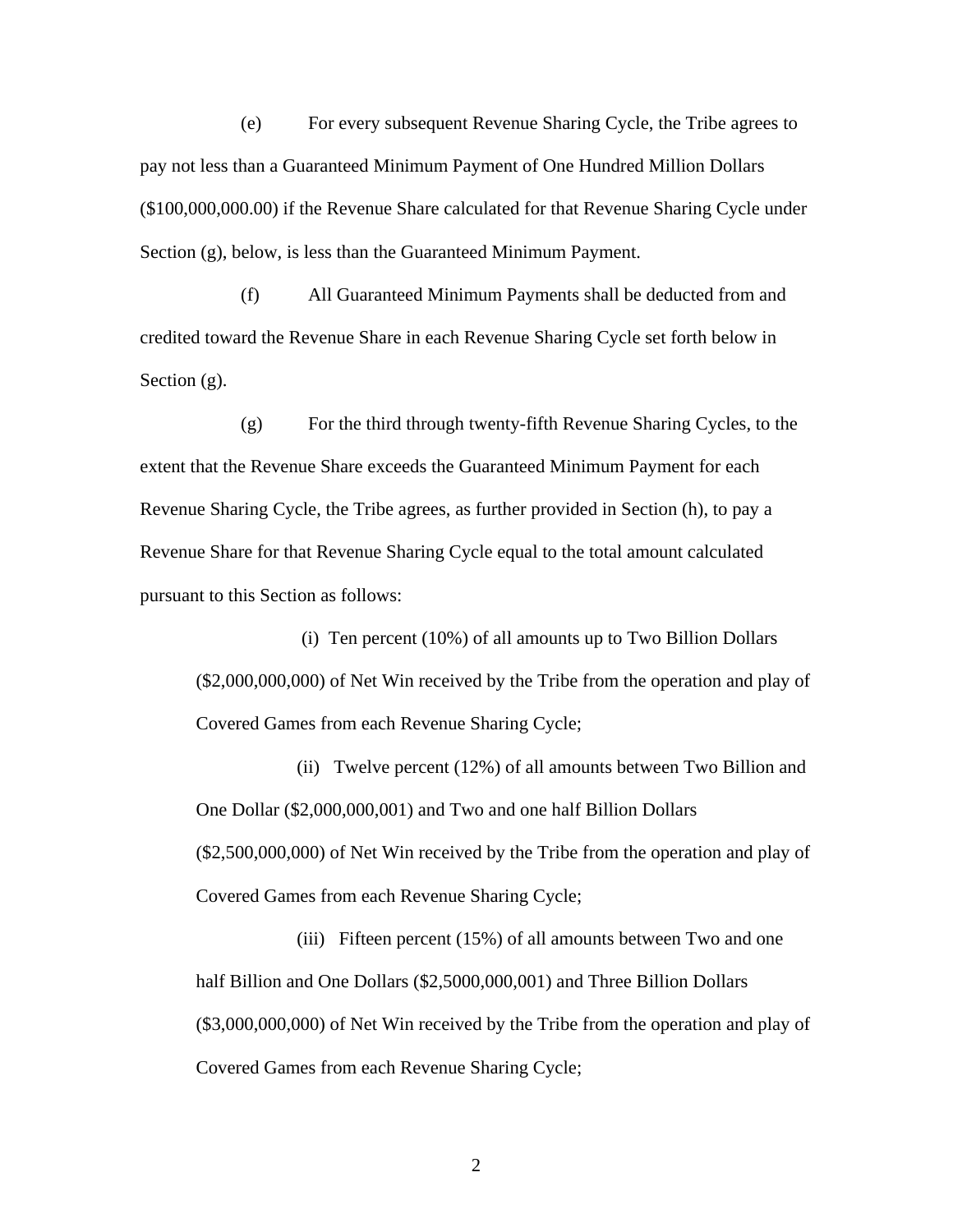(e) For every subsequent Revenue Sharing Cycle, the Tribe agrees to pay not less than a Guaranteed Minimum Payment of One Hundred Million Dollars ($100,000,000.00) if the Revenue Share calculated for that Revenue Sharing Cycle under Section (g), below, is less than the Guaranteed Minimum Payment.

(f) All Guaranteed Minimum Payments shall be deducted from and credited toward the Revenue Share in each Revenue Sharing Cycle set forth below in Section (g).

(g) For the third through twenty-fifth Revenue Sharing Cycles, to the extent that the Revenue Share exceeds the Guaranteed Minimum Payment for each Revenue Sharing Cycle, the Tribe agrees, as further provided in Section (h), to pay a Revenue Share for that Revenue Sharing Cycle equal to the total amount calculated pursuant to this Section as follows:

(i) Ten percent (10%) of all amounts up to Two Billion Dollars ($2,000,000,000) of Net Win received by the Tribe from the operation and play of Covered Games from each Revenue Sharing Cycle;

(ii) Twelve percent (12%) of all amounts between Two Billion and One Dollar ($2,000,000,001) and Two and one half Billion Dollars ($2,500,000,000) of Net Win received by the Tribe from the operation and play of Covered Games from each Revenue Sharing Cycle;

(iii) Fifteen percent (15%) of all amounts between Two and one half Billion and One Dollars ($2,5000,000,001) and Three Billion Dollars ($3,000,000,000) of Net Win received by the Tribe from the operation and play of Covered Games from each Revenue Sharing Cycle;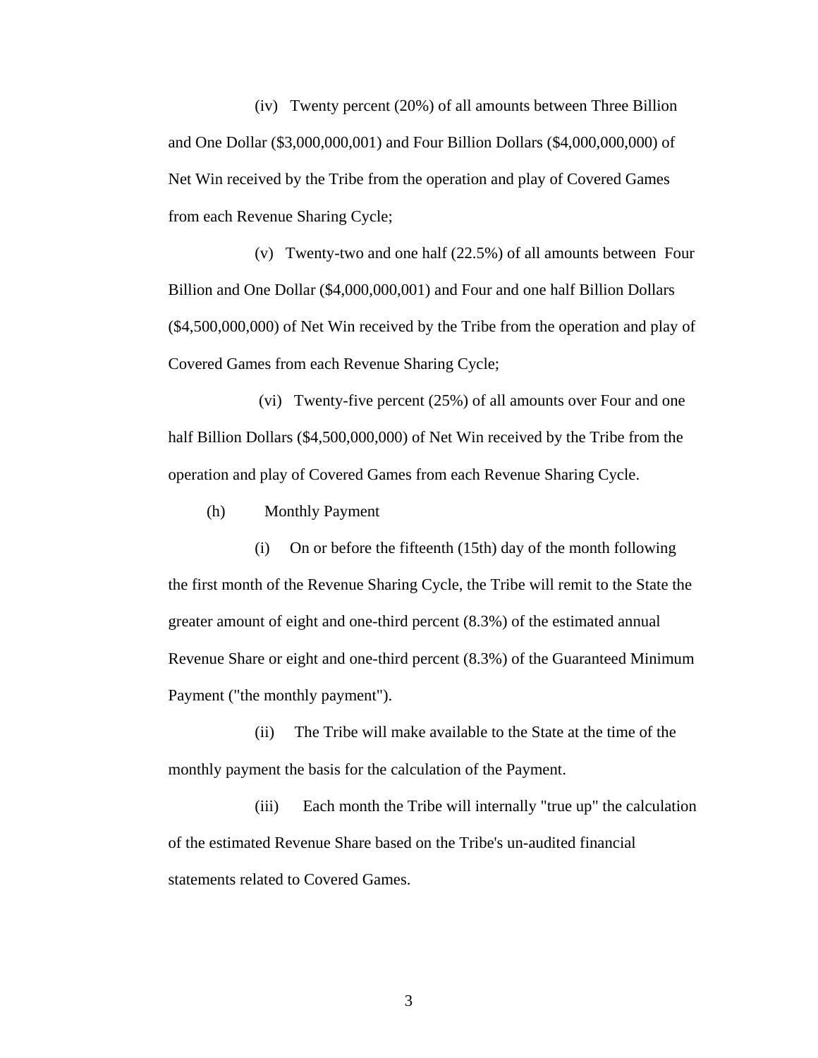(iv) Twenty percent (20%) of all amounts between Three Billion and One Dollar ($3,000,000,001) and Four Billion Dollars ($4,000,000,000) of Net Win received by the Tribe from the operation and play of Covered Games from each Revenue Sharing Cycle;

(v) Twenty-two and one half (22.5%) of all amounts between Four Billion and One Dollar ($4,000,000,001) and Four and one half Billion Dollars ($4,500,000,000) of Net Win received by the Tribe from the operation and play of Covered Games from each Revenue Sharing Cycle;

(vi) Twenty-five percent (25%) of all amounts over Four and one half Billion Dollars ($4,500,000,000) of Net Win received by the Tribe from the operation and play of Covered Games from each Revenue Sharing Cycle.

(h) Monthly Payment

(i) On or before the fifteenth (15th) day of the month following the first month of the Revenue Sharing Cycle, the Tribe will remit to the State the greater amount of eight and one-third percent (8.3%) of the estimated annual Revenue Share or eight and one-third percent (8.3%) of the Guaranteed Minimum Payment ("the monthly payment").

(ii) The Tribe will make available to the State at the time of the monthly payment the basis for the calculation of the Payment.

(iii) Each month the Tribe will internally "true up" the calculation of the estimated Revenue Share based on the Tribe's un-audited financial statements related to Covered Games.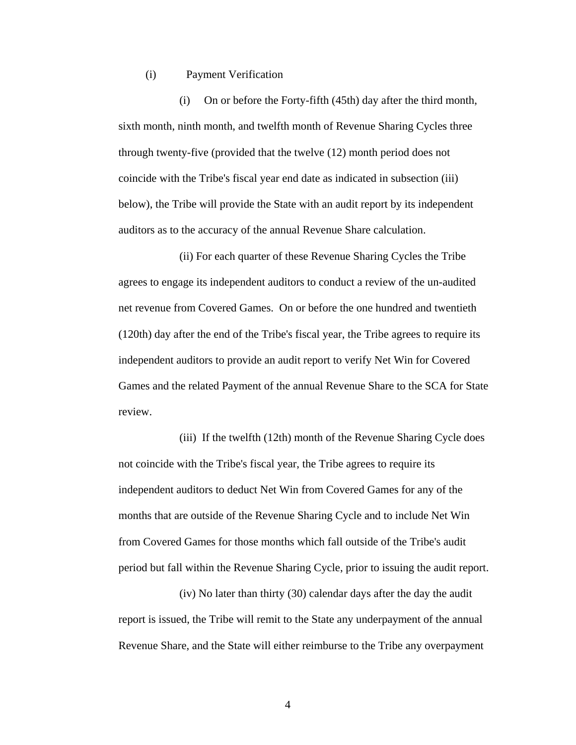(i) Payment Verification

(i) On or before the Forty-fifth (45th) day after the third month, sixth month, ninth month, and twelfth month of Revenue Sharing Cycles three through twenty-five (provided that the twelve (12) month period does not coincide with the Tribe's fiscal year end date as indicated in subsection (iii) below), the Tribe will provide the State with an audit report by its independent auditors as to the accuracy of the annual Revenue Share calculation.

(ii) For each quarter of these Revenue Sharing Cycles the Tribe agrees to engage its independent auditors to conduct a review of the un-audited net revenue from Covered Games. On or before the one hundred and twentieth (120th) day after the end of the Tribe's fiscal year, the Tribe agrees to require its independent auditors to provide an audit report to verify Net Win for Covered Games and the related Payment of the annual Revenue Share to the SCA for State review.

(iii) If the twelfth (12th) month of the Revenue Sharing Cycle does not coincide with the Tribe's fiscal year, the Tribe agrees to require its independent auditors to deduct Net Win from Covered Games for any of the months that are outside of the Revenue Sharing Cycle and to include Net Win from Covered Games for those months which fall outside of the Tribe's audit period but fall within the Revenue Sharing Cycle, prior to issuing the audit report.

(iv) No later than thirty (30) calendar days after the day the audit report is issued, the Tribe will remit to the State any underpayment of the annual Revenue Share, and the State will either reimburse to the Tribe any overpayment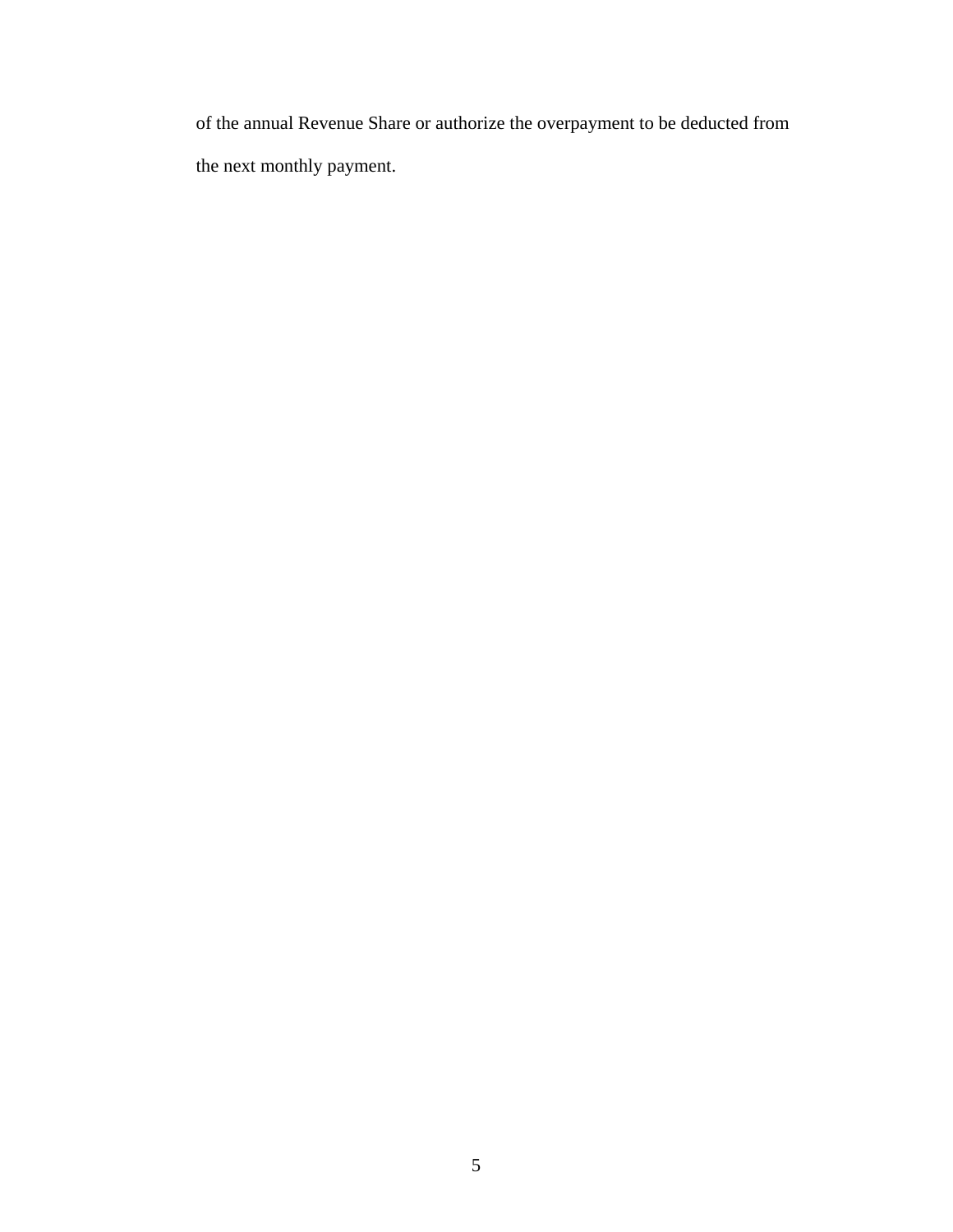of the annual Revenue Share or authorize the overpayment to be deducted from the next monthly payment.